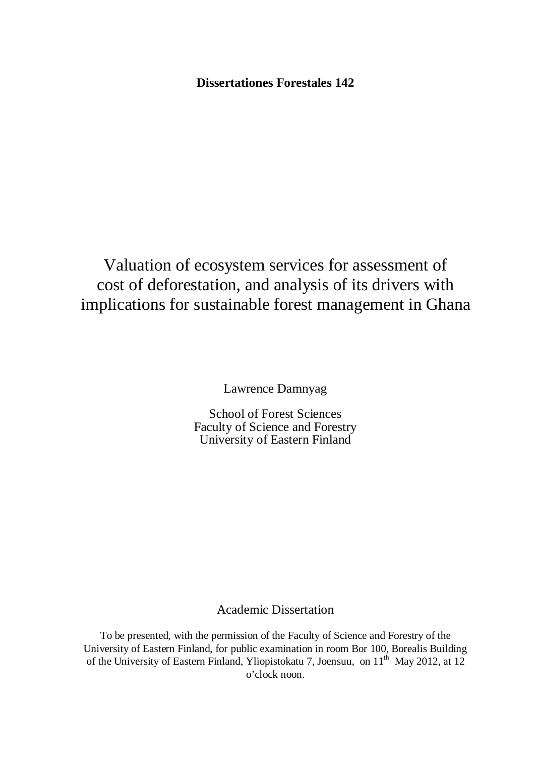**Dissertationes Forestales 142**

# Valuation of ecosystem services for assessment of cost of deforestation, and analysis of its drivers with implications for sustainable forest management in Ghana

Lawrence Damnyag

School of Forest Sciences
Faculty of Science and Forestry
University of Eastern Finland

Academic Dissertation

To be presented, with the permission of the Faculty of Science and Forestry of the University of Eastern Finland, for public examination in room Bor 100, Borealis Building of the University of Eastern Finland, Yliopistokatu 7, Joensuu, on 11th May 2012, at 12 o'clock noon.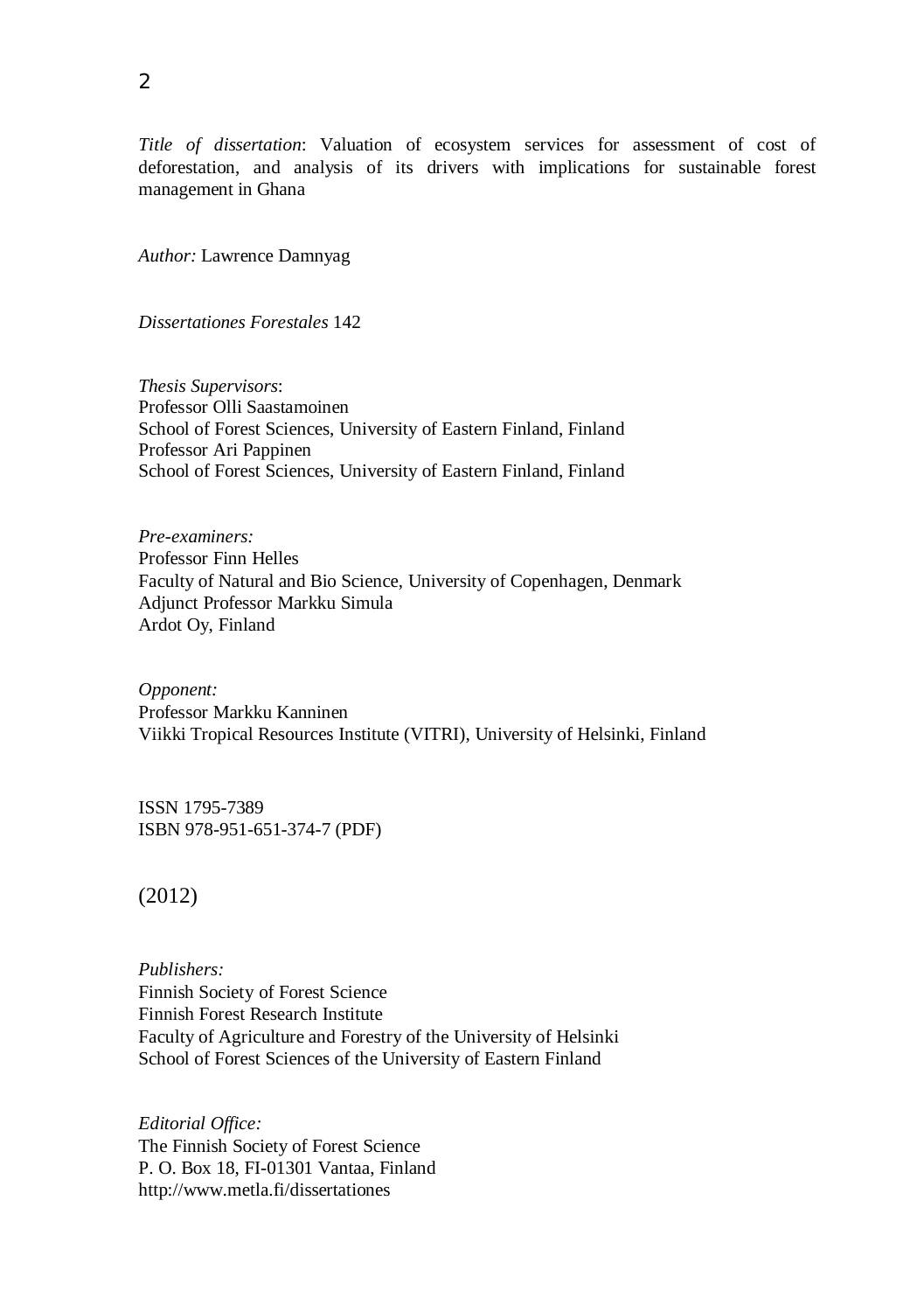*Title of dissertation*: Valuation of ecosystem services for assessment of cost of deforestation, and analysis of its drivers with implications for sustainable forest management in Ghana

*Author:* Lawrence Damnyag

*Dissertationes Forestales* 142

*Thesis Supervisors*:
Professor Olli Saastamoinen
School of Forest Sciences, University of Eastern Finland, Finland
Professor Ari Pappinen
School of Forest Sciences, University of Eastern Finland, Finland

*Pre-examiners:*
Professor Finn Helles
Faculty of Natural and Bio Science, University of Copenhagen, Denmark
Adjunct Professor Markku Simula
Ardot Oy, Finland

*Opponent:*
Professor Markku Kanninen
Viikki Tropical Resources Institute (VITRI), University of Helsinki, Finland

ISSN 1795-7389
ISBN 978-951-651-374-7 (PDF)

(2012)

*Publishers:*
Finnish Society of Forest Science
Finnish Forest Research Institute
Faculty of Agriculture and Forestry of the University of Helsinki
School of Forest Sciences of the University of Eastern Finland

*Editorial Office:*
The Finnish Society of Forest Science
P. O. Box 18, FI-01301 Vantaa, Finland
http://www.metla.fi/dissertationes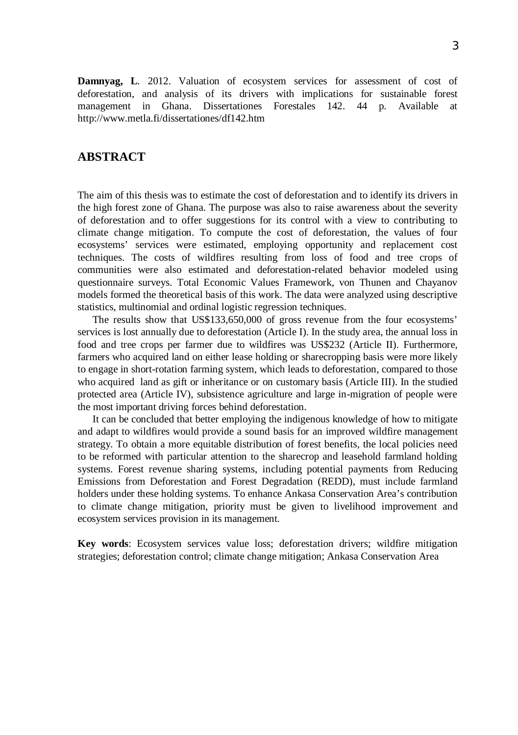**Damnyag, L**. 2012. Valuation of ecosystem services for assessment of cost of deforestation, and analysis of its drivers with implications for sustainable forest management in Ghana. Dissertationes Forestales 142. 44 p. Available at http://www.metla.fi/dissertationes/df142.htm

## ABSTRACT

The aim of this thesis was to estimate the cost of deforestation and to identify its drivers in the high forest zone of Ghana. The purpose was also to raise awareness about the severity of deforestation and to offer suggestions for its control with a view to contributing to climate change mitigation. To compute the cost of deforestation, the values of four ecosystems' services were estimated, employing opportunity and replacement cost techniques. The costs of wildfires resulting from loss of food and tree crops of communities were also estimated and deforestation-related behavior modeled using questionnaire surveys. Total Economic Values Framework, von Thunen and Chayanov models formed the theoretical basis of this work. The data were analyzed using descriptive statistics, multinomial and ordinal logistic regression techniques.

The results show that US$133,650,000 of gross revenue from the four ecosystems' services is lost annually due to deforestation (Article I). In the study area, the annual loss in food and tree crops per farmer due to wildfires was US$232 (Article II). Furthermore, farmers who acquired land on either lease holding or sharecropping basis were more likely to engage in short-rotation farming system, which leads to deforestation, compared to those who acquired land as gift or inheritance or on customary basis (Article III). In the studied protected area (Article IV), subsistence agriculture and large in-migration of people were the most important driving forces behind deforestation.

It can be concluded that better employing the indigenous knowledge of how to mitigate and adapt to wildfires would provide a sound basis for an improved wildfire management strategy. To obtain a more equitable distribution of forest benefits, the local policies need to be reformed with particular attention to the sharecrop and leasehold farmland holding systems. Forest revenue sharing systems, including potential payments from Reducing Emissions from Deforestation and Forest Degradation (REDD), must include farmland holders under these holding systems. To enhance Ankasa Conservation Area's contribution to climate change mitigation, priority must be given to livelihood improvement and ecosystem services provision in its management.

**Key words**: Ecosystem services value loss; deforestation drivers; wildfire mitigation strategies; deforestation control; climate change mitigation; Ankasa Conservation Area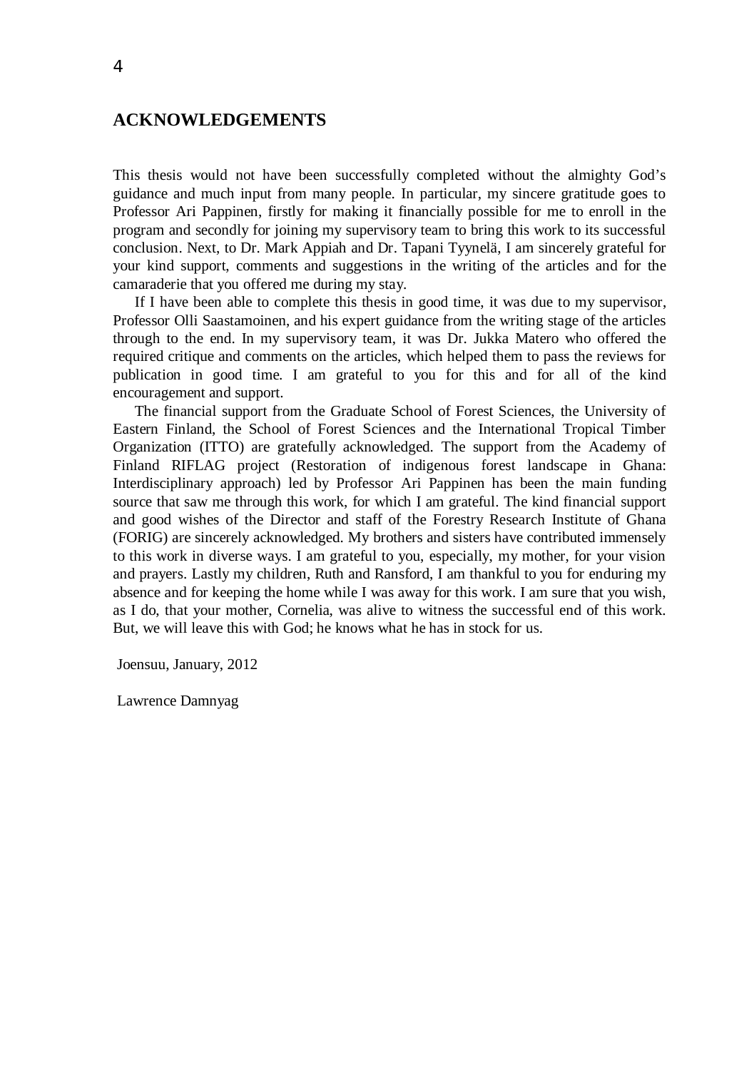# ACKNOWLEDGEMENTS

This thesis would not have been successfully completed without the almighty God's guidance and much input from many people. In particular, my sincere gratitude goes to Professor Ari Pappinen, firstly for making it financially possible for me to enroll in the program and secondly for joining my supervisory team to bring this work to its successful conclusion. Next, to Dr. Mark Appiah and Dr. Tapani Tyynelä, I am sincerely grateful for your kind support, comments and suggestions in the writing of the articles and for the camaraderie that you offered me during my stay.

If I have been able to complete this thesis in good time, it was due to my supervisor, Professor Olli Saastamoinen, and his expert guidance from the writing stage of the articles through to the end. In my supervisory team, it was Dr. Jukka Matero who offered the required critique and comments on the articles, which helped them to pass the reviews for publication in good time. I am grateful to you for this and for all of the kind encouragement and support.

The financial support from the Graduate School of Forest Sciences, the University of Eastern Finland, the School of Forest Sciences and the International Tropical Timber Organization (ITTO) are gratefully acknowledged. The support from the Academy of Finland RIFLAG project (Restoration of indigenous forest landscape in Ghana: Interdisciplinary approach) led by Professor Ari Pappinen has been the main funding source that saw me through this work, for which I am grateful. The kind financial support and good wishes of the Director and staff of the Forestry Research Institute of Ghana (FORIG) are sincerely acknowledged. My brothers and sisters have contributed immensely to this work in diverse ways. I am grateful to you, especially, my mother, for your vision and prayers. Lastly my children, Ruth and Ransford, I am thankful to you for enduring my absence and for keeping the home while I was away for this work. I am sure that you wish, as I do, that your mother, Cornelia, was alive to witness the successful end of this work. But, we will leave this with God; he knows what he has in stock for us.

Joensuu, January, 2012

Lawrence Damnyag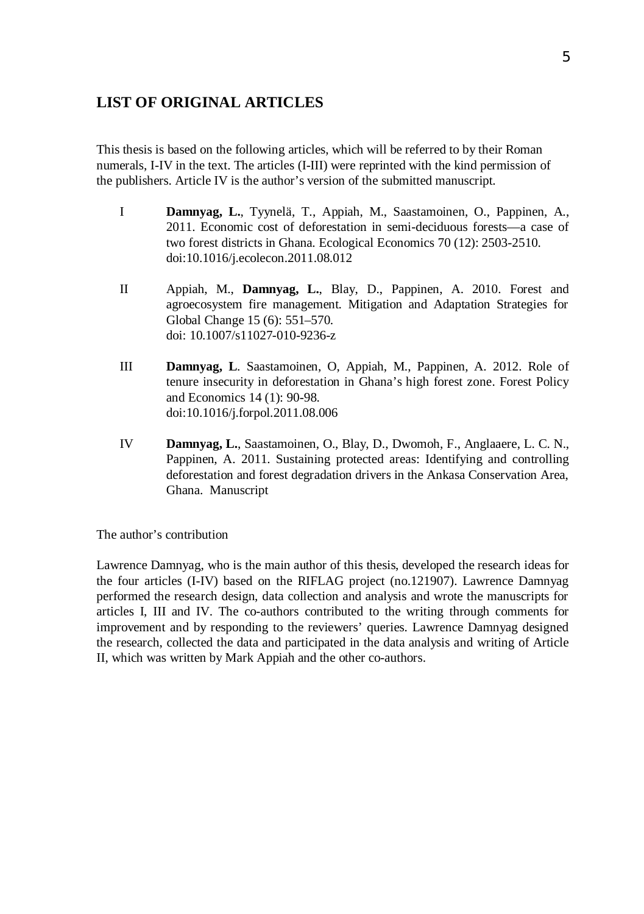## LIST OF ORIGINAL ARTICLES

This thesis is based on the following articles, which will be referred to by their Roman numerals, I-IV in the text. The articles (I-III) were reprinted with the kind permission of the publishers. Article IV is the author's version of the submitted manuscript.

I **Damnyag, L.**, Tyynelä, T., Appiah, M., Saastamoinen, O., Pappinen, A., 2011. Economic cost of deforestation in semi-deciduous forests—a case of two forest districts in Ghana. Ecological Economics 70 (12): 2503-2510. doi:10.1016/j.ecolecon.2011.08.012

II Appiah, M., **Damnyag, L.**, Blay, D., Pappinen, A. 2010. Forest and agroecosystem fire management. Mitigation and Adaptation Strategies for Global Change 15 (6): 551–570. doi: 10.1007/s11027-010-9236-z

III **Damnyag, L**. Saastamoinen, O, Appiah, M., Pappinen, A. 2012. Role of tenure insecurity in deforestation in Ghana's high forest zone. Forest Policy and Economics 14 (1): 90-98. doi:10.1016/j.forpol.2011.08.006

IV **Damnyag, L.**, Saastamoinen, O., Blay, D., Dwomoh, F., Anglaaere, L. C. N., Pappinen, A. 2011. Sustaining protected areas: Identifying and controlling deforestation and forest degradation drivers in the Ankasa Conservation Area, Ghana. Manuscript

The author's contribution

Lawrence Damnyag, who is the main author of this thesis, developed the research ideas for the four articles (I-IV) based on the RIFLAG project (no.121907). Lawrence Damnyag performed the research design, data collection and analysis and wrote the manuscripts for articles I, III and IV. The co-authors contributed to the writing through comments for improvement and by responding to the reviewers' queries. Lawrence Damnyag designed the research, collected the data and participated in the data analysis and writing of Article II, which was written by Mark Appiah and the other co-authors.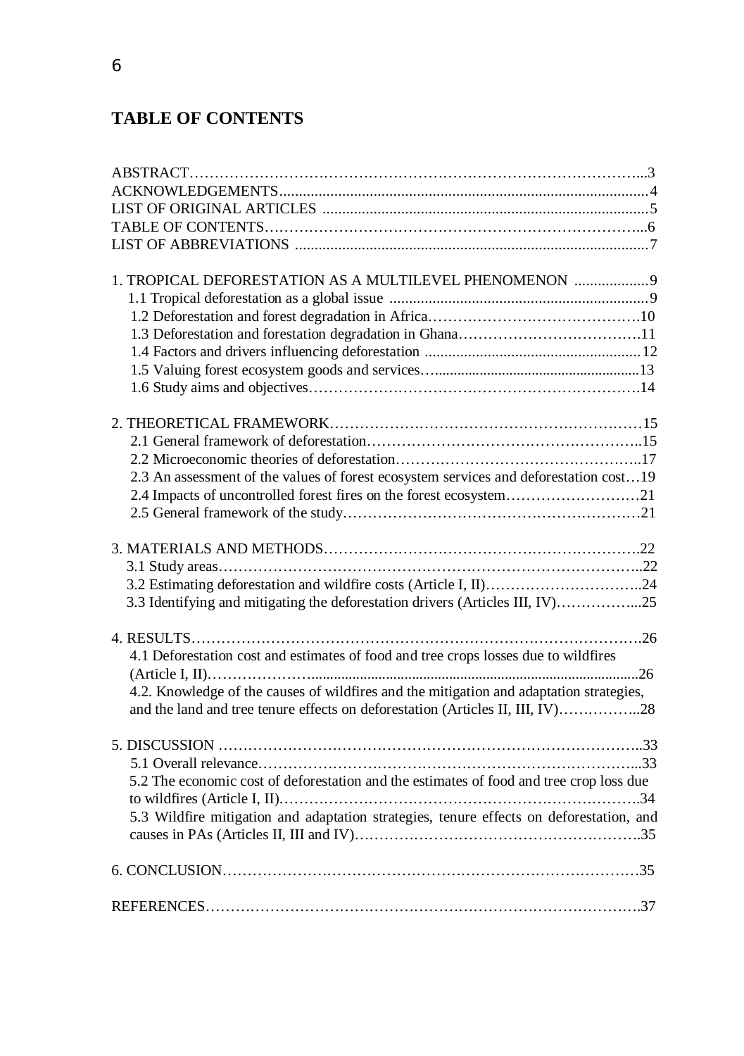# TABLE OF CONTENTS

ABSTRACT…………………………………………………………………………………..3
ACKNOWLEDGEMENTS..............................................................................................4
LIST OF ORIGINAL ARTICLES ...................................................................................5
TABLE OF CONTENTS……………………………………………………………………...6
LIST OF ABBREVIATIONS .........................................................................................7

1. TROPICAL DEFORESTATION AS A MULTILEVEL PHENOMENON ...................9
   1.1 Tropical deforestation as a global issue ..................................................................9
   1.2 Deforestation and forest degradation in Africa…………………………………….10
   1.3 Deforestation and forestation degradation in Ghana……………………………….11
   1.4 Factors and drivers influencing deforestation .......................................................12
   1.5 Valuing forest ecosystem goods and services….......................................................13
   1.6 Study aims and objectives…………………………………………………………….14

2. THEORETICAL FRAMEWORK……………………………………………………………15
   2.1 General framework of deforestation………………………………………………..15
   2.2 Microeconomic theories of deforestation…………………………………………..17
   2.3 An assessment of the values of forest ecosystem services and deforestation cost…19
   2.4 Impacts of uncontrolled forest fires on the forest ecosystem………………………21
   2.5 General framework of the study……………………………………………………21

3. MATERIALS AND METHODS…………………………………………………………….22
   3.1 Study areas…………………………………………………………………………..22
   3.2 Estimating deforestation and wildfire costs (Article I, II)…………………………..24
   3.3 Identifying and mitigating the deforestation drivers (Articles III, IV)……………...25

4. RESULTS……………………………………………………………………………….26
   4.1 Deforestation cost and estimates of food and tree crops losses due to wildfires (Article I, II)………………….......................................................................................26
   4.2. Knowledge of the causes of wildfires and the mitigation and adaptation strategies, and the land and tree tenure effects on deforestation (Articles II, III, IV)……….……...28

5. DISCUSSION ……………………………………………………………………………..33
   5.1 Overall relevance………………………………………………………………………...33
   5.2 The economic cost of deforestation and the estimates of food and tree crop loss due to wildfires (Article I, II)……………………………………………………………….34
   5.3 Wildfire mitigation and adaptation strategies, tenure effects on deforestation, and causes in PAs (Articles II, III and IV)…………………………………………………..35

6. CONCLUSION…………………………………………………………………………35

REFERENCES…………………………………………………………………………….37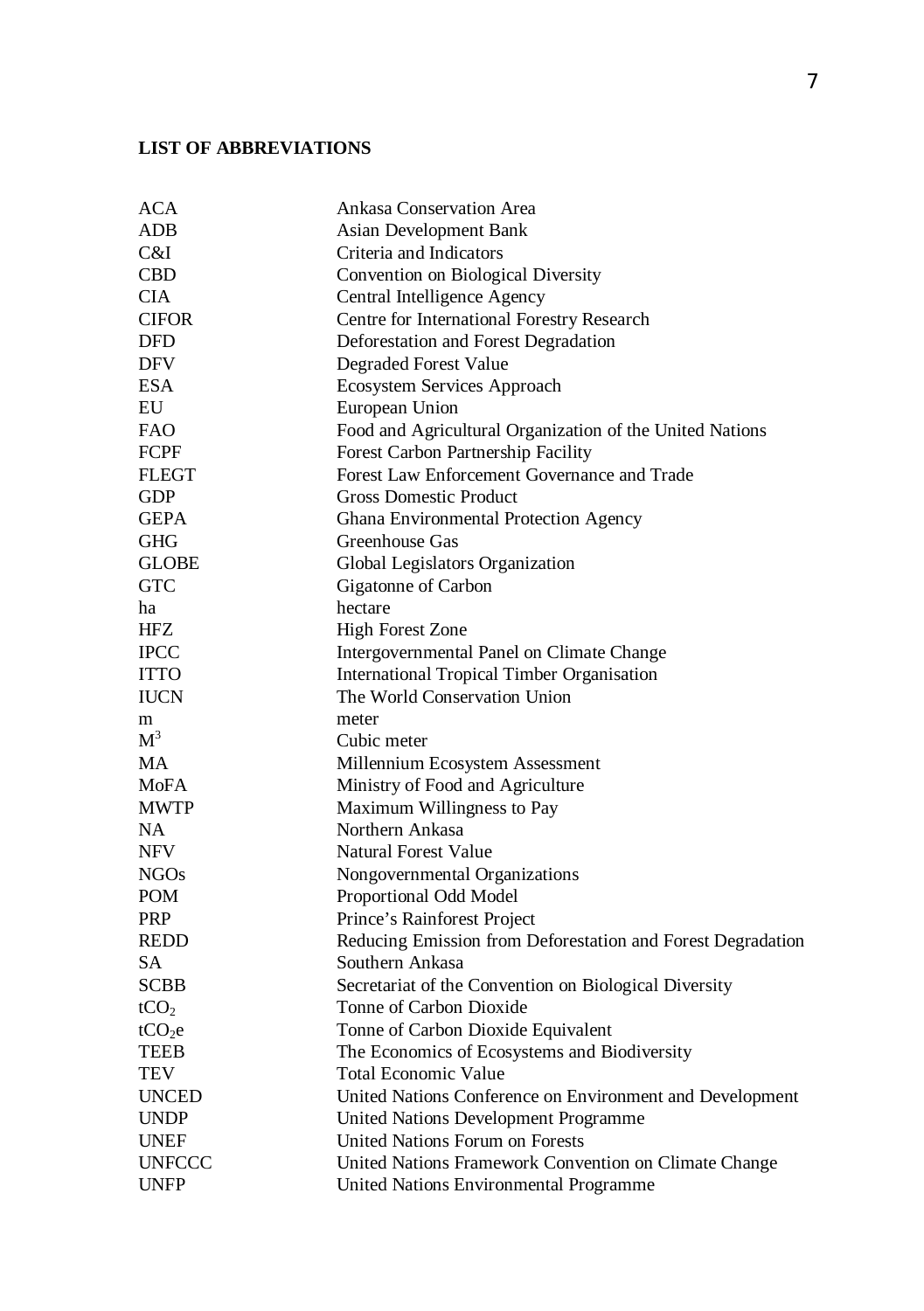**LIST OF ABBREVIATIONS**

| | |
|---|---|
| ACA | Ankasa Conservation Area |
| ADB | Asian Development Bank |
| C&I | Criteria and Indicators |
| CBD | Convention on Biological Diversity |
| CIA | Central Intelligence Agency |
| CIFOR | Centre for International Forestry Research |
| DFD | Deforestation and Forest Degradation |
| DFV | Degraded Forest Value |
| ESA | Ecosystem Services Approach |
| EU | European Union |
| FAO | Food and Agricultural Organization of the United Nations |
| FCPF | Forest Carbon Partnership Facility |
| FLEGT | Forest Law Enforcement Governance and Trade |
| GDP | Gross Domestic Product |
| GEPA | Ghana Environmental Protection Agency |
| GHG | Greenhouse Gas |
| GLOBE | Global Legislators Organization |
| GTC | Gigatonne of Carbon |
| ha | hectare |
| HFZ | High Forest Zone |
| IPCC | Intergovernmental Panel on Climate Change |
| ITTO | International Tropical Timber Organisation |
| IUCN | The World Conservation Union |
| m | meter |
| $M^3$ | Cubic meter |
| MA | Millennium Ecosystem Assessment |
| MoFA | Ministry of Food and Agriculture |
| MWTP | Maximum Willingness to Pay |
| NA | Northern Ankasa |
| NFV | Natural Forest Value |
| NGOs | Nongovernmental Organizations |
| POM | Proportional Odd Model |
| PRP | Prince's Rainforest Project |
| REDD | Reducing Emission from Deforestation and Forest Degradation |
| SA | Southern Ankasa |
| SCBB | Secretariat of the Convention on Biological Diversity |
| $tCO_2$ | Tonne of Carbon Dioxide |
| $tCO_2e$ | Tonne of Carbon Dioxide Equivalent |
| TEEB | The Economics of Ecosystems and Biodiversity |
| TEV | Total Economic Value |
| UNCED | United Nations Conference on Environment and Development |
| UNDP | United Nations Development Programme |
| UNEF | United Nations Forum on Forests |
| UNFCCC | United Nations Framework Convention on Climate Change |
| UNFP | United Nations Environmental Programme |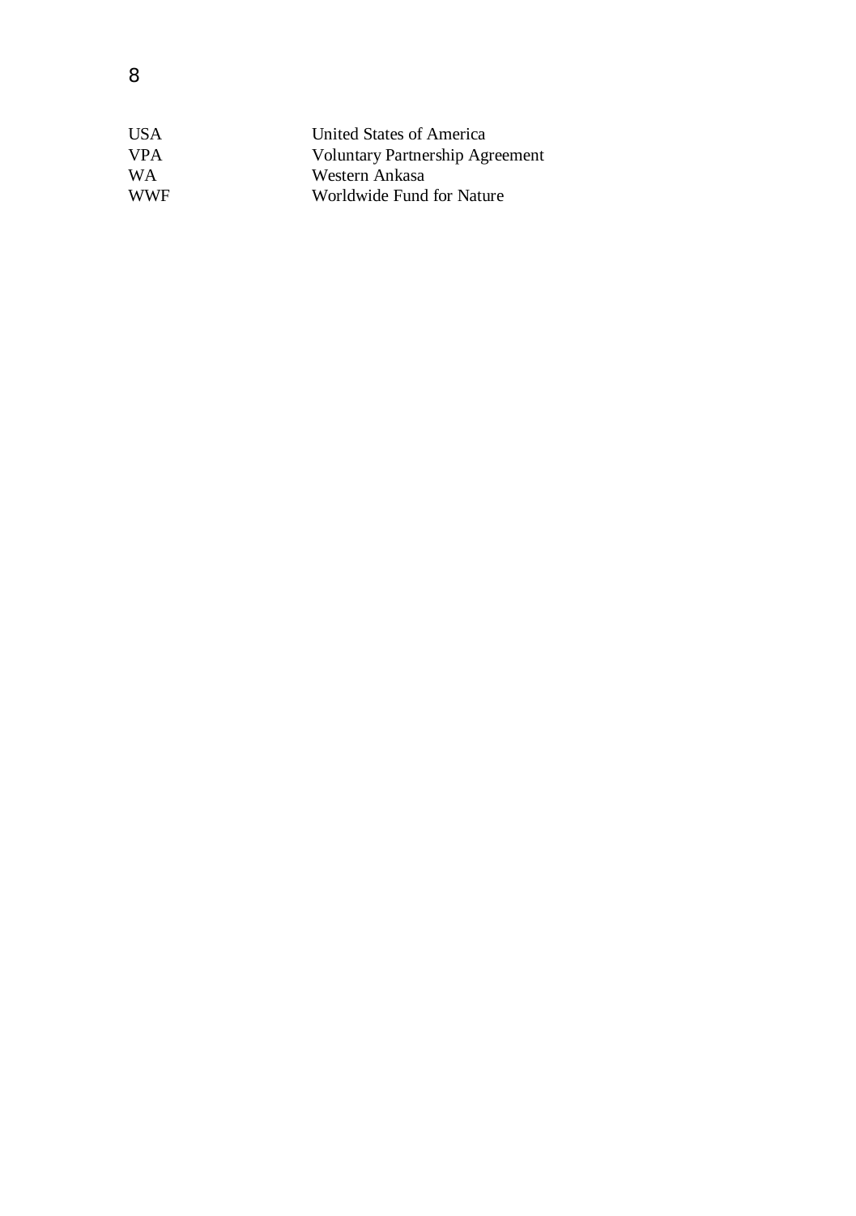| | |
|---|---|
| USA | United States of America |
| VPA | Voluntary Partnership Agreement |
| WA | Western Ankasa |
| WWF | Worldwide Fund for Nature |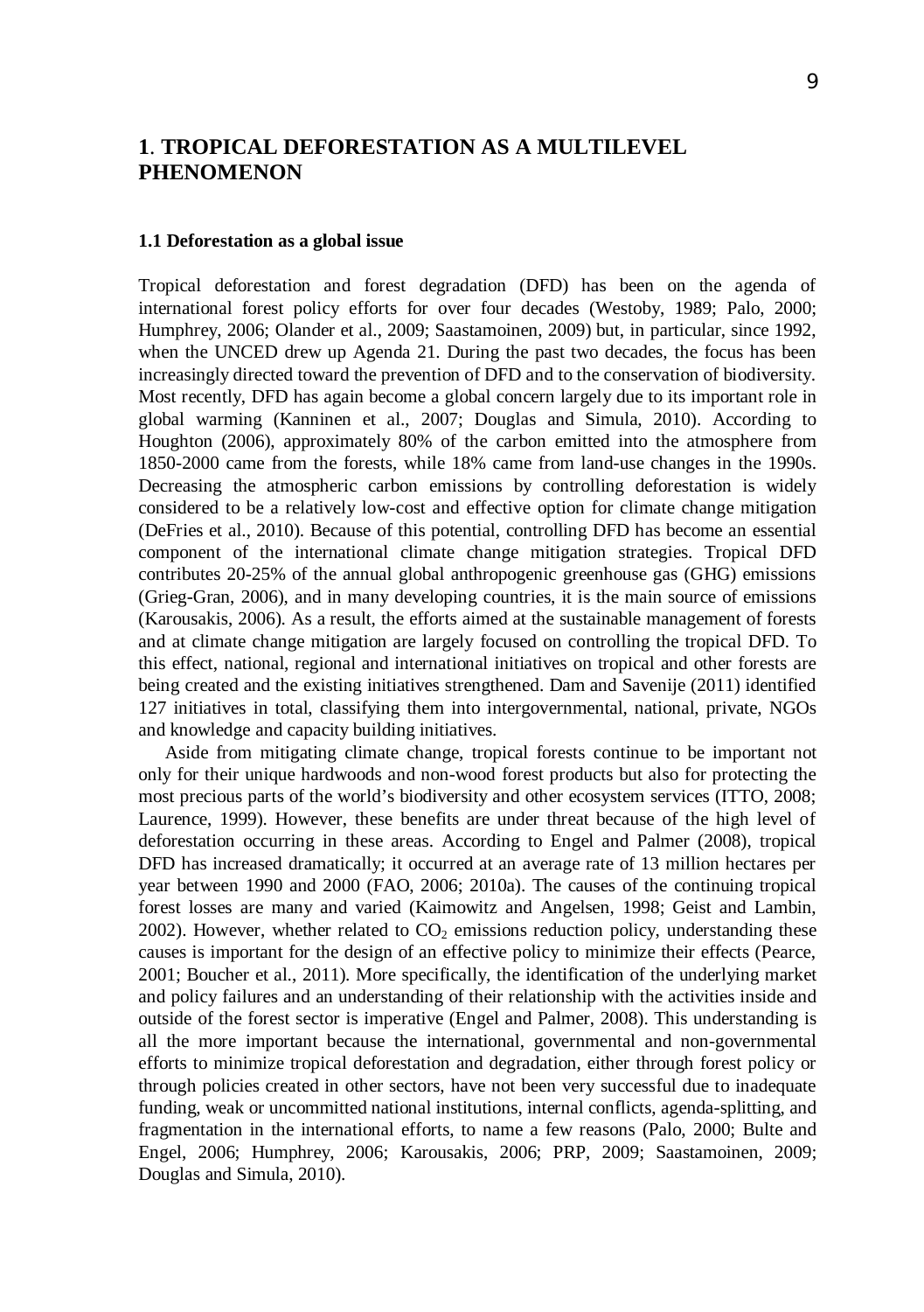# 1. TROPICAL DEFORESTATION AS A MULTILEVEL PHENOMENON

### 1.1 Deforestation as a global issue

Tropical deforestation and forest degradation (DFD) has been on the agenda of international forest policy efforts for over four decades (Westoby, 1989; Palo, 2000; Humphrey, 2006; Olander et al., 2009; Saastamoinen, 2009) but, in particular, since 1992, when the UNCED drew up Agenda 21. During the past two decades, the focus has been increasingly directed toward the prevention of DFD and to the conservation of biodiversity. Most recently, DFD has again become a global concern largely due to its important role in global warming (Kanninen et al., 2007; Douglas and Simula, 2010). According to Houghton (2006), approximately 80% of the carbon emitted into the atmosphere from 1850-2000 came from the forests, while 18% came from land-use changes in the 1990s. Decreasing the atmospheric carbon emissions by controlling deforestation is widely considered to be a relatively low-cost and effective option for climate change mitigation (DeFries et al., 2010). Because of this potential, controlling DFD has become an essential component of the international climate change mitigation strategies. Tropical DFD contributes 20-25% of the annual global anthropogenic greenhouse gas (GHG) emissions (Grieg-Gran, 2006), and in many developing countries, it is the main source of emissions (Karousakis, 2006). As a result, the efforts aimed at the sustainable management of forests and at climate change mitigation are largely focused on controlling the tropical DFD. To this effect, national, regional and international initiatives on tropical and other forests are being created and the existing initiatives strengthened. Dam and Savenije (2011) identified 127 initiatives in total, classifying them into intergovernmental, national, private, NGOs and knowledge and capacity building initiatives.

Aside from mitigating climate change, tropical forests continue to be important not only for their unique hardwoods and non-wood forest products but also for protecting the most precious parts of the world's biodiversity and other ecosystem services (ITTO, 2008; Laurence, 1999). However, these benefits are under threat because of the high level of deforestation occurring in these areas. According to Engel and Palmer (2008), tropical DFD has increased dramatically; it occurred at an average rate of 13 million hectares per year between 1990 and 2000 (FAO, 2006; 2010a). The causes of the continuing tropical forest losses are many and varied (Kaimowitz and Angelsen, 1998; Geist and Lambin, 2002). However, whether related to $CO_2$ emissions reduction policy, understanding these causes is important for the design of an effective policy to minimize their effects (Pearce, 2001; Boucher et al., 2011). More specifically, the identification of the underlying market and policy failures and an understanding of their relationship with the activities inside and outside of the forest sector is imperative (Engel and Palmer, 2008). This understanding is all the more important because the international, governmental and non-governmental efforts to minimize tropical deforestation and degradation, either through forest policy or through policies created in other sectors, have not been very successful due to inadequate funding, weak or uncommitted national institutions, internal conflicts, agenda-splitting, and fragmentation in the international efforts, to name a few reasons (Palo, 2000; Bulte and Engel, 2006; Humphrey, 2006; Karousakis, 2006; PRP, 2009; Saastamoinen, 2009; Douglas and Simula, 2010).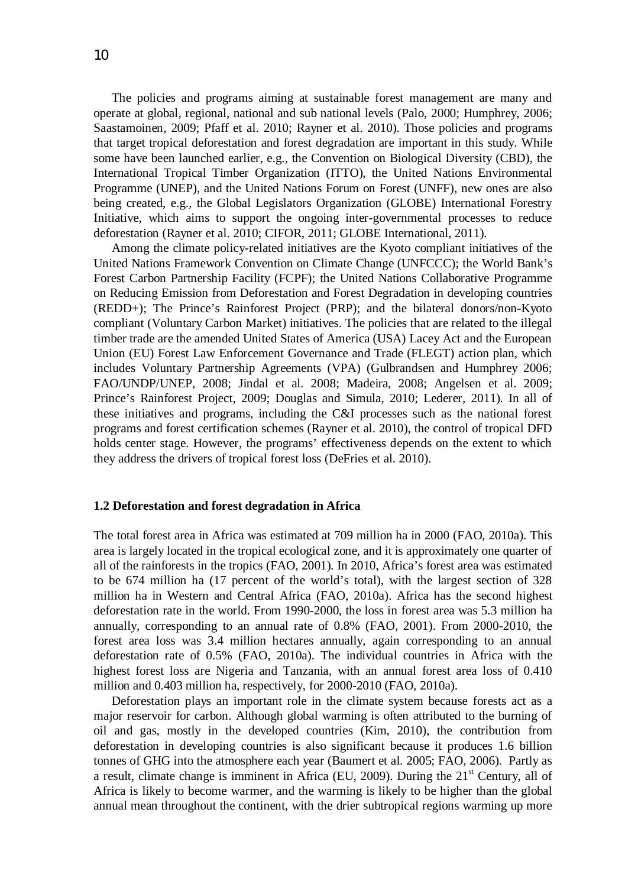The policies and programs aiming at sustainable forest management are many and operate at global, regional, national and sub national levels (Palo, 2000; Humphrey, 2006; Saastamoinen, 2009; Pfaff et al. 2010; Rayner et al. 2010). Those policies and programs that target tropical deforestation and forest degradation are important in this study. While some have been launched earlier, e.g., the Convention on Biological Diversity (CBD), the International Tropical Timber Organization (ITTO), the United Nations Environmental Programme (UNEP), and the United Nations Forum on Forest (UNFF), new ones are also being created, e.g., the Global Legislators Organization (GLOBE) International Forestry Initiative, which aims to support the ongoing inter-governmental processes to reduce deforestation (Rayner et al. 2010; CIFOR, 2011; GLOBE International, 2011).

Among the climate policy-related initiatives are the Kyoto compliant initiatives of the United Nations Framework Convention on Climate Change (UNFCCC); the World Bank's Forest Carbon Partnership Facility (FCPF); the United Nations Collaborative Programme on Reducing Emission from Deforestation and Forest Degradation in developing countries (REDD+); The Prince's Rainforest Project (PRP); and the bilateral donors/non-Kyoto compliant (Voluntary Carbon Market) initiatives. The policies that are related to the illegal timber trade are the amended United States of America (USA) Lacey Act and the European Union (EU) Forest Law Enforcement Governance and Trade (FLEGT) action plan, which includes Voluntary Partnership Agreements (VPA) (Gulbrandsen and Humphrey 2006; FAO/UNDP/UNEP, 2008; Jindal et al. 2008; Madeira, 2008; Angelsen et al. 2009; Prince's Rainforest Project, 2009; Douglas and Simula, 2010; Lederer, 2011). In all of these initiatives and programs, including the C&I processes such as the national forest programs and forest certification schemes (Rayner et al. 2010), the control of tropical DFD holds center stage. However, the programs' effectiveness depends on the extent to which they address the drivers of tropical forest loss (DeFries et al. 2010).

### 1.2 Deforestation and forest degradation in Africa

The total forest area in Africa was estimated at 709 million ha in 2000 (FAO, 2010a). This area is largely located in the tropical ecological zone, and it is approximately one quarter of all of the rainforests in the tropics (FAO, 2001). In 2010, Africa's forest area was estimated to be 674 million ha (17 percent of the world's total), with the largest section of 328 million ha in Western and Central Africa (FAO, 2010a). Africa has the second highest deforestation rate in the world. From 1990-2000, the loss in forest area was 5.3 million ha annually, corresponding to an annual rate of 0.8% (FAO, 2001). From 2000-2010, the forest area loss was 3.4 million hectares annually, again corresponding to an annual deforestation rate of 0.5% (FAO, 2010a). The individual countries in Africa with the highest forest loss are Nigeria and Tanzania, with an annual forest area loss of 0.410 million and 0.403 million ha, respectively, for 2000-2010 (FAO, 2010a).

Deforestation plays an important role in the climate system because forests act as a major reservoir for carbon. Although global warming is often attributed to the burning of oil and gas, mostly in the developed countries (Kim, 2010), the contribution from deforestation in developing countries is also significant because it produces 1.6 billion tonnes of GHG into the atmosphere each year (Baumert et al. 2005; FAO, 2006). Partly as a result, climate change is imminent in Africa (EU, 2009). During the 21st Century, all of Africa is likely to become warmer, and the warming is likely to be higher than the global annual mean throughout the continent, with the drier subtropical regions warming up more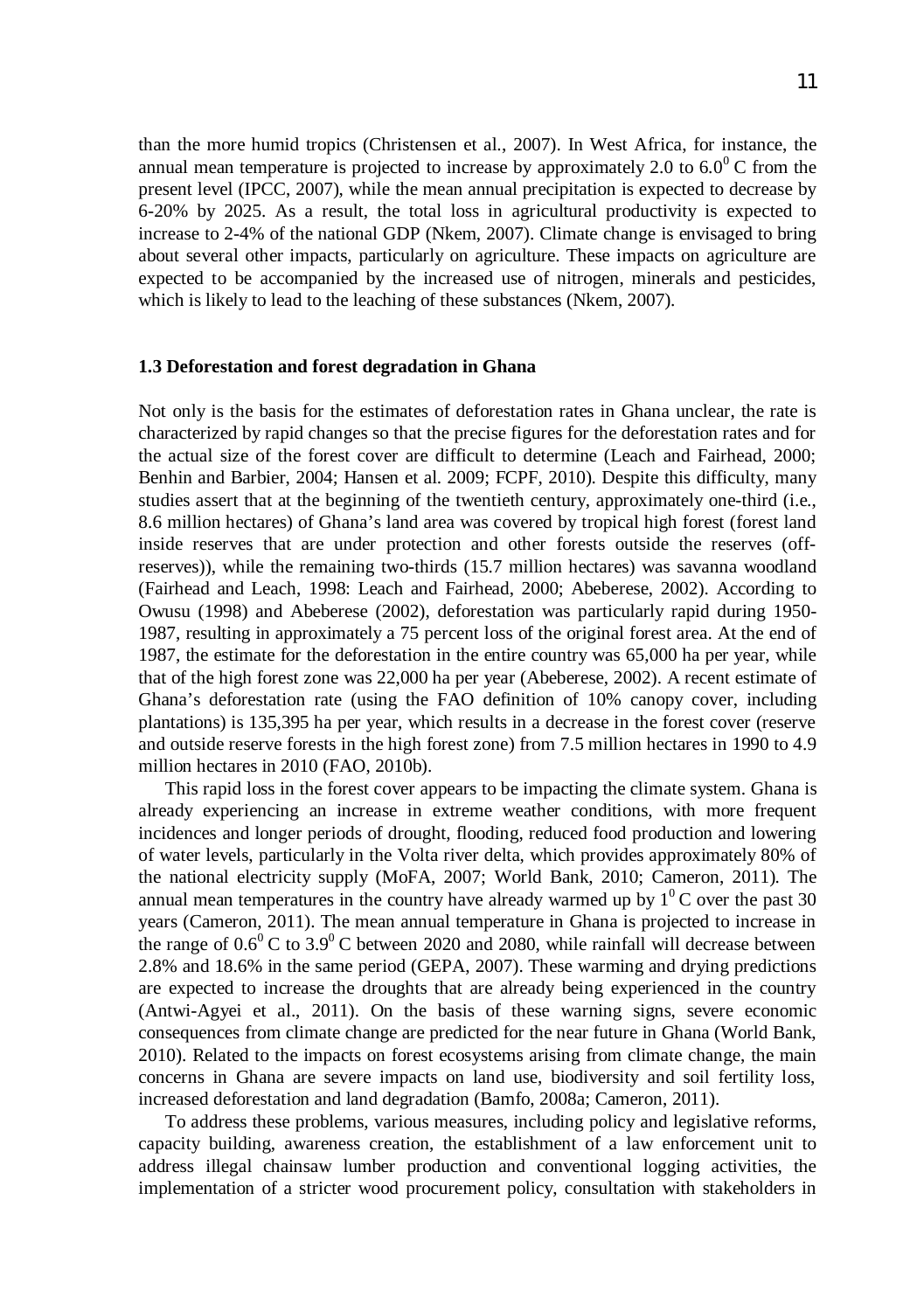than the more humid tropics (Christensen et al., 2007). In West Africa, for instance, the annual mean temperature is projected to increase by approximately 2.0 to $6.0^0$ C from the present level (IPCC, 2007), while the mean annual precipitation is expected to decrease by 6-20% by 2025. As a result, the total loss in agricultural productivity is expected to increase to 2-4% of the national GDP (Nkem, 2007). Climate change is envisaged to bring about several other impacts, particularly on agriculture. These impacts on agriculture are expected to be accompanied by the increased use of nitrogen, minerals and pesticides, which is likely to lead to the leaching of these substances (Nkem, 2007).

### 1.3 Deforestation and forest degradation in Ghana

Not only is the basis for the estimates of deforestation rates in Ghana unclear, the rate is characterized by rapid changes so that the precise figures for the deforestation rates and for the actual size of the forest cover are difficult to determine (Leach and Fairhead, 2000; Benhin and Barbier, 2004; Hansen et al. 2009; FCPF, 2010). Despite this difficulty, many studies assert that at the beginning of the twentieth century, approximately one-third (i.e., 8.6 million hectares) of Ghana's land area was covered by tropical high forest (forest land inside reserves that are under protection and other forests outside the reserves (off-reserves)), while the remaining two-thirds (15.7 million hectares) was savanna woodland (Fairhead and Leach, 1998: Leach and Fairhead, 2000; Abeberese, 2002). According to Owusu (1998) and Abeberese (2002), deforestation was particularly rapid during 1950-1987, resulting in approximately a 75 percent loss of the original forest area. At the end of 1987, the estimate for the deforestation in the entire country was 65,000 ha per year, while that of the high forest zone was 22,000 ha per year (Abeberese, 2002). A recent estimate of Ghana's deforestation rate (using the FAO definition of 10% canopy cover, including plantations) is 135,395 ha per year, which results in a decrease in the forest cover (reserve and outside reserve forests in the high forest zone) from 7.5 million hectares in 1990 to 4.9 million hectares in 2010 (FAO, 2010b).

This rapid loss in the forest cover appears to be impacting the climate system. Ghana is already experiencing an increase in extreme weather conditions, with more frequent incidences and longer periods of drought, flooding, reduced food production and lowering of water levels, particularly in the Volta river delta, which provides approximately 80% of the national electricity supply (MoFA, 2007; World Bank, 2010; Cameron, 2011). The annual mean temperatures in the country have already warmed up by $1^0$ C over the past 30 years (Cameron, 2011). The mean annual temperature in Ghana is projected to increase in the range of $0.6^0$ C to $3.9^0$ C between 2020 and 2080, while rainfall will decrease between 2.8% and 18.6% in the same period (GEPA, 2007). These warming and drying predictions are expected to increase the droughts that are already being experienced in the country (Antwi-Agyei et al., 2011). On the basis of these warning signs, severe economic consequences from climate change are predicted for the near future in Ghana (World Bank, 2010). Related to the impacts on forest ecosystems arising from climate change, the main concerns in Ghana are severe impacts on land use, biodiversity and soil fertility loss, increased deforestation and land degradation (Bamfo, 2008a; Cameron, 2011).

To address these problems, various measures, including policy and legislative reforms, capacity building, awareness creation, the establishment of a law enforcement unit to address illegal chainsaw lumber production and conventional logging activities, the implementation of a stricter wood procurement policy, consultation with stakeholders in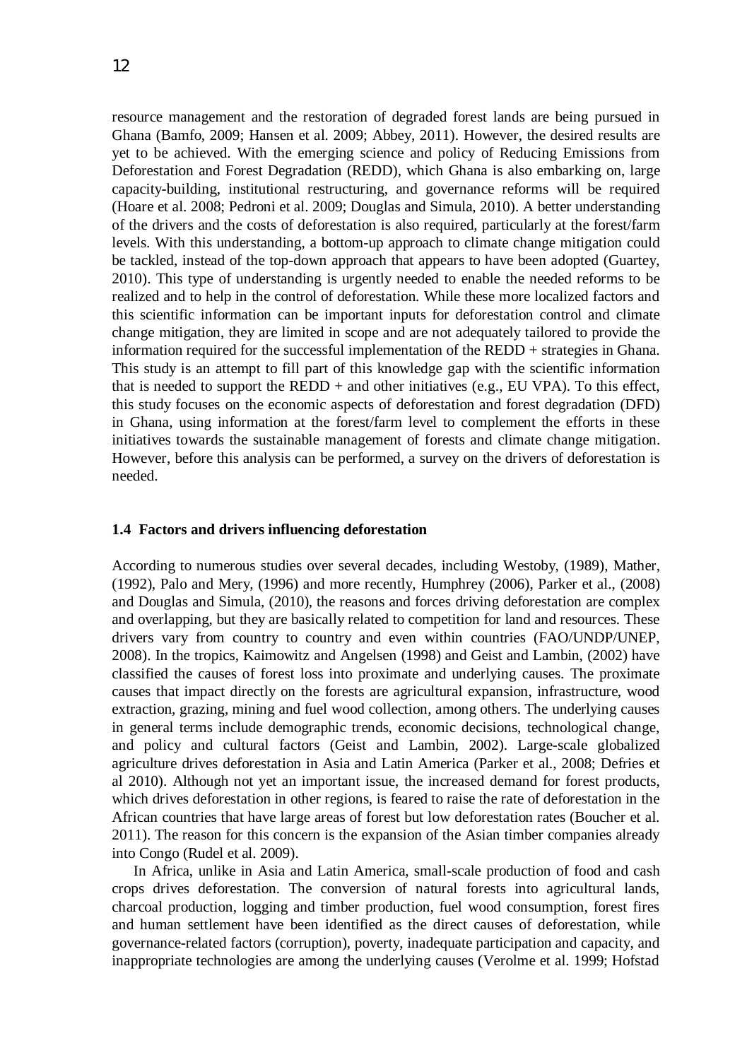resource management and the restoration of degraded forest lands are being pursued in Ghana (Bamfo, 2009; Hansen et al. 2009; Abbey, 2011). However, the desired results are yet to be achieved. With the emerging science and policy of Reducing Emissions from Deforestation and Forest Degradation (REDD), which Ghana is also embarking on, large capacity-building, institutional restructuring, and governance reforms will be required (Hoare et al. 2008; Pedroni et al. 2009; Douglas and Simula, 2010). A better understanding of the drivers and the costs of deforestation is also required, particularly at the forest/farm levels. With this understanding, a bottom-up approach to climate change mitigation could be tackled, instead of the top-down approach that appears to have been adopted (Guartey, 2010). This type of understanding is urgently needed to enable the needed reforms to be realized and to help in the control of deforestation. While these more localized factors and this scientific information can be important inputs for deforestation control and climate change mitigation, they are limited in scope and are not adequately tailored to provide the information required for the successful implementation of the REDD + strategies in Ghana. This study is an attempt to fill part of this knowledge gap with the scientific information that is needed to support the REDD + and other initiatives (e.g., EU VPA). To this effect, this study focuses on the economic aspects of deforestation and forest degradation (DFD) in Ghana, using information at the forest/farm level to complement the efforts in these initiatives towards the sustainable management of forests and climate change mitigation. However, before this analysis can be performed, a survey on the drivers of deforestation is needed.

### 1.4 Factors and drivers influencing deforestation

According to numerous studies over several decades, including Westoby, (1989), Mather, (1992), Palo and Mery, (1996) and more recently, Humphrey (2006), Parker et al., (2008) and Douglas and Simula, (2010), the reasons and forces driving deforestation are complex and overlapping, but they are basically related to competition for land and resources. These drivers vary from country to country and even within countries (FAO/UNDP/UNEP, 2008). In the tropics, Kaimowitz and Angelsen (1998) and Geist and Lambin, (2002) have classified the causes of forest loss into proximate and underlying causes. The proximate causes that impact directly on the forests are agricultural expansion, infrastructure, wood extraction, grazing, mining and fuel wood collection, among others. The underlying causes in general terms include demographic trends, economic decisions, technological change, and policy and cultural factors (Geist and Lambin, 2002). Large-scale globalized agriculture drives deforestation in Asia and Latin America (Parker et al., 2008; Defries et al 2010). Although not yet an important issue, the increased demand for forest products, which drives deforestation in other regions, is feared to raise the rate of deforestation in the African countries that have large areas of forest but low deforestation rates (Boucher et al. 2011). The reason for this concern is the expansion of the Asian timber companies already into Congo (Rudel et al. 2009).

In Africa, unlike in Asia and Latin America, small-scale production of food and cash crops drives deforestation. The conversion of natural forests into agricultural lands, charcoal production, logging and timber production, fuel wood consumption, forest fires and human settlement have been identified as the direct causes of deforestation, while governance-related factors (corruption), poverty, inadequate participation and capacity, and inappropriate technologies are among the underlying causes (Verolme et al. 1999; Hofstad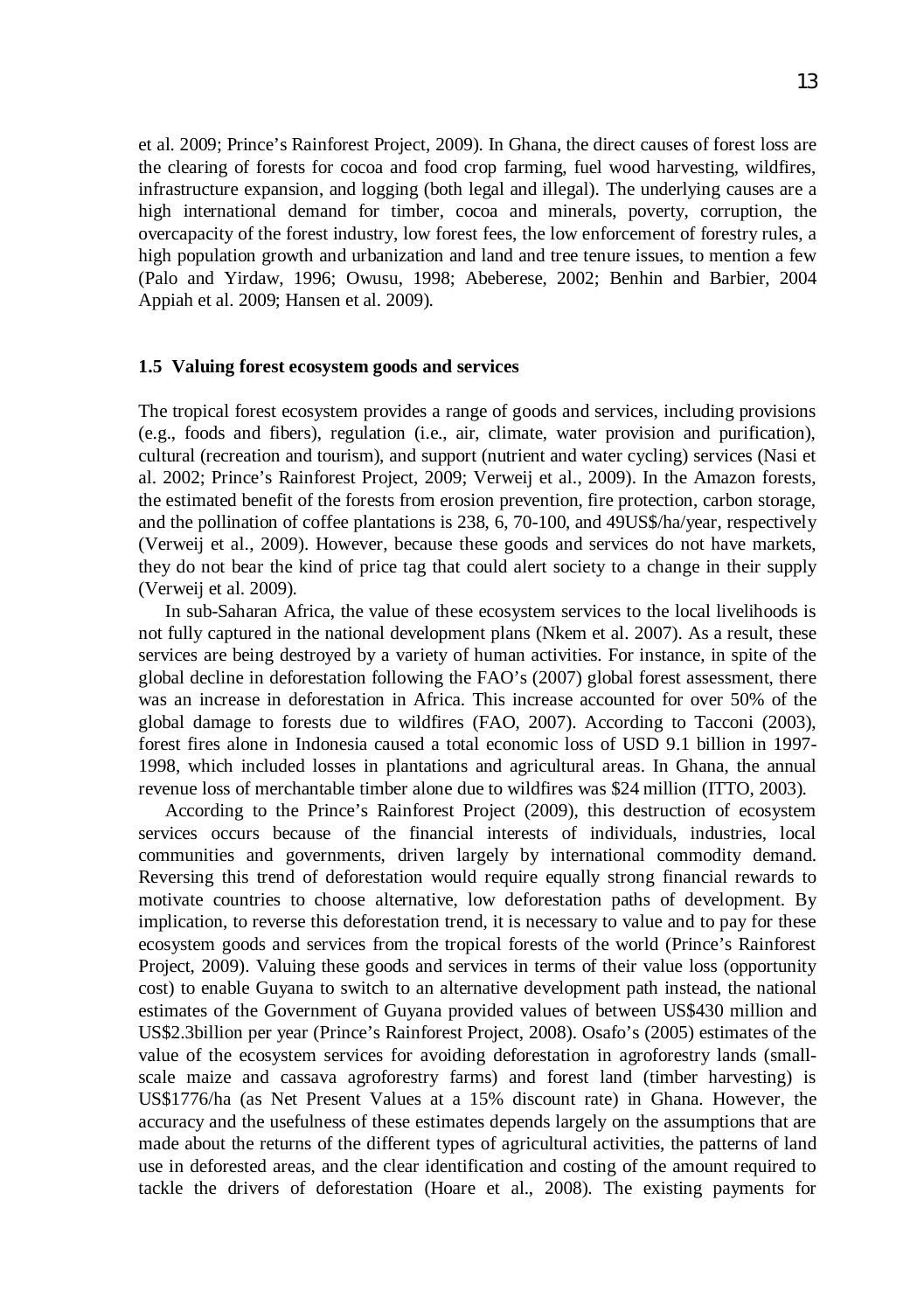et al. 2009; Prince's Rainforest Project, 2009). In Ghana, the direct causes of forest loss are the clearing of forests for cocoa and food crop farming, fuel wood harvesting, wildfires, infrastructure expansion, and logging (both legal and illegal). The underlying causes are a high international demand for timber, cocoa and minerals, poverty, corruption, the overcapacity of the forest industry, low forest fees, the low enforcement of forestry rules, a high population growth and urbanization and land and tree tenure issues, to mention a few (Palo and Yirdaw, 1996; Owusu, 1998; Abeberese, 2002; Benhin and Barbier, 2004 Appiah et al. 2009; Hansen et al. 2009).

### 1.5 Valuing forest ecosystem goods and services

The tropical forest ecosystem provides a range of goods and services, including provisions (e.g., foods and fibers), regulation (i.e., air, climate, water provision and purification), cultural (recreation and tourism), and support (nutrient and water cycling) services (Nasi et al. 2002; Prince's Rainforest Project, 2009; Verweij et al., 2009). In the Amazon forests, the estimated benefit of the forests from erosion prevention, fire protection, carbon storage, and the pollination of coffee plantations is 238, 6, 70-100, and 49US$/ha/year, respectively (Verweij et al., 2009). However, because these goods and services do not have markets, they do not bear the kind of price tag that could alert society to a change in their supply (Verweij et al. 2009).

In sub-Saharan Africa, the value of these ecosystem services to the local livelihoods is not fully captured in the national development plans (Nkem et al. 2007). As a result, these services are being destroyed by a variety of human activities. For instance, in spite of the global decline in deforestation following the FAO's (2007) global forest assessment, there was an increase in deforestation in Africa. This increase accounted for over 50% of the global damage to forests due to wildfires (FAO, 2007). According to Tacconi (2003), forest fires alone in Indonesia caused a total economic loss of USD 9.1 billion in 1997-1998, which included losses in plantations and agricultural areas. In Ghana, the annual revenue loss of merchantable timber alone due to wildfires was $24 million (ITTO, 2003).

According to the Prince's Rainforest Project (2009), this destruction of ecosystem services occurs because of the financial interests of individuals, industries, local communities and governments, driven largely by international commodity demand. Reversing this trend of deforestation would require equally strong financial rewards to motivate countries to choose alternative, low deforestation paths of development. By implication, to reverse this deforestation trend, it is necessary to value and to pay for these ecosystem goods and services from the tropical forests of the world (Prince's Rainforest Project, 2009). Valuing these goods and services in terms of their value loss (opportunity cost) to enable Guyana to switch to an alternative development path instead, the national estimates of the Government of Guyana provided values of between US$430 million and US$2.3billion per year (Prince's Rainforest Project, 2008). Osafo's (2005) estimates of the value of the ecosystem services for avoiding deforestation in agroforestry lands (small-scale maize and cassava agroforestry farms) and forest land (timber harvesting) is US$1776/ha (as Net Present Values at a 15% discount rate) in Ghana. However, the accuracy and the usefulness of these estimates depends largely on the assumptions that are made about the returns of the different types of agricultural activities, the patterns of land use in deforested areas, and the clear identification and costing of the amount required to tackle the drivers of deforestation (Hoare et al., 2008). The existing payments for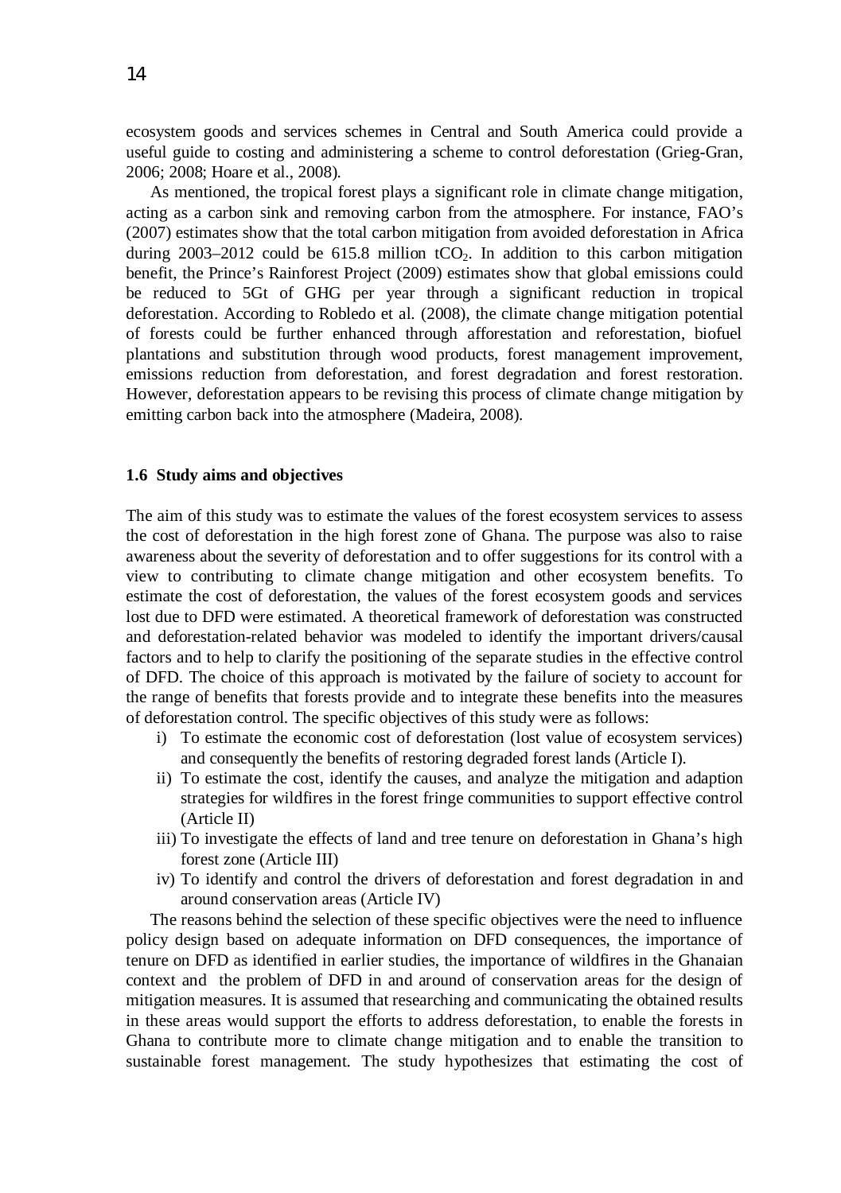ecosystem goods and services schemes in Central and South America could provide a useful guide to costing and administering a scheme to control deforestation (Grieg-Gran, 2006; 2008; Hoare et al., 2008).

As mentioned, the tropical forest plays a significant role in climate change mitigation, acting as a carbon sink and removing carbon from the atmosphere. For instance, FAO's (2007) estimates show that the total carbon mitigation from avoided deforestation in Africa during 2003–2012 could be 615.8 million $tCO_2$. In addition to this carbon mitigation benefit, the Prince's Rainforest Project (2009) estimates show that global emissions could be reduced to 5Gt of GHG per year through a significant reduction in tropical deforestation. According to Robledo et al. (2008), the climate change mitigation potential of forests could be further enhanced through afforestation and reforestation, biofuel plantations and substitution through wood products, forest management improvement, emissions reduction from deforestation, and forest degradation and forest restoration. However, deforestation appears to be revising this process of climate change mitigation by emitting carbon back into the atmosphere (Madeira, 2008).

### 1.6 Study aims and objectives

The aim of this study was to estimate the values of the forest ecosystem services to assess the cost of deforestation in the high forest zone of Ghana. The purpose was also to raise awareness about the severity of deforestation and to offer suggestions for its control with a view to contributing to climate change mitigation and other ecosystem benefits. To estimate the cost of deforestation, the values of the forest ecosystem goods and services lost due to DFD were estimated. A theoretical framework of deforestation was constructed and deforestation-related behavior was modeled to identify the important drivers/causal factors and to help to clarify the positioning of the separate studies in the effective control of DFD. The choice of this approach is motivated by the failure of society to account for the range of benefits that forests provide and to integrate these benefits into the measures of deforestation control. The specific objectives of this study were as follows:

i) To estimate the economic cost of deforestation (lost value of ecosystem services) and consequently the benefits of restoring degraded forest lands (Article I).
ii) To estimate the cost, identify the causes, and analyze the mitigation and adaption strategies for wildfires in the forest fringe communities to support effective control (Article II)
iii) To investigate the effects of land and tree tenure on deforestation in Ghana's high forest zone (Article III)
iv) To identify and control the drivers of deforestation and forest degradation in and around conservation areas (Article IV)

The reasons behind the selection of these specific objectives were the need to influence policy design based on adequate information on DFD consequences, the importance of tenure on DFD as identified in earlier studies, the importance of wildfires in the Ghanaian context and the problem of DFD in and around of conservation areas for the design of mitigation measures. It is assumed that researching and communicating the obtained results in these areas would support the efforts to address deforestation, to enable the forests in Ghana to contribute more to climate change mitigation and to enable the transition to sustainable forest management. The study hypothesizes that estimating the cost of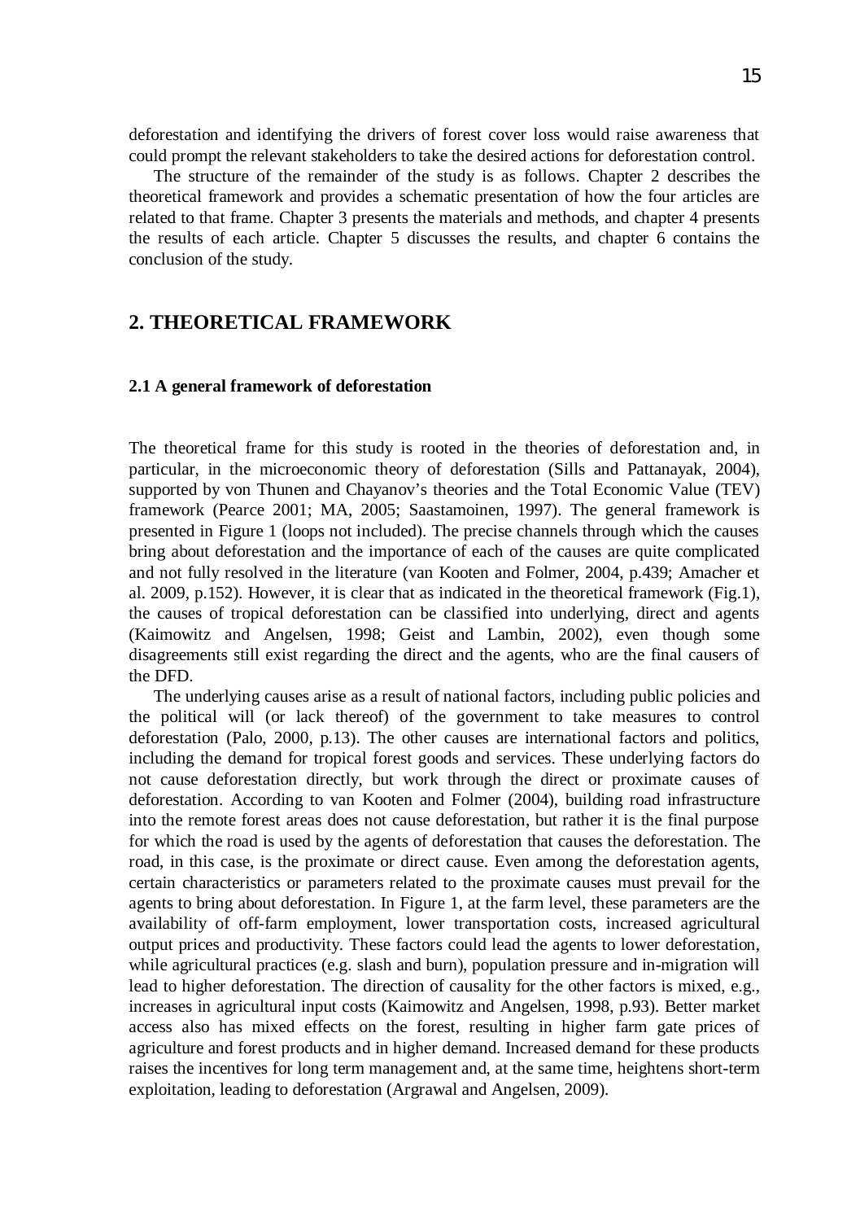deforestation and identifying the drivers of forest cover loss would raise awareness that could prompt the relevant stakeholders to take the desired actions for deforestation control.

The structure of the remainder of the study is as follows. Chapter 2 describes the theoretical framework and provides a schematic presentation of how the four articles are related to that frame. Chapter 3 presents the materials and methods, and chapter 4 presents the results of each article. Chapter 5 discusses the results, and chapter 6 contains the conclusion of the study.

# 2. THEORETICAL FRAMEWORK

## 2.1 A general framework of deforestation

The theoretical frame for this study is rooted in the theories of deforestation and, in particular, in the microeconomic theory of deforestation (Sills and Pattanayak, 2004), supported by von Thunen and Chayanov's theories and the Total Economic Value (TEV) framework (Pearce 2001; MA, 2005; Saastamoinen, 1997). The general framework is presented in Figure 1 (loops not included). The precise channels through which the causes bring about deforestation and the importance of each of the causes are quite complicated and not fully resolved in the literature (van Kooten and Folmer, 2004, p.439; Amacher et al. 2009, p.152). However, it is clear that as indicated in the theoretical framework (Fig.1), the causes of tropical deforestation can be classified into underlying, direct and agents (Kaimowitz and Angelsen, 1998; Geist and Lambin, 2002), even though some disagreements still exist regarding the direct and the agents, who are the final causers of the DFD.

The underlying causes arise as a result of national factors, including public policies and the political will (or lack thereof) of the government to take measures to control deforestation (Palo, 2000, p.13). The other causes are international factors and politics, including the demand for tropical forest goods and services. These underlying factors do not cause deforestation directly, but work through the direct or proximate causes of deforestation. According to van Kooten and Folmer (2004), building road infrastructure into the remote forest areas does not cause deforestation, but rather it is the final purpose for which the road is used by the agents of deforestation that causes the deforestation. The road, in this case, is the proximate or direct cause. Even among the deforestation agents, certain characteristics or parameters related to the proximate causes must prevail for the agents to bring about deforestation. In Figure 1, at the farm level, these parameters are the availability of off-farm employment, lower transportation costs, increased agricultural output prices and productivity. These factors could lead the agents to lower deforestation, while agricultural practices (e.g. slash and burn), population pressure and in-migration will lead to higher deforestation. The direction of causality for the other factors is mixed, e.g., increases in agricultural input costs (Kaimowitz and Angelsen, 1998, p.93). Better market access also has mixed effects on the forest, resulting in higher farm gate prices of agriculture and forest products and in higher demand. Increased demand for these products raises the incentives for long term management and, at the same time, heightens short-term exploitation, leading to deforestation (Argrawal and Angelsen, 2009).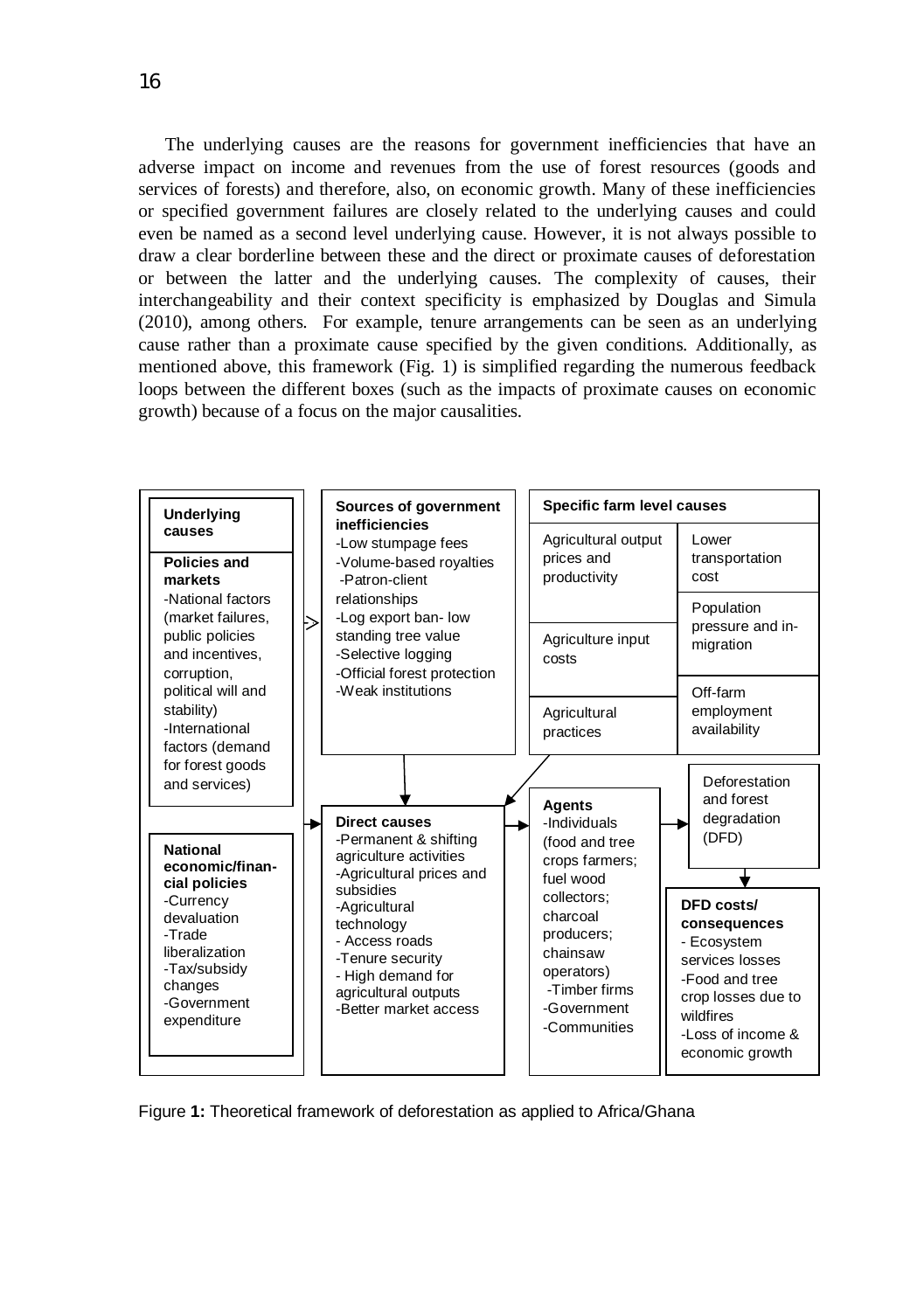The underlying causes are the reasons for government inefficiencies that have an adverse impact on income and revenues from the use of forest resources (goods and services of forests) and therefore, also, on economic growth. Many of these inefficiencies or specified government failures are closely related to the underlying causes and could even be named as a second level underlying cause. However, it is not always possible to draw a clear borderline between these and the direct or proximate causes of deforestation or between the latter and the underlying causes. The complexity of causes, their interchangeability and their context specificity is emphasized by Douglas and Simula (2010), among others. For example, tenure arrangements can be seen as an underlying cause rather than a proximate cause specified by the given conditions. Additionally, as mentioned above, this framework (Fig. 1) is simplified regarding the numerous feedback loops between the different boxes (such as the impacts of proximate causes on economic growth) because of a focus on the major causalities.

**Underlying causes**

**Policies and markets**
- National factors (market failures, public policies and incentives, corruption, political will and stability)
- International factors (demand for forest goods and services)

**National economic/financial policies**
- Currency devaluation
- Trade liberalization
- Tax/subsidy changes
- Government expenditure

**Sources of government inefficiencies**
- Low stumpage fees
- Volume-based royalties
- Patron-client relationships
- Log export ban- low standing tree value
- Selective logging
- Official forest protection
- Weak institutions

**Specific farm level causes**
- Agricultural output prices and productivity
- Agriculture input costs
- Agricultural practices
- Lower transportation cost
- Population pressure and in-migration
- Off-farm employment availability

**Direct causes**
- Permanent & shifting agriculture activities
- Agricultural prices and subsidies
- Agricultural technology
- Access roads
- Tenure security
- High demand for agricultural outputs
- Better market access

**Agents**
- Individuals (food and tree crops farmers; fuel wood collectors; charcoal producers; chainsaw operators)
- Timber firms
- Government
- Communities

Deforestation and forest degradation (DFD)

**DFD costs/ consequences**
- Ecosystem services losses
- Food and tree crop losses due to wildfires
- Loss of income & economic growth

Figure **1:** Theoretical framework of deforestation as applied to Africa/Ghana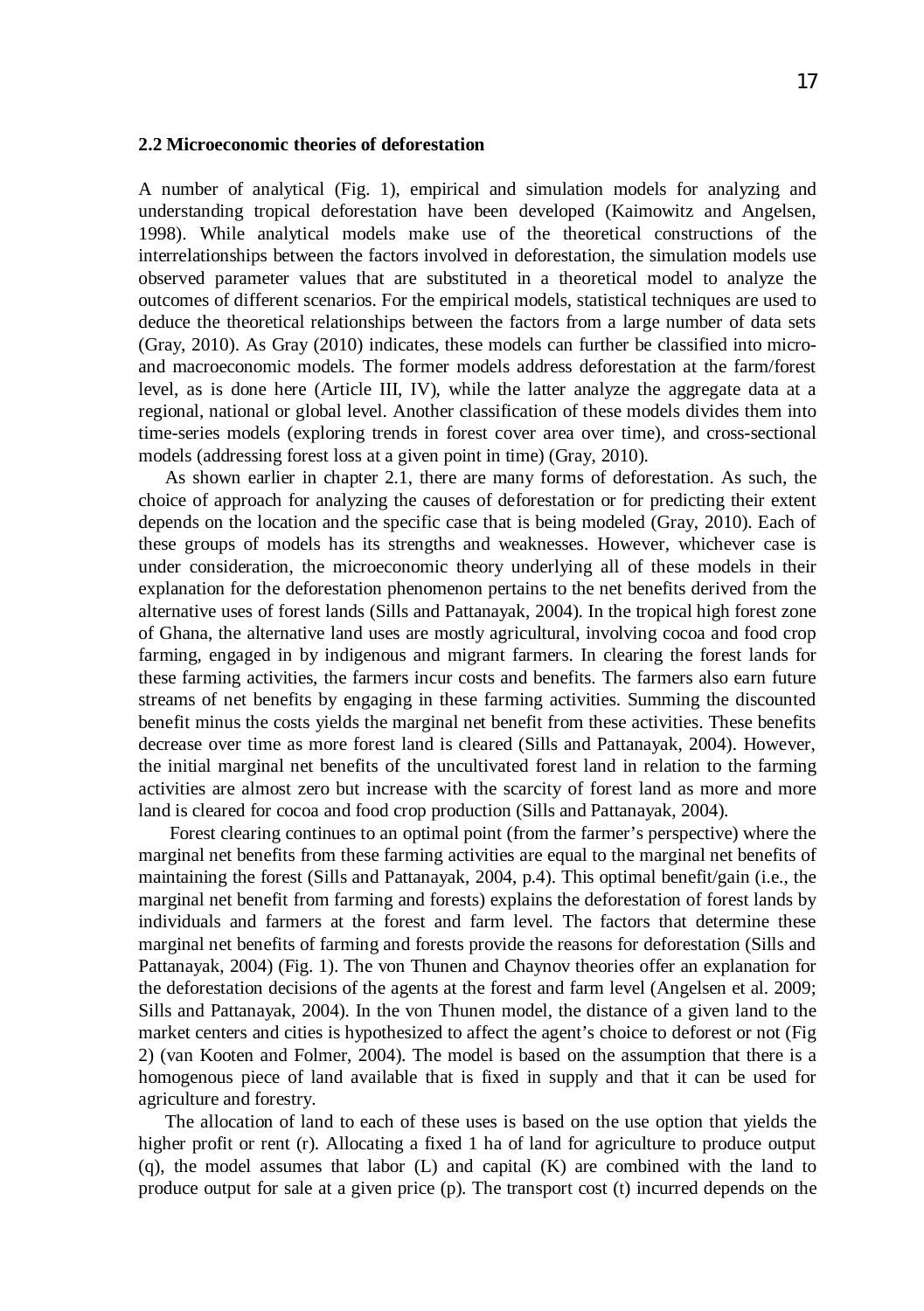## 2.2 Microeconomic theories of deforestation

A number of analytical (Fig. 1), empirical and simulation models for analyzing and understanding tropical deforestation have been developed (Kaimowitz and Angelsen, 1998). While analytical models make use of the theoretical constructions of the interrelationships between the factors involved in deforestation, the simulation models use observed parameter values that are substituted in a theoretical model to analyze the outcomes of different scenarios. For the empirical models, statistical techniques are used to deduce the theoretical relationships between the factors from a large number of data sets (Gray, 2010). As Gray (2010) indicates, these models can further be classified into micro- and macroeconomic models. The former models address deforestation at the farm/forest level, as is done here (Article III, IV), while the latter analyze the aggregate data at a regional, national or global level. Another classification of these models divides them into time-series models (exploring trends in forest cover area over time), and cross-sectional models (addressing forest loss at a given point in time) (Gray, 2010).

As shown earlier in chapter 2.1, there are many forms of deforestation. As such, the choice of approach for analyzing the causes of deforestation or for predicting their extent depends on the location and the specific case that is being modeled (Gray, 2010). Each of these groups of models has its strengths and weaknesses. However, whichever case is under consideration, the microeconomic theory underlying all of these models in their explanation for the deforestation phenomenon pertains to the net benefits derived from the alternative uses of forest lands (Sills and Pattanayak, 2004). In the tropical high forest zone of Ghana, the alternative land uses are mostly agricultural, involving cocoa and food crop farming, engaged in by indigenous and migrant farmers. In clearing the forest lands for these farming activities, the farmers incur costs and benefits. The farmers also earn future streams of net benefits by engaging in these farming activities. Summing the discounted benefit minus the costs yields the marginal net benefit from these activities. These benefits decrease over time as more forest land is cleared (Sills and Pattanayak, 2004). However, the initial marginal net benefits of the uncultivated forest land in relation to the farming activities are almost zero but increase with the scarcity of forest land as more and more land is cleared for cocoa and food crop production (Sills and Pattanayak, 2004).

Forest clearing continues to an optimal point (from the farmer's perspective) where the marginal net benefits from these farming activities are equal to the marginal net benefits of maintaining the forest (Sills and Pattanayak, 2004, p.4). This optimal benefit/gain (i.e., the marginal net benefit from farming and forests) explains the deforestation of forest lands by individuals and farmers at the forest and farm level. The factors that determine these marginal net benefits of farming and forests provide the reasons for deforestation (Sills and Pattanayak, 2004) (Fig. 1). The von Thunen and Chaynov theories offer an explanation for the deforestation decisions of the agents at the forest and farm level (Angelsen et al. 2009; Sills and Pattanayak, 2004). In the von Thunen model, the distance of a given land to the market centers and cities is hypothesized to affect the agent's choice to deforest or not (Fig 2) (van Kooten and Folmer, 2004). The model is based on the assumption that there is a homogenous piece of land available that is fixed in supply and that it can be used for agriculture and forestry.

The allocation of land to each of these uses is based on the use option that yields the higher profit or rent (r). Allocating a fixed 1 ha of land for agriculture to produce output (q), the model assumes that labor (L) and capital (K) are combined with the land to produce output for sale at a given price (p). The transport cost (t) incurred depends on the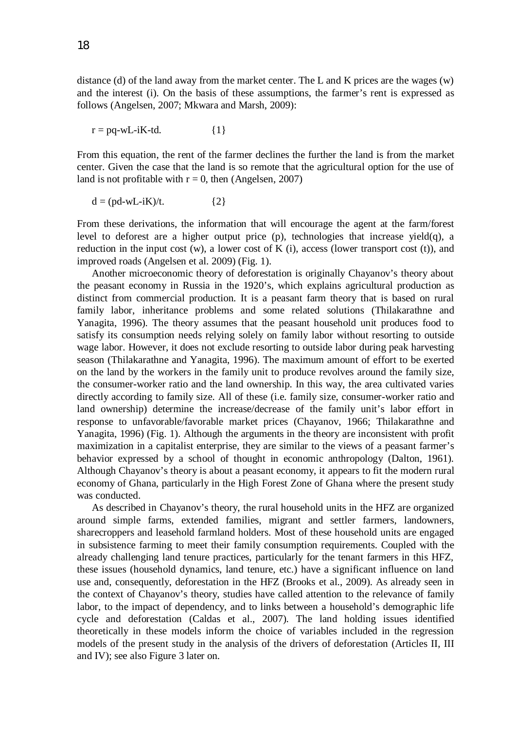distance (d) of the land away from the market center. The L and K prices are the wages (w) and the interest (i). On the basis of these assumptions, the farmer's rent is expressed as follows (Angelsen, 2007; Mkwara and Marsh, 2009):

$$r = pq - wL - iK - td. \qquad \{1\}$$

From this equation, the rent of the farmer declines the further the land is from the market center. Given the case that the land is so remote that the agricultural option for the use of land is not profitable with $r = 0$, then (Angelsen, 2007)

$$d = (pd - wL - iK)/t. \qquad \{2\}$$

From these derivations, the information that will encourage the agent at the farm/forest level to deforest are a higher output price (p), technologies that increase yield(q), a reduction in the input cost (w), a lower cost of K (i), access (lower transport cost (t)), and improved roads (Angelsen et al. 2009) (Fig. 1).

Another microeconomic theory of deforestation is originally Chayanov's theory about the peasant economy in Russia in the 1920's, which explains agricultural production as distinct from commercial production. It is a peasant farm theory that is based on rural family labor, inheritance problems and some related solutions (Thilakarathne and Yanagita, 1996). The theory assumes that the peasant household unit produces food to satisfy its consumption needs relying solely on family labor without resorting to outside wage labor. However, it does not exclude resorting to outside labor during peak harvesting season (Thilakarathne and Yanagita, 1996). The maximum amount of effort to be exerted on the land by the workers in the family unit to produce revolves around the family size, the consumer-worker ratio and the land ownership. In this way, the area cultivated varies directly according to family size. All of these (i.e. family size, consumer-worker ratio and land ownership) determine the increase/decrease of the family unit's labor effort in response to unfavorable/favorable market prices (Chayanov, 1966; Thilakarathne and Yanagita, 1996) (Fig. 1). Although the arguments in the theory are inconsistent with profit maximization in a capitalist enterprise, they are similar to the views of a peasant farmer's behavior expressed by a school of thought in economic anthropology (Dalton, 1961). Although Chayanov's theory is about a peasant economy, it appears to fit the modern rural economy of Ghana, particularly in the High Forest Zone of Ghana where the present study was conducted.

As described in Chayanov's theory, the rural household units in the HFZ are organized around simple farms, extended families, migrant and settler farmers, landowners, sharecroppers and leasehold farmland holders. Most of these household units are engaged in subsistence farming to meet their family consumption requirements. Coupled with the already challenging land tenure practices, particularly for the tenant farmers in this HFZ, these issues (household dynamics, land tenure, etc.) have a significant influence on land use and, consequently, deforestation in the HFZ (Brooks et al., 2009). As already seen in the context of Chayanov's theory, studies have called attention to the relevance of family labor, to the impact of dependency, and to links between a household's demographic life cycle and deforestation (Caldas et al., 2007). The land holding issues identified theoretically in these models inform the choice of variables included in the regression models of the present study in the analysis of the drivers of deforestation (Articles II, III and IV); see also Figure 3 later on.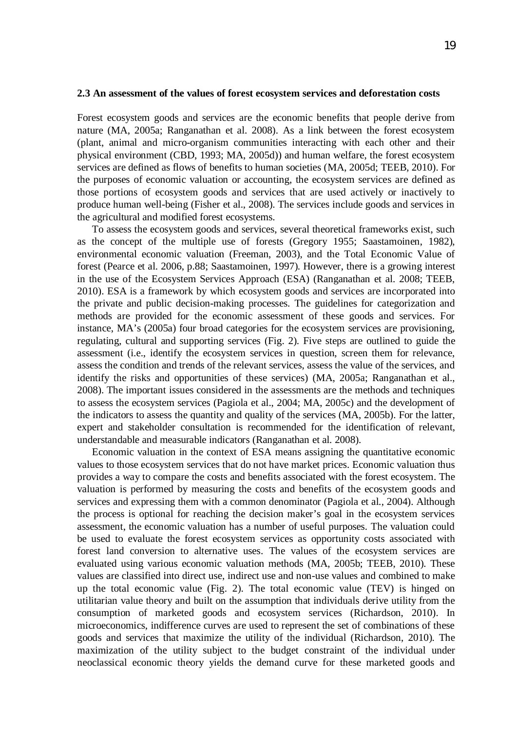### 2.3 An assessment of the values of forest ecosystem services and deforestation costs

Forest ecosystem goods and services are the economic benefits that people derive from nature (MA, 2005a; Ranganathan et al. 2008). As a link between the forest ecosystem (plant, animal and micro-organism communities interacting with each other and their physical environment (CBD, 1993; MA, 2005d)) and human welfare, the forest ecosystem services are defined as flows of benefits to human societies (MA, 2005d; TEEB, 2010). For the purposes of economic valuation or accounting, the ecosystem services are defined as those portions of ecosystem goods and services that are used actively or inactively to produce human well-being (Fisher et al., 2008). The services include goods and services in the agricultural and modified forest ecosystems.

To assess the ecosystem goods and services, several theoretical frameworks exist, such as the concept of the multiple use of forests (Gregory 1955; Saastamoinen, 1982), environmental economic valuation (Freeman, 2003), and the Total Economic Value of forest (Pearce et al. 2006, p.88; Saastamoinen, 1997). However, there is a growing interest in the use of the Ecosystem Services Approach (ESA) (Ranganathan et al. 2008; TEEB, 2010). ESA is a framework by which ecosystem goods and services are incorporated into the private and public decision-making processes. The guidelines for categorization and methods are provided for the economic assessment of these goods and services. For instance, MA's (2005a) four broad categories for the ecosystem services are provisioning, regulating, cultural and supporting services (Fig. 2). Five steps are outlined to guide the assessment (i.e., identify the ecosystem services in question, screen them for relevance, assess the condition and trends of the relevant services, assess the value of the services, and identify the risks and opportunities of these services) (MA, 2005a; Ranganathan et al., 2008). The important issues considered in the assessments are the methods and techniques to assess the ecosystem services (Pagiola et al., 2004; MA, 2005c) and the development of the indicators to assess the quantity and quality of the services (MA, 2005b). For the latter, expert and stakeholder consultation is recommended for the identification of relevant, understandable and measurable indicators (Ranganathan et al. 2008).

Economic valuation in the context of ESA means assigning the quantitative economic values to those ecosystem services that do not have market prices. Economic valuation thus provides a way to compare the costs and benefits associated with the forest ecosystem. The valuation is performed by measuring the costs and benefits of the ecosystem goods and services and expressing them with a common denominator (Pagiola et al., 2004). Although the process is optional for reaching the decision maker's goal in the ecosystem services assessment, the economic valuation has a number of useful purposes. The valuation could be used to evaluate the forest ecosystem services as opportunity costs associated with forest land conversion to alternative uses. The values of the ecosystem services are evaluated using various economic valuation methods (MA, 2005b; TEEB, 2010). These values are classified into direct use, indirect use and non-use values and combined to make up the total economic value (Fig. 2). The total economic value (TEV) is hinged on utilitarian value theory and built on the assumption that individuals derive utility from the consumption of marketed goods and ecosystem services (Richardson, 2010). In microeconomics, indifference curves are used to represent the set of combinations of these goods and services that maximize the utility of the individual (Richardson, 2010). The maximization of the utility subject to the budget constraint of the individual under neoclassical economic theory yields the demand curve for these marketed goods and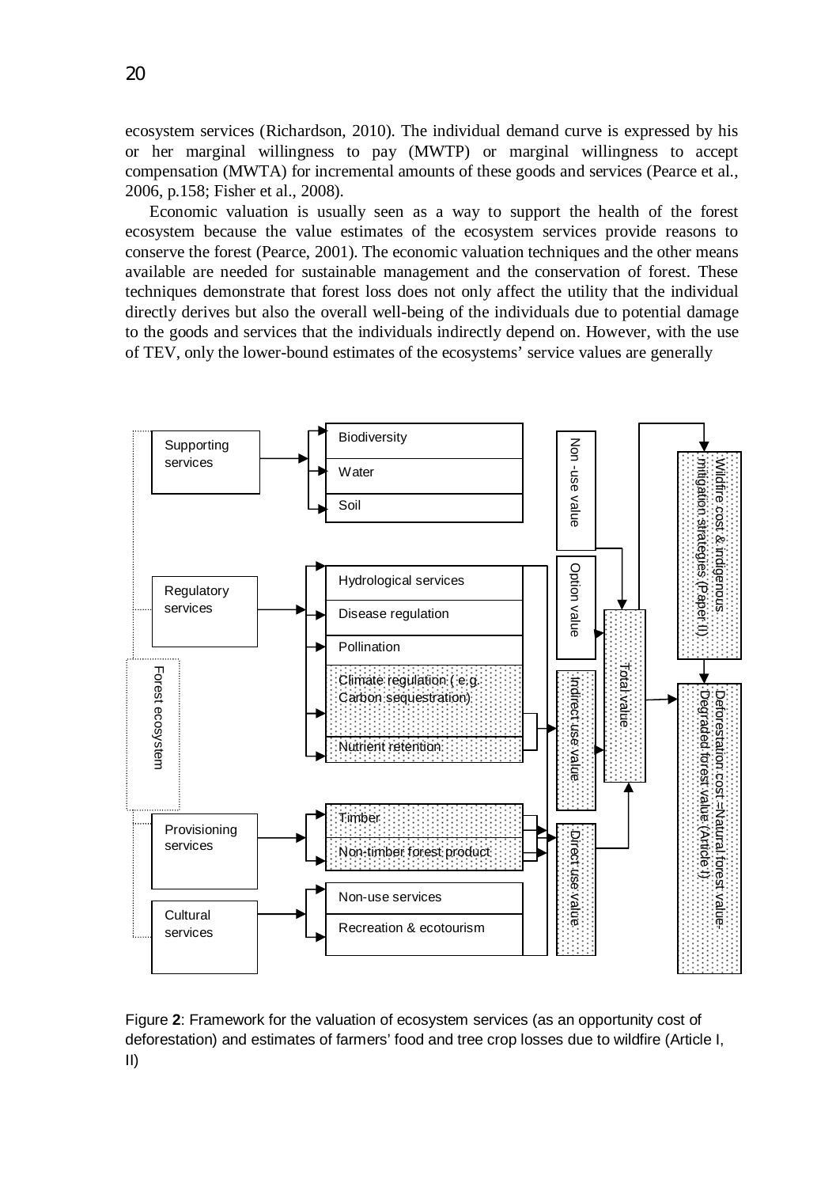ecosystem services (Richardson, 2010). The individual demand curve is expressed by his or her marginal willingness to pay (MWTP) or marginal willingness to accept compensation (MWTA) for incremental amounts of these goods and services (Pearce et al., 2006, p.158; Fisher et al., 2008).

Economic valuation is usually seen as a way to support the health of the forest ecosystem because the value estimates of the ecosystem services provide reasons to conserve the forest (Pearce, 2001). The economic valuation techniques and the other means available are needed for sustainable management and the conservation of forest. These techniques demonstrate that forest loss does not only affect the utility that the individual directly derives but also the overall well-being of the individuals due to potential damage to the goods and services that the individuals indirectly depend on. However, with the use of TEV, only the lower-bound estimates of the ecosystems' service values are generally

Figure **2**: Framework for the valuation of ecosystem services (as an opportunity cost of deforestation) and estimates of farmers' food and tree crop losses due to wildfire (Article I, II)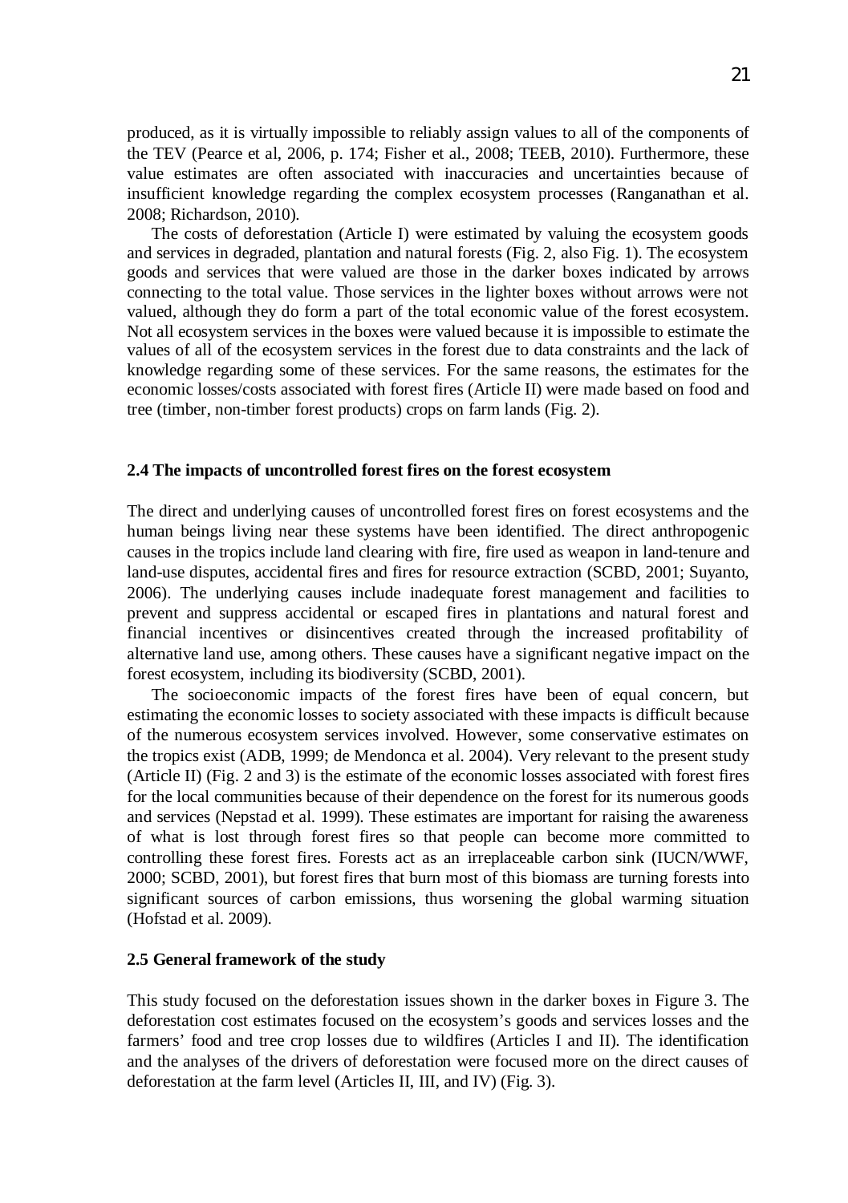produced, as it is virtually impossible to reliably assign values to all of the components of the TEV (Pearce et al, 2006, p. 174; Fisher et al., 2008; TEEB, 2010). Furthermore, these value estimates are often associated with inaccuracies and uncertainties because of insufficient knowledge regarding the complex ecosystem processes (Ranganathan et al. 2008; Richardson, 2010).

The costs of deforestation (Article I) were estimated by valuing the ecosystem goods and services in degraded, plantation and natural forests (Fig. 2, also Fig. 1). The ecosystem goods and services that were valued are those in the darker boxes indicated by arrows connecting to the total value. Those services in the lighter boxes without arrows were not valued, although they do form a part of the total economic value of the forest ecosystem. Not all ecosystem services in the boxes were valued because it is impossible to estimate the values of all of the ecosystem services in the forest due to data constraints and the lack of knowledge regarding some of these services. For the same reasons, the estimates for the economic losses/costs associated with forest fires (Article II) were made based on food and tree (timber, non-timber forest products) crops on farm lands (Fig. 2).

## 2.4 The impacts of uncontrolled forest fires on the forest ecosystem

The direct and underlying causes of uncontrolled forest fires on forest ecosystems and the human beings living near these systems have been identified. The direct anthropogenic causes in the tropics include land clearing with fire, fire used as weapon in land-tenure and land-use disputes, accidental fires and fires for resource extraction (SCBD, 2001; Suyanto, 2006). The underlying causes include inadequate forest management and facilities to prevent and suppress accidental or escaped fires in plantations and natural forest and financial incentives or disincentives created through the increased profitability of alternative land use, among others. These causes have a significant negative impact on the forest ecosystem, including its biodiversity (SCBD, 2001).

The socioeconomic impacts of the forest fires have been of equal concern, but estimating the economic losses to society associated with these impacts is difficult because of the numerous ecosystem services involved. However, some conservative estimates on the tropics exist (ADB, 1999; de Mendonca et al. 2004). Very relevant to the present study (Article II) (Fig. 2 and 3) is the estimate of the economic losses associated with forest fires for the local communities because of their dependence on the forest for its numerous goods and services (Nepstad et al. 1999). These estimates are important for raising the awareness of what is lost through forest fires so that people can become more committed to controlling these forest fires. Forests act as an irreplaceable carbon sink (IUCN/WWF, 2000; SCBD, 2001), but forest fires that burn most of this biomass are turning forests into significant sources of carbon emissions, thus worsening the global warming situation (Hofstad et al. 2009).

## 2.5 General framework of the study

This study focused on the deforestation issues shown in the darker boxes in Figure 3. The deforestation cost estimates focused on the ecosystem's goods and services losses and the farmers' food and tree crop losses due to wildfires (Articles I and II). The identification and the analyses of the drivers of deforestation were focused more on the direct causes of deforestation at the farm level (Articles II, III, and IV) (Fig. 3).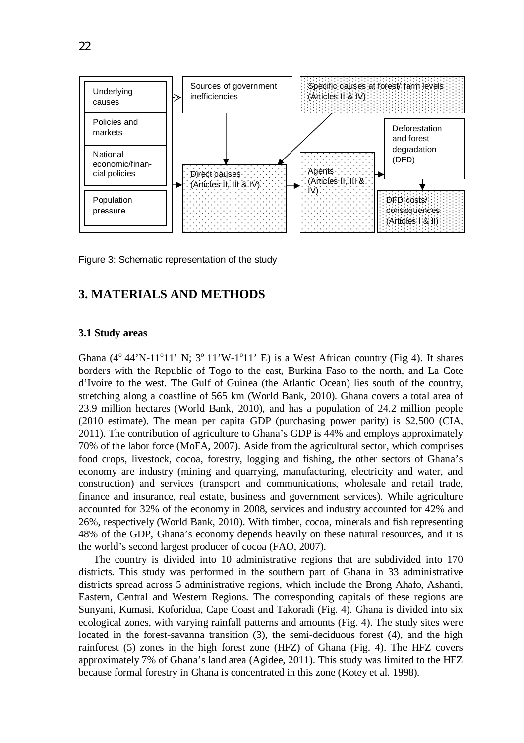Underlying causes

Policies and markets

National economic/financial policies

Population pressure

Sources of government inefficiencies

Specific causes at forest/ farm levels (Articles II & IV)

Direct causes (Articles II, III & IV)

Agents (Articles II, III & IV)

Deforestation and forest degradation (DFD)

DFD costs/ consequences (Articles I & II)

Figure 3: Schematic representation of the study

# 3. MATERIALS AND METHODS

### 3.1 Study areas

Ghana ($4^o$ 44'N-$11^o$11' N; $3^o$ 11'W-$1^o$11' E) is a West African country (Fig 4). It shares borders with the Republic of Togo to the east, Burkina Faso to the north, and La Cote d'Ivoire to the west. The Gulf of Guinea (the Atlantic Ocean) lies south of the country, stretching along a coastline of 565 km (World Bank, 2010). Ghana covers a total area of 23.9 million hectares (World Bank, 2010), and has a population of 24.2 million people (2010 estimate). The mean per capita GDP (purchasing power parity) is $2,500 (CIA, 2011). The contribution of agriculture to Ghana's GDP is 44% and employs approximately 70% of the labor force (MoFA, 2007). Aside from the agricultural sector, which comprises food crops, livestock, cocoa, forestry, logging and fishing, the other sectors of Ghana's economy are industry (mining and quarrying, manufacturing, electricity and water, and construction) and services (transport and communications, wholesale and retail trade, finance and insurance, real estate, business and government services). While agriculture accounted for 32% of the economy in 2008, services and industry accounted for 42% and 26%, respectively (World Bank, 2010). With timber, cocoa, minerals and fish representing 48% of the GDP, Ghana's economy depends heavily on these natural resources, and it is the world's second largest producer of cocoa (FAO, 2007).

The country is divided into 10 administrative regions that are subdivided into 170 districts. This study was performed in the southern part of Ghana in 33 administrative districts spread across 5 administrative regions, which include the Brong Ahafo, Ashanti, Eastern, Central and Western Regions. The corresponding capitals of these regions are Sunyani, Kumasi, Koforidua, Cape Coast and Takoradi (Fig. 4). Ghana is divided into six ecological zones, with varying rainfall patterns and amounts (Fig. 4). The study sites were located in the forest-savanna transition (3), the semi-deciduous forest (4), and the high rainforest (5) zones in the high forest zone (HFZ) of Ghana (Fig. 4). The HFZ covers approximately 7% of Ghana's land area (Agidee, 2011). This study was limited to the HFZ because formal forestry in Ghana is concentrated in this zone (Kotey et al. 1998).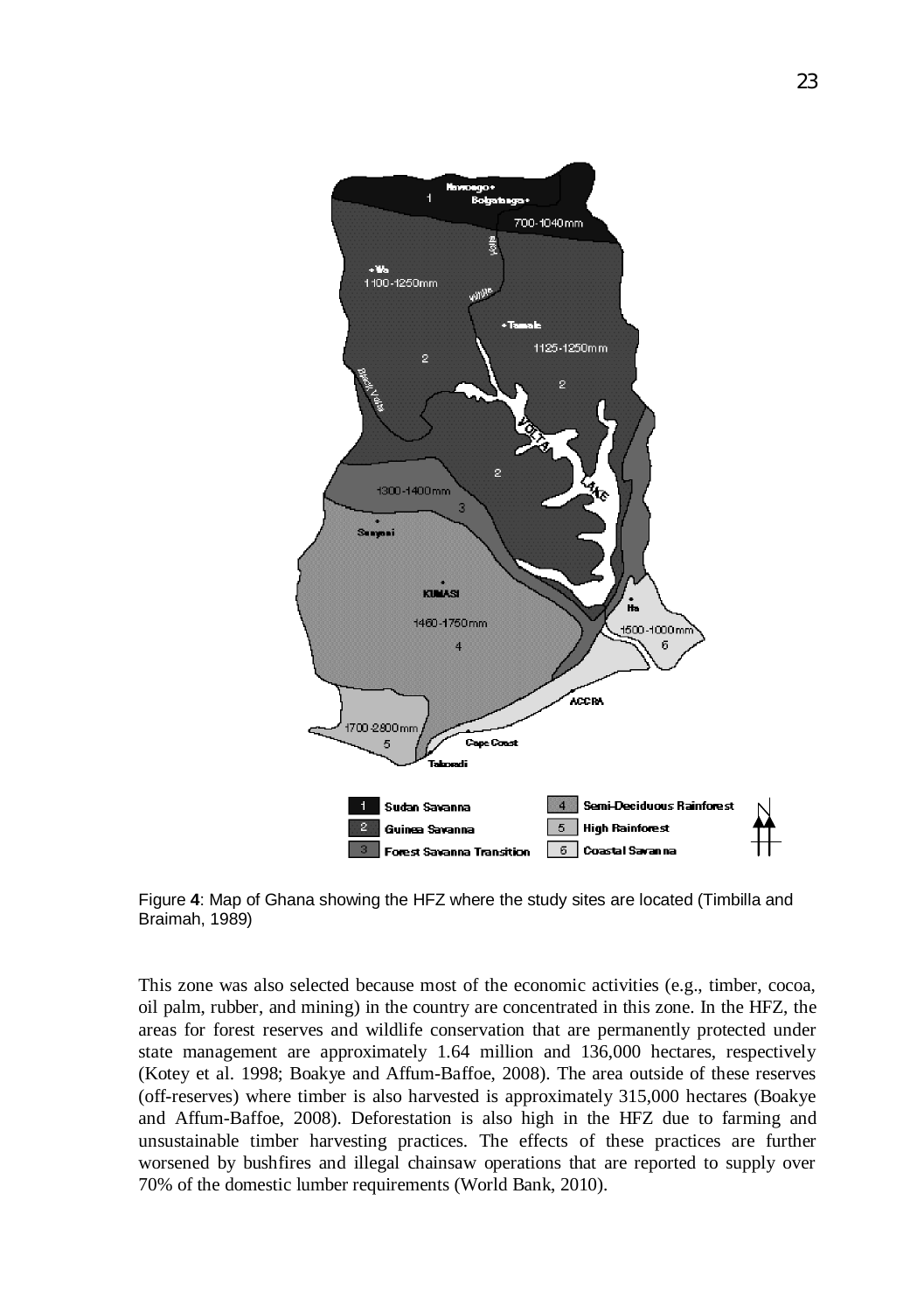Figure **4**: Map of Ghana showing the HFZ where the study sites are located (Timbilla and Braimah, 1989)

This zone was also selected because most of the economic activities (e.g., timber, cocoa, oil palm, rubber, and mining) in the country are concentrated in this zone. In the HFZ, the areas for forest reserves and wildlife conservation that are permanently protected under state management are approximately 1.64 million and 136,000 hectares, respectively (Kotey et al. 1998; Boakye and Affum-Baffoe, 2008). The area outside of these reserves (off-reserves) where timber is also harvested is approximately 315,000 hectares (Boakye and Affum-Baffoe, 2008). Deforestation is also high in the HFZ due to farming and unsustainable timber harvesting practices. The effects of these practices are further worsened by bushfires and illegal chainsaw operations that are reported to supply over 70% of the domestic lumber requirements (World Bank, 2010).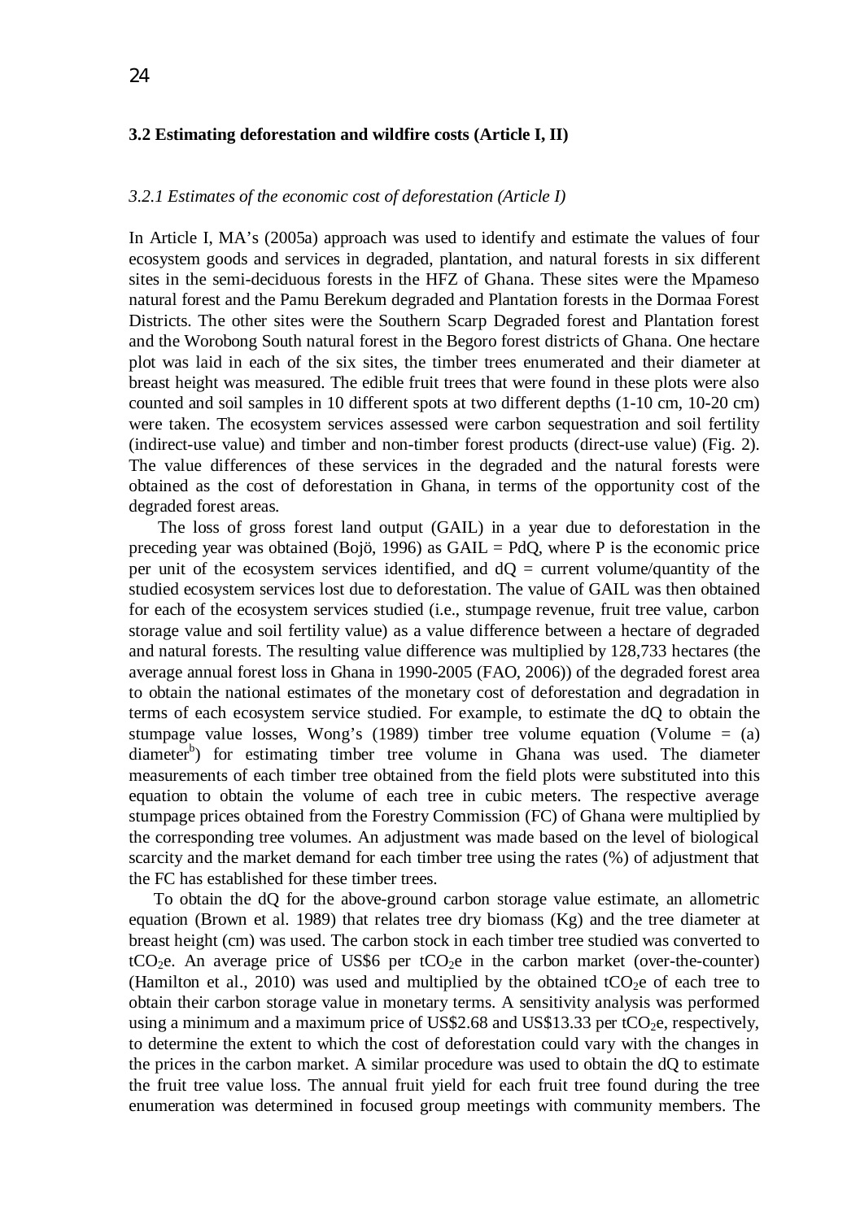### 3.2 Estimating deforestation and wildfire costs (Article I, II)

#### *3.2.1 Estimates of the economic cost of deforestation (Article I)*

In Article I, MA's (2005a) approach was used to identify and estimate the values of four ecosystem goods and services in degraded, plantation, and natural forests in six different sites in the semi-deciduous forests in the HFZ of Ghana. These sites were the Mpameso natural forest and the Pamu Berekum degraded and Plantation forests in the Dormaa Forest Districts. The other sites were the Southern Scarp Degraded forest and Plantation forest and the Worobong South natural forest in the Begoro forest districts of Ghana. One hectare plot was laid in each of the six sites, the timber trees enumerated and their diameter at breast height was measured. The edible fruit trees that were found in these plots were also counted and soil samples in 10 different spots at two different depths (1-10 cm, 10-20 cm) were taken. The ecosystem services assessed were carbon sequestration and soil fertility (indirect-use value) and timber and non-timber forest products (direct-use value) (Fig. 2). The value differences of these services in the degraded and the natural forests were obtained as the cost of deforestation in Ghana, in terms of the opportunity cost of the degraded forest areas.

The loss of gross forest land output (GAIL) in a year due to deforestation in the preceding year was obtained (Bojö, 1996) as GAIL = PdQ, where P is the economic price per unit of the ecosystem services identified, and dQ = current volume/quantity of the studied ecosystem services lost due to deforestation. The value of GAIL was then obtained for each of the ecosystem services studied (i.e., stumpage revenue, fruit tree value, carbon storage value and soil fertility value) as a value difference between a hectare of degraded and natural forests. The resulting value difference was multiplied by 128,733 hectares (the average annual forest loss in Ghana in 1990-2005 (FAO, 2006)) of the degraded forest area to obtain the national estimates of the monetary cost of deforestation and degradation in terms of each ecosystem service studied. For example, to estimate the dQ to obtain the stumpage value losses, Wong's (1989) timber tree volume equation (Volume = (a) diameter$^b$) for estimating timber tree volume in Ghana was used. The diameter measurements of each timber tree obtained from the field plots were substituted into this equation to obtain the volume of each tree in cubic meters. The respective average stumpage prices obtained from the Forestry Commission (FC) of Ghana were multiplied by the corresponding tree volumes. An adjustment was made based on the level of biological scarcity and the market demand for each timber tree using the rates (%) of adjustment that the FC has established for these timber trees.

To obtain the dQ for the above-ground carbon storage value estimate, an allometric equation (Brown et al. 1989) that relates tree dry biomass (Kg) and the tree diameter at breast height (cm) was used. The carbon stock in each timber tree studied was converted to $tCO_2e$. An average price of US$6 per $tCO_2e$ in the carbon market (over-the-counter) (Hamilton et al., 2010) was used and multiplied by the obtained $tCO_2e$ of each tree to obtain their carbon storage value in monetary terms. A sensitivity analysis was performed using a minimum and a maximum price of US$2.68 and US$13.33 per $tCO_2e$, respectively, to determine the extent to which the cost of deforestation could vary with the changes in the prices in the carbon market. A similar procedure was used to obtain the dQ to estimate the fruit tree value loss. The annual fruit yield for each fruit tree found during the tree enumeration was determined in focused group meetings with community members. The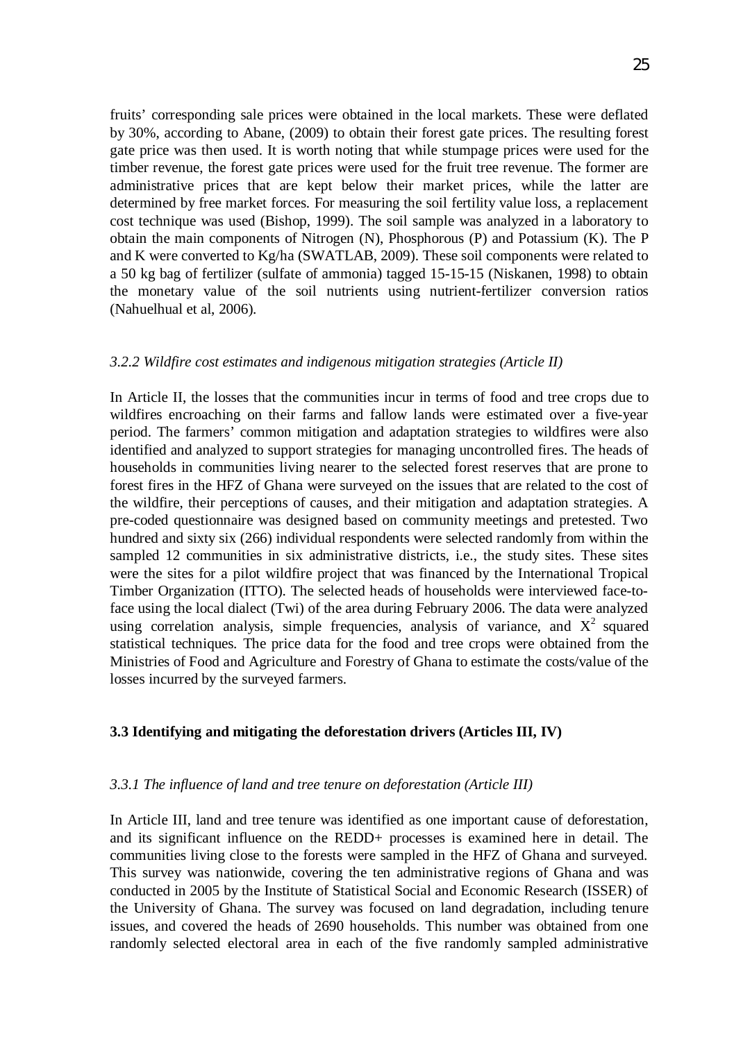fruits' corresponding sale prices were obtained in the local markets. These were deflated by 30%, according to Abane, (2009) to obtain their forest gate prices. The resulting forest gate price was then used. It is worth noting that while stumpage prices were used for the timber revenue, the forest gate prices were used for the fruit tree revenue. The former are administrative prices that are kept below their market prices, while the latter are determined by free market forces. For measuring the soil fertility value loss, a replacement cost technique was used (Bishop, 1999). The soil sample was analyzed in a laboratory to obtain the main components of Nitrogen (N), Phosphorous (P) and Potassium (K). The P and K were converted to Kg/ha (SWATLAB, 2009). These soil components were related to a 50 kg bag of fertilizer (sulfate of ammonia) tagged 15-15-15 (Niskanen, 1998) to obtain the monetary value of the soil nutrients using nutrient-fertilizer conversion ratios (Nahuelhual et al, 2006).

### *3.2.2 Wildfire cost estimates and indigenous mitigation strategies (Article II)*

In Article II, the losses that the communities incur in terms of food and tree crops due to wildfires encroaching on their farms and fallow lands were estimated over a five-year period. The farmers' common mitigation and adaptation strategies to wildfires were also identified and analyzed to support strategies for managing uncontrolled fires. The heads of households in communities living nearer to the selected forest reserves that are prone to forest fires in the HFZ of Ghana were surveyed on the issues that are related to the cost of the wildfire, their perceptions of causes, and their mitigation and adaptation strategies. A pre-coded questionnaire was designed based on community meetings and pretested. Two hundred and sixty six (266) individual respondents were selected randomly from within the sampled 12 communities in six administrative districts, i.e., the study sites. These sites were the sites for a pilot wildfire project that was financed by the International Tropical Timber Organization (ITTO). The selected heads of households were interviewed face-to-face using the local dialect (Twi) of the area during February 2006. The data were analyzed using correlation analysis, simple frequencies, analysis of variance, and $X^2$ squared statistical techniques. The price data for the food and tree crops were obtained from the Ministries of Food and Agriculture and Forestry of Ghana to estimate the costs/value of the losses incurred by the surveyed farmers.

## 3.3 Identifying and mitigating the deforestation drivers (Articles III, IV)

### *3.3.1 The influence of land and tree tenure on deforestation (Article III)*

In Article III, land and tree tenure was identified as one important cause of deforestation, and its significant influence on the REDD+ processes is examined here in detail. The communities living close to the forests were sampled in the HFZ of Ghana and surveyed. This survey was nationwide, covering the ten administrative regions of Ghana and was conducted in 2005 by the Institute of Statistical Social and Economic Research (ISSER) of the University of Ghana. The survey was focused on land degradation, including tenure issues, and covered the heads of 2690 households. This number was obtained from one randomly selected electoral area in each of the five randomly sampled administrative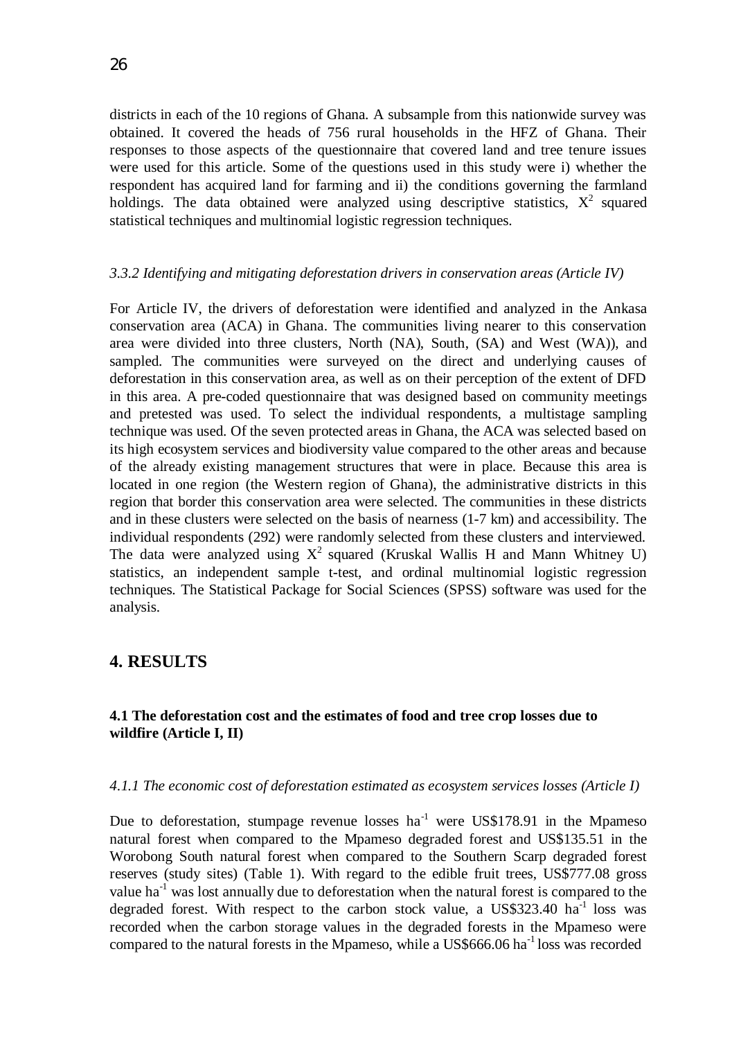districts in each of the 10 regions of Ghana. A subsample from this nationwide survey was obtained. It covered the heads of 756 rural households in the HFZ of Ghana. Their responses to those aspects of the questionnaire that covered land and tree tenure issues were used for this article. Some of the questions used in this study were i) whether the respondent has acquired land for farming and ii) the conditions governing the farmland holdings. The data obtained were analyzed using descriptive statistics, $X^2$ squared statistical techniques and multinomial logistic regression techniques.

*3.3.2 Identifying and mitigating deforestation drivers in conservation areas (Article IV)*

For Article IV, the drivers of deforestation were identified and analyzed in the Ankasa conservation area (ACA) in Ghana. The communities living nearer to this conservation area were divided into three clusters, North (NA), South, (SA) and West (WA)), and sampled. The communities were surveyed on the direct and underlying causes of deforestation in this conservation area, as well as on their perception of the extent of DFD in this area. A pre-coded questionnaire that was designed based on community meetings and pretested was used. To select the individual respondents, a multistage sampling technique was used. Of the seven protected areas in Ghana, the ACA was selected based on its high ecosystem services and biodiversity value compared to the other areas and because of the already existing management structures that were in place. Because this area is located in one region (the Western region of Ghana), the administrative districts in this region that border this conservation area were selected. The communities in these districts and in these clusters were selected on the basis of nearness (1-7 km) and accessibility. The individual respondents (292) were randomly selected from these clusters and interviewed. The data were analyzed using $X^2$ squared (Kruskal Wallis H and Mann Whitney U) statistics, an independent sample t-test, and ordinal multinomial logistic regression techniques. The Statistical Package for Social Sciences (SPSS) software was used for the analysis.

# 4. RESULTS

### 4.1 The deforestation cost and the estimates of food and tree crop losses due to wildfire (Article I, II)

*4.1.1 The economic cost of deforestation estimated as ecosystem services losses (Article I)*

Due to deforestation, stumpage revenue losses ha$^{-1}$ were US$178.91 in the Mpameso natural forest when compared to the Mpameso degraded forest and US$135.51 in the Worobong South natural forest when compared to the Southern Scarp degraded forest reserves (study sites) (Table 1). With regard to the edible fruit trees, US$777.08 gross value ha$^{-1}$ was lost annually due to deforestation when the natural forest is compared to the degraded forest. With respect to the carbon stock value, a US$323.40 ha$^{-1}$ loss was recorded when the carbon storage values in the degraded forests in the Mpameso were compared to the natural forests in the Mpameso, while a US$666.06 ha$^{-1}$ loss was recorded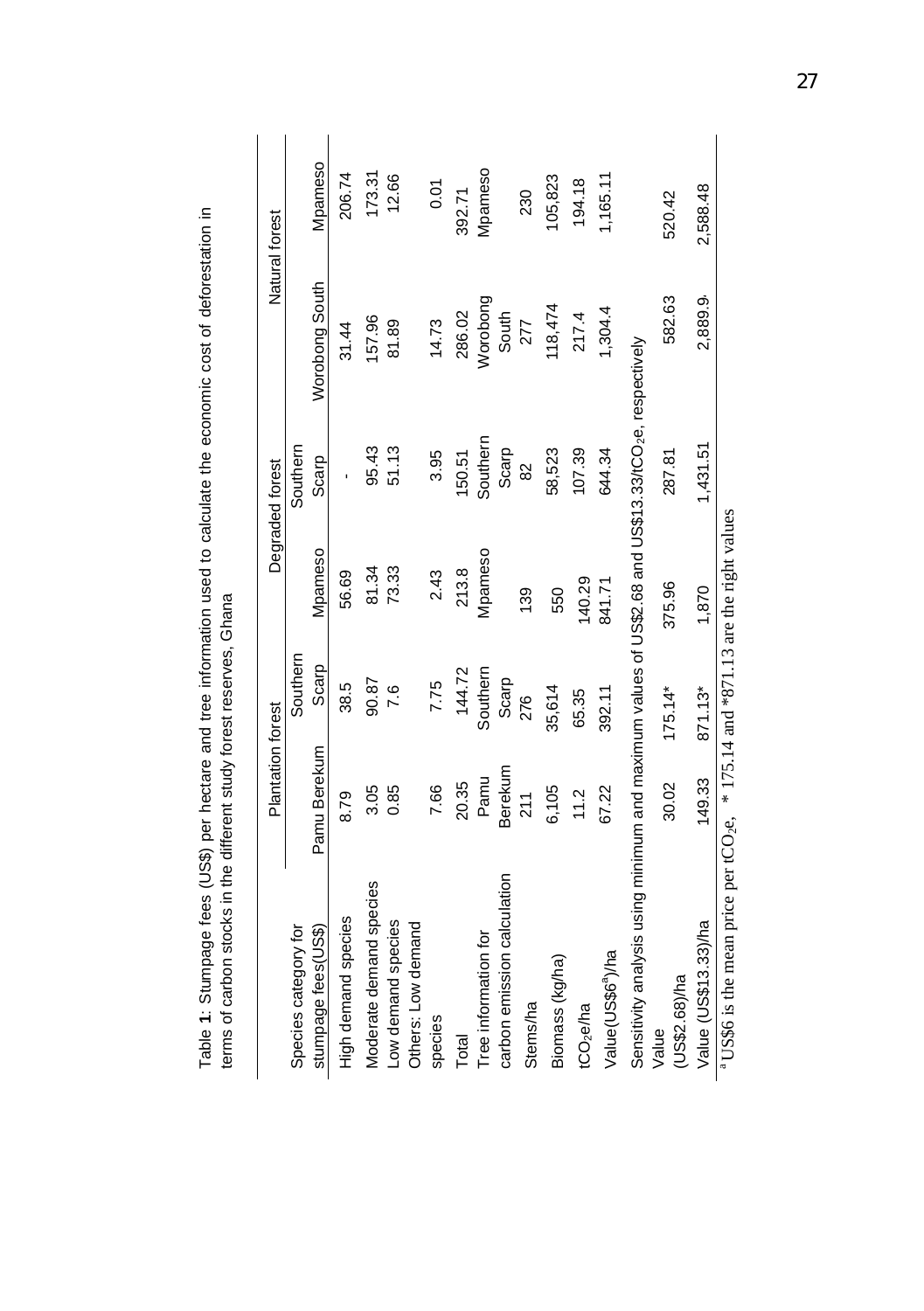Table **1**: Stumpage fees (US$) per hectare and tree information used to calculate the economic cost of deforestation in terms of carbon stocks in the different study forest reserves, Ghana

| | Plantation forest | | Degraded forest | | Natural forest | |
|---|---|---|---|---|---|---|
| Species category for stumpage fees(US$) | Pamu Berekum | Southern Scarp | Mpameso | Southern Scarp | Worobong South | Mpameso |
| High demand species | 8.79 | 38.5 | 56.69 | - | 31.44 | 206.74 |
| Moderate demand species | 3.05 | 90.87 | 81.34 | 95.43 | 157.96 | 173.31 |
| Low demand species | 0.85 | 7.6 | 73.33 | 51.13 | 81.89 | 12.66 |
| Others: Low demand species | 7.66 | 7.75 | 2.43 | 3.95 | 14.73 | 0.01 |
| Total | 20.35 | 144.72 | 213.8 | 150.51 | 286.02 | 392.71 |
| Tree information for carbon emission calculation | Pamu Berekum | Southern Scarp | Mpameso | Southern Scarp | Worobong South | Mpameso |
| Stems/ha | 211 | 276 | 139 | 82 | 277 | 230 |
| Biomass (kg/ha) | 6,105 | 35,614 | 550 | 58,523 | 118,474 | 105,823 |
| $tCO_2e$/ha | 11.2 | 65.35 | 140.29 | 107.39 | 217.4 | 194.18 |
| Value(US$6[a])/ha | 67.22 | 392.11 | 841.71 | 644.34 | 1,304.4 | 1,165.11 |
| Sensitivity analysis using minimum and maximum values of US$2.68 and US$13.33/$tCO_2e$, respectively | | | | | | |
| Value (US$2.68)/ha | 30.02 | 175.14* | 375.96 | 287.81 | 582.63 | 520.42 |
| Value (US$13.33)/ha | 149.33 | 871.13* | 1,870 | 1,431.51 | 2,889.9 | 2,588.48 |

[a] US$6 is the mean price per $tCO_2e$, * 175.14 and *871.13 are the right values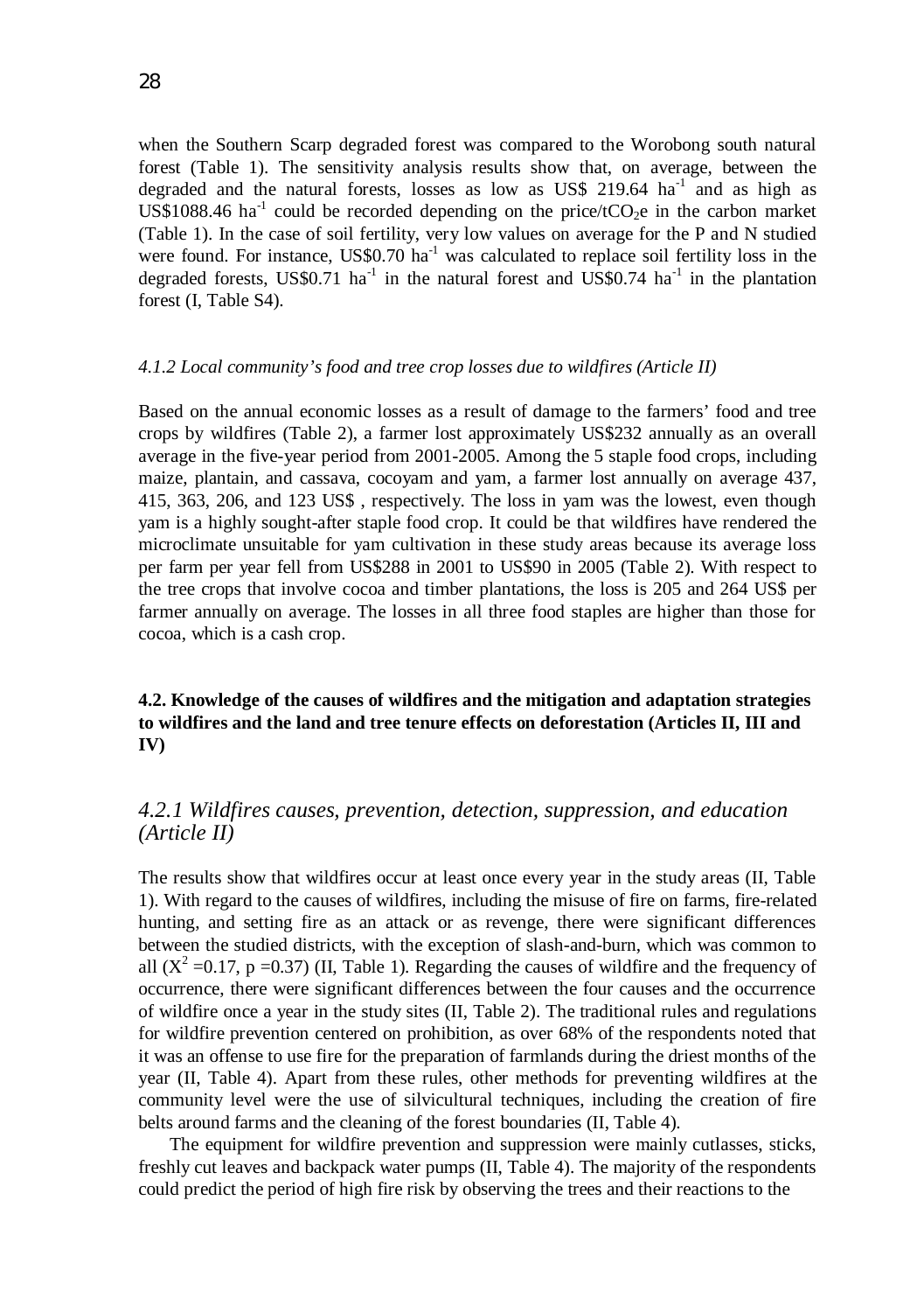when the Southern Scarp degraded forest was compared to the Worobong south natural forest (Table 1). The sensitivity analysis results show that, on average, between the degraded and the natural forests, losses as low as US$ 219.64 $ha^{-1}$ and as high as US$1088.46 $ha^{-1}$ could be recorded depending on the price/t$CO_2$e in the carbon market (Table 1). In the case of soil fertility, very low values on average for the P and N studied were found. For instance, US$0.70 $ha^{-1}$ was calculated to replace soil fertility loss in the degraded forests, US$0.71 $ha^{-1}$ in the natural forest and US$0.74 $ha^{-1}$ in the plantation forest (I, Table S4).

#### *4.1.2 Local community's food and tree crop losses due to wildfires (Article II)*

Based on the annual economic losses as a result of damage to the farmers' food and tree crops by wildfires (Table 2), a farmer lost approximately US$232 annually as an overall average in the five-year period from 2001-2005. Among the 5 staple food crops, including maize, plantain, and cassava, cocoyam and yam, a farmer lost annually on average 437, 415, 363, 206, and 123 US$ , respectively. The loss in yam was the lowest, even though yam is a highly sought-after staple food crop. It could be that wildfires have rendered the microclimate unsuitable for yam cultivation in these study areas because its average loss per farm per year fell from US$288 in 2001 to US$90 in 2005 (Table 2). With respect to the tree crops that involve cocoa and timber plantations, the loss is 205 and 264 US$ per farmer annually on average. The losses in all three food staples are higher than those for cocoa, which is a cash crop.

## 4.2. Knowledge of the causes of wildfires and the mitigation and adaptation strategies to wildfires and the land and tree tenure effects on deforestation (Articles II, III and IV)

### *4.2.1 Wildfires causes, prevention, detection, suppression, and education (Article II)*

The results show that wildfires occur at least once every year in the study areas (II, Table 1). With regard to the causes of wildfires, including the misuse of fire on farms, fire-related hunting, and setting fire as an attack or as revenge, there were significant differences between the studied districts, with the exception of slash-and-burn, which was common to all ($X^2$ =0.17, p =0.37) (II, Table 1). Regarding the causes of wildfire and the frequency of occurrence, there were significant differences between the four causes and the occurrence of wildfire once a year in the study sites (II, Table 2). The traditional rules and regulations for wildfire prevention centered on prohibition, as over 68% of the respondents noted that it was an offense to use fire for the preparation of farmlands during the driest months of the year (II, Table 4). Apart from these rules, other methods for preventing wildfires at the community level were the use of silvicultural techniques, including the creation of fire belts around farms and the cleaning of the forest boundaries (II, Table 4).

The equipment for wildfire prevention and suppression were mainly cutlasses, sticks, freshly cut leaves and backpack water pumps (II, Table 4). The majority of the respondents could predict the period of high fire risk by observing the trees and their reactions to the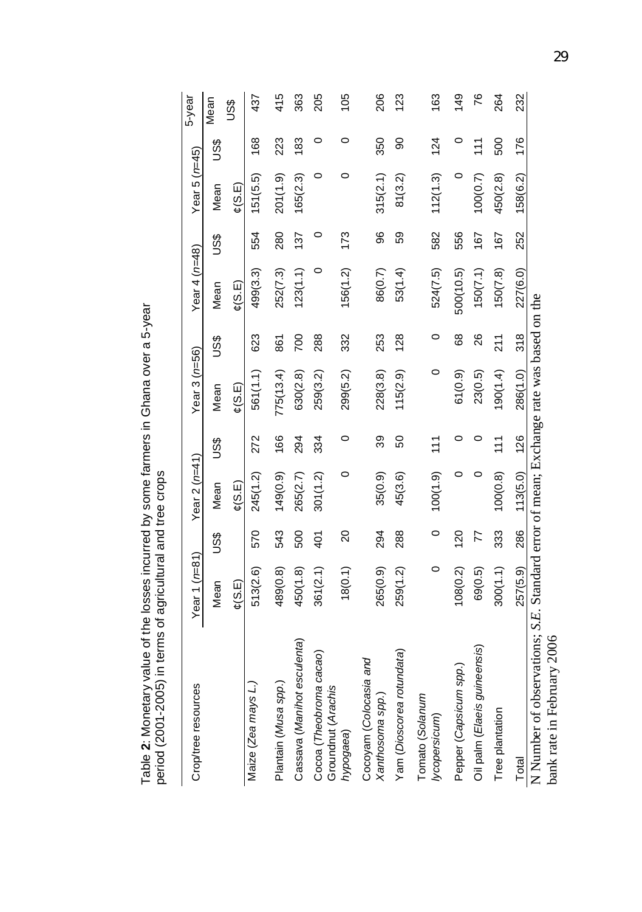**Table 2**: Monetary value of the losses incurred by some farmers in Ghana over a 5-year period (2001-2005) in terms of agricultural and tree crops

| Crop/tree resources | Year 1 (*n*=81) | | Year 2 (*n*=41) | | Year 3 (*n*=56) | | Year 4 (*n*=48) | | Year 5 (*n*=45) | | 5-year |
|---|---|---|---|---|---|---|---|---|---|---|---|
| | Mean ¢(S.E) | US$ | Mean ¢(S.E) | US$ | Mean ¢(S.E) | US$ | Mean ¢(S.E) | US$ | Mean ¢(S.E) | US$ | Mean US$ |
| Maize (*Zea mays L.*) | 513(2.6) | 570 | 245(1.2) | 272 | 561(1.1) | 623 | 499(3.3) | 554 | 151(5.5) | 168 | 437 |
| Plantain (*Musa spp.*) | 489(0.8) | 543 | 149(0.9) | 166 | 775(13.4) | 861 | 252(7.3) | 280 | 201(1.9) | 223 | 415 |
| Cassava (*Manihot esculenta*) | 450(1.8) | 500 | 265(2.7) | 294 | 630(2.8) | 700 | 123(1.1) | 137 | 165(2.3) | 183 | 363 |
| Cocoa (*Theobroma cacao*) | 361(2.1) | 401 | 301(1.2) | 334 | 259(3.2) | 288 | 0 | 0 | 0 | 0 | 205 |
| Groundnut (*Arachis hypogaea*) | 18(0.1) | 20 | 0 | 0 | 299(5.2) | 332 | 156(1.2) | 173 | 0 | 0 | 105 |
| Cocoyam (*Colocasia and Xanthosoma spp.*) | 265(0.9) | 294 | 35(0.9) | 39 | 228(3.8) | 253 | 86(0.7) | 96 | 315(2.1) | 350 | 206 |
| Yam (*Dioscorea rotundata*) | 259(1.2) | 288 | 45(3.6) | 50 | 115(2.9) | 128 | 53(1.4) | 59 | 81(3.2) | 90 | 123 |
| Tomato (*Solanum lycopersicum*) | 0 | 0 | 100(1.9) | 111 | 0 | 0 | 524(7.5) | 582 | 112(1.3) | 124 | 163 |
| Pepper (*Capsicum spp.*) | 108(0.2) | 120 | 0 | 0 | 61(0.9) | 68 | 500(10.5) | 556 | 0 | 0 | 149 |
| Oil palm (*Elaeis guineensis*) | 69(0.5) | 77 | 0 | 0 | 23(0.5) | 26 | 150(7.1) | 167 | 100(0.7) | 111 | 76 |
| Tree plantation | 300(1.1) | 333 | 100(0.8) | 111 | 190(1.4) | 211 | 150(7.8) | 167 | 450(2.8) | 500 | 264 |
| Total | 257(5.9) | 286 | 113(5.0) | 126 | 286(1.0) | 318 | 227(6.0) | 252 | 158(6.2) | 176 | 232 |

N Number of observations; *S.E*. Standard error of mean; Exchange rate was based on the bank rate in February 2006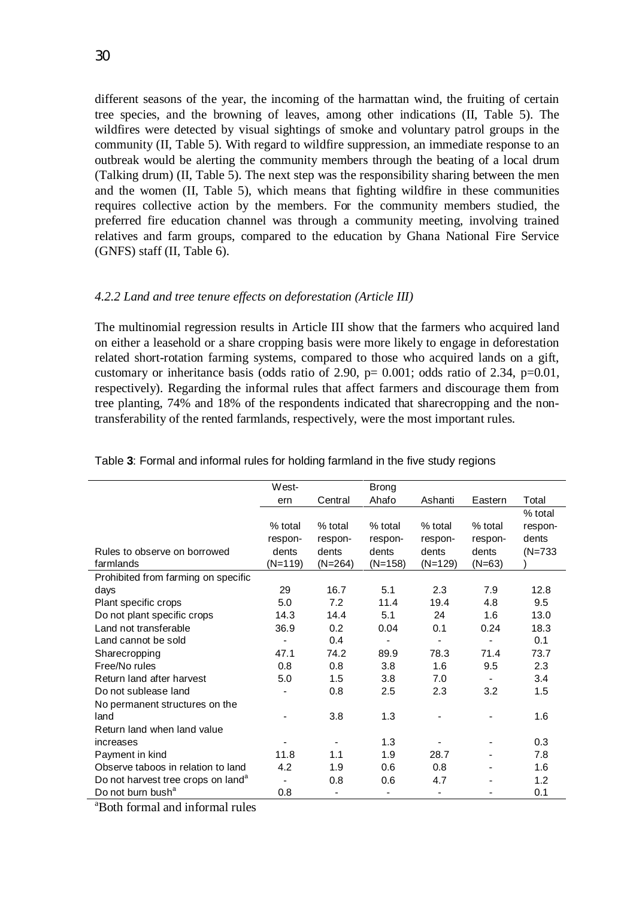different seasons of the year, the incoming of the harmattan wind, the fruiting of certain tree species, and the browning of leaves, among other indications (II, Table 5). The wildfires were detected by visual sightings of smoke and voluntary patrol groups in the community (II, Table 5). With regard to wildfire suppression, an immediate response to an outbreak would be alerting the community members through the beating of a local drum (Talking drum) (II, Table 5). The next step was the responsibility sharing between the men and the women (II, Table 5), which means that fighting wildfire in these communities requires collective action by the members. For the community members studied, the preferred fire education channel was through a community meeting, involving trained relatives and farm groups, compared to the education by Ghana National Fire Service (GNFS) staff (II, Table 6).

### *4.2.2 Land and tree tenure effects on deforestation (Article III)*

The multinomial regression results in Article III show that the farmers who acquired land on either a leasehold or a share cropping basis were more likely to engage in deforestation related short-rotation farming systems, compared to those who acquired lands on a gift, customary or inheritance basis (odds ratio of 2.90, $p = 0.001$; odds ratio of 2.34, $p = 0.01$, respectively). Regarding the informal rules that affect farmers and discourage them from tree planting, 74% and 18% of the respondents indicated that sharecropping and the non-transferability of the rented farmlands, respectively, were the most important rules.

Table **3**: Formal and informal rules for holding farmland in the five study regions

| Rules to observe on borrowed farmlands | Western % total respondents (N=119) | Central % total respondents (N=264) | Brong Ahafo % total respondents (N=158) | Ashanti % total respondents (N=129) | Eastern % total respondents (N=63) | Total % total respondents (N=733) |
|---|---|---|---|---|---|---|
| Prohibited from farming on specific days | 29 | 16.7 | 5.1 | 2.3 | 7.9 | 12.8 |
| Plant specific crops | 5.0 | 7.2 | 11.4 | 19.4 | 4.8 | 9.5 |
| Do not plant specific crops | 14.3 | 14.4 | 5.1 | 24 | 1.6 | 13.0 |
| Land not transferable | 36.9 | 0.2 | 0.04 | 0.1 | 0.24 | 18.3 |
| Land cannot be sold | - | 0.4 | - | - | - | 0.1 |
| Sharecropping | 47.1 | 74.2 | 89.9 | 78.3 | 71.4 | 73.7 |
| Free/No rules | 0.8 | 0.8 | 3.8 | 1.6 | 9.5 | 2.3 |
| Return land after harvest | 5.0 | 1.5 | 3.8 | 7.0 | - | 3.4 |
| Do not sublease land | - | 0.8 | 2.5 | 2.3 | 3.2 | 1.5 |
| No permanent structures on the land | - | 3.8 | 1.3 | - | - | 1.6 |
| Return land when land value increases | - | - | 1.3 | - | - | 0.3 |
| Payment in kind | 11.8 | 1.1 | 1.9 | 28.7 | - | 7.8 |
| Observe taboos in relation to land | 4.2 | 1.9 | 0.6 | 0.8 | - | 1.6 |
| Do not harvest tree crops on land[a] | - | 0.8 | 0.6 | 4.7 | - | 1.2 |
| Do not burn bush[a] | 0.8 | - | - | - | - | 0.1 |

[a]Both formal and informal rules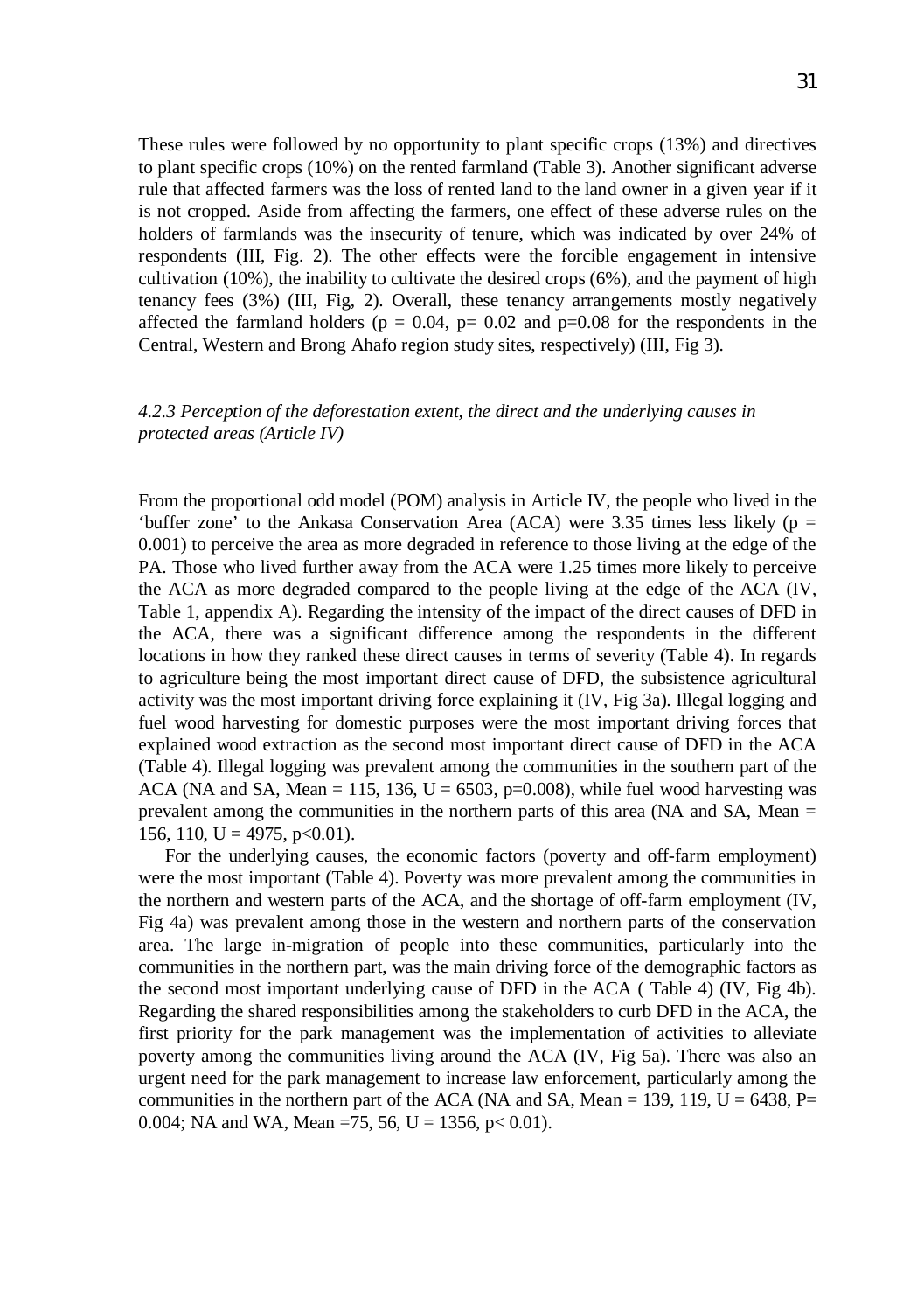These rules were followed by no opportunity to plant specific crops (13%) and directives to plant specific crops (10%) on the rented farmland (Table 3). Another significant adverse rule that affected farmers was the loss of rented land to the land owner in a given year if it is not cropped. Aside from affecting the farmers, one effect of these adverse rules on the holders of farmlands was the insecurity of tenure, which was indicated by over 24% of respondents (III, Fig. 2). The other effects were the forcible engagement in intensive cultivation (10%), the inability to cultivate the desired crops (6%), and the payment of high tenancy fees (3%) (III, Fig, 2). Overall, these tenancy arrangements mostly negatively affected the farmland holders ($p = 0.04$, $p = 0.02$ and $p = 0.08$ for the respondents in the Central, Western and Brong Ahafo region study sites, respectively) (III, Fig 3).

### *4.2.3 Perception of the deforestation extent, the direct and the underlying causes in protected areas (Article IV)*

From the proportional odd model (POM) analysis in Article IV, the people who lived in the 'buffer zone' to the Ankasa Conservation Area (ACA) were 3.35 times less likely ($p = 0.001$) to perceive the area as more degraded in reference to those living at the edge of the PA. Those who lived further away from the ACA were 1.25 times more likely to perceive the ACA as more degraded compared to the people living at the edge of the ACA (IV, Table 1, appendix A). Regarding the intensity of the impact of the direct causes of DFD in the ACA, there was a significant difference among the respondents in the different locations in how they ranked these direct causes in terms of severity (Table 4). In regards to agriculture being the most important direct cause of DFD, the subsistence agricultural activity was the most important driving force explaining it (IV, Fig 3a). Illegal logging and fuel wood harvesting for domestic purposes were the most important driving forces that explained wood extraction as the second most important direct cause of DFD in the ACA (Table 4). Illegal logging was prevalent among the communities in the southern part of the ACA (NA and SA, Mean = 115, 136, $U = 6503$, $p=0.008$), while fuel wood harvesting was prevalent among the communities in the northern parts of this area (NA and SA, Mean = 156, 110, $U = 4975$, $p<0.01$).

For the underlying causes, the economic factors (poverty and off-farm employment) were the most important (Table 4). Poverty was more prevalent among the communities in the northern and western parts of the ACA, and the shortage of off-farm employment (IV, Fig 4a) was prevalent among those in the western and northern parts of the conservation area. The large in-migration of people into these communities, particularly into the communities in the northern part, was the main driving force of the demographic factors as the second most important underlying cause of DFD in the ACA ( Table 4) (IV, Fig 4b). Regarding the shared responsibilities among the stakeholders to curb DFD in the ACA, the first priority for the park management was the implementation of activities to alleviate poverty among the communities living around the ACA (IV, Fig 5a). There was also an urgent need for the park management to increase law enforcement, particularly among the communities in the northern part of the ACA (NA and SA, Mean = 139, 119, $U = 6438$, $P = 0.004$; NA and WA, Mean =75, 56, $U = 1356$, $p < 0.01$).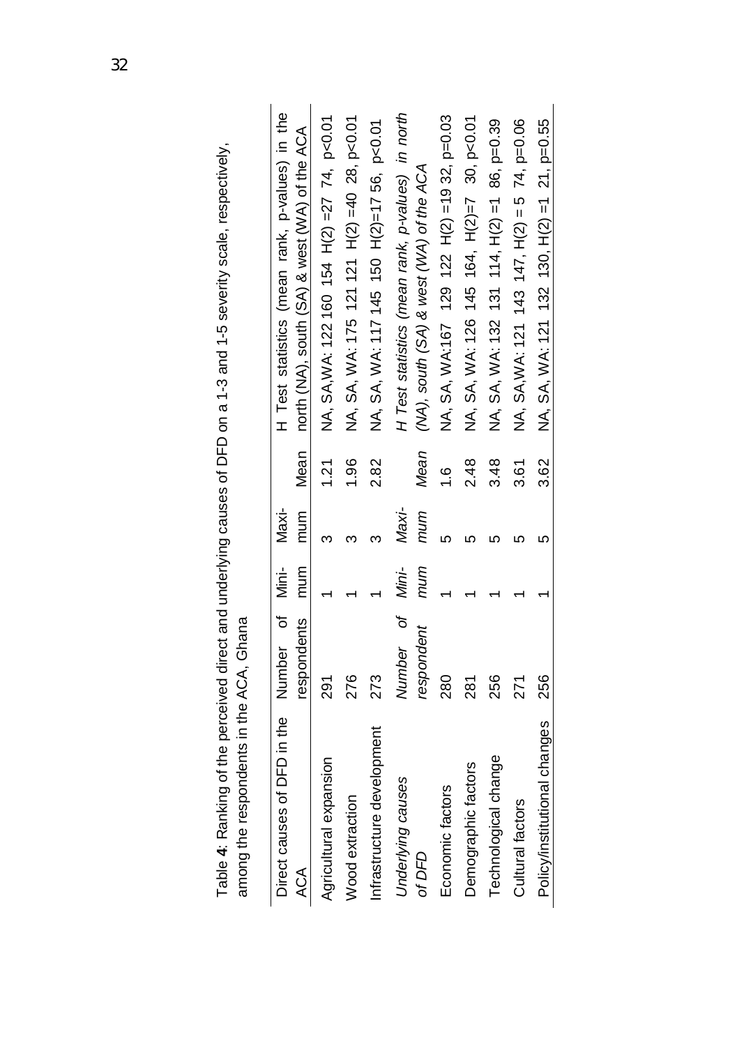Table **4**: Ranking of the perceived direct and underlying causes of DFD on a 1-3 and 1-5 severity scale, respectively, among the respondents in the ACA, Ghana

| Direct causes of DFD in the ACA | Number of respondents | Mini-mum | Maxi-mum | Mean | H Test statistics (mean rank, p-values) in the north (NA), south (SA) & west (WA) of the ACA |
|---|---|---|---|---|---|
| Agricultural expansion | 291 | 1 | 3 | 1.21 | NA, SA,WA: 122 160 154 H(2) =27 74, p<0.01 |
| Wood extraction | 276 | 1 | 3 | 1.96 | NA, SA, WA: 175 121 121 H(2) =40 28, p<0.01 |
| Infrastructure development | 273 | 1 | 3 | 2.82 | NA, SA, WA: 117 145 150 H(2)=17 56, p<0.01 |
| *Underlying causes of DFD* | *Number of respondent* | *Mini-mum* | *Maxi-mum* | *Mean* | *H Test statistics (mean rank, p-values) in north (NA), south (SA) & west (WA) of the ACA* |
| Economic factors | 280 | 1 | 5 | 1.6 | NA, SA, WA:167 129 122 H(2) =19 32, p=0.03 |
| Demographic factors | 281 | 1 | 5 | 2.48 | NA, SA, WA: 126 145 164, H(2)=7 30, p<0.01 |
| Technological change | 256 | 1 | 5 | 3.48 | NA, SA, WA: 132 131 114, H(2) =1 86, p=0.39 |
| Cultural factors | 271 | 1 | 5 | 3.61 | NA, SA,WA: 121 143 147, H(2) = 5 74, p=0.06 |
| Policy/institutional changes | 256 | 1 | 5 | 3.62 | NA, SA, WA: 121 132 130, H(2) =1 21, p=0.55 |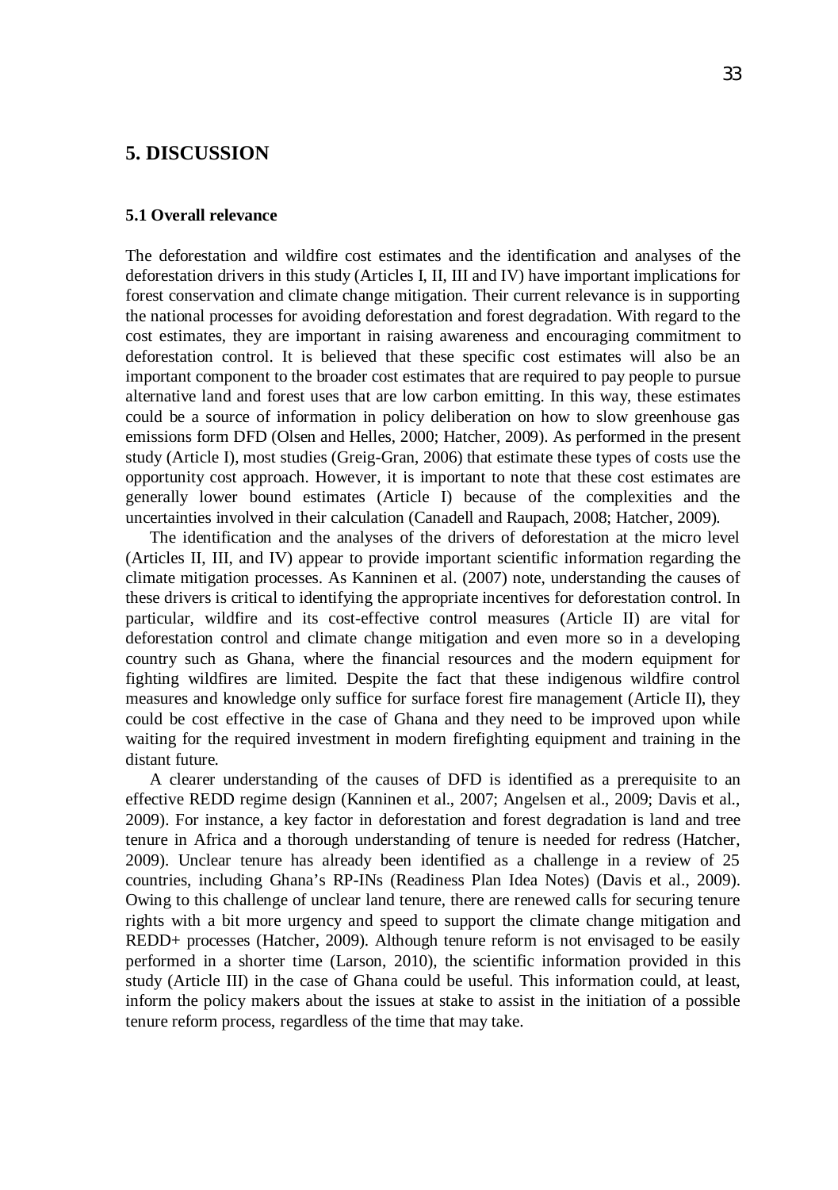# 5. DISCUSSION

## 5.1 Overall relevance

The deforestation and wildfire cost estimates and the identification and analyses of the deforestation drivers in this study (Articles I, II, III and IV) have important implications for forest conservation and climate change mitigation. Their current relevance is in supporting the national processes for avoiding deforestation and forest degradation. With regard to the cost estimates, they are important in raising awareness and encouraging commitment to deforestation control. It is believed that these specific cost estimates will also be an important component to the broader cost estimates that are required to pay people to pursue alternative land and forest uses that are low carbon emitting. In this way, these estimates could be a source of information in policy deliberation on how to slow greenhouse gas emissions form DFD (Olsen and Helles, 2000; Hatcher, 2009). As performed in the present study (Article I), most studies (Greig-Gran, 2006) that estimate these types of costs use the opportunity cost approach. However, it is important to note that these cost estimates are generally lower bound estimates (Article I) because of the complexities and the uncertainties involved in their calculation (Canadell and Raupach, 2008; Hatcher, 2009).

The identification and the analyses of the drivers of deforestation at the micro level (Articles II, III, and IV) appear to provide important scientific information regarding the climate mitigation processes. As Kanninen et al. (2007) note, understanding the causes of these drivers is critical to identifying the appropriate incentives for deforestation control. In particular, wildfire and its cost-effective control measures (Article II) are vital for deforestation control and climate change mitigation and even more so in a developing country such as Ghana, where the financial resources and the modern equipment for fighting wildfires are limited. Despite the fact that these indigenous wildfire control measures and knowledge only suffice for surface forest fire management (Article II), they could be cost effective in the case of Ghana and they need to be improved upon while waiting for the required investment in modern firefighting equipment and training in the distant future.

A clearer understanding of the causes of DFD is identified as a prerequisite to an effective REDD regime design (Kanninen et al., 2007; Angelsen et al., 2009; Davis et al., 2009). For instance, a key factor in deforestation and forest degradation is land and tree tenure in Africa and a thorough understanding of tenure is needed for redress (Hatcher, 2009). Unclear tenure has already been identified as a challenge in a review of 25 countries, including Ghana's RP-INs (Readiness Plan Idea Notes) (Davis et al., 2009). Owing to this challenge of unclear land tenure, there are renewed calls for securing tenure rights with a bit more urgency and speed to support the climate change mitigation and REDD+ processes (Hatcher, 2009). Although tenure reform is not envisaged to be easily performed in a shorter time (Larson, 2010), the scientific information provided in this study (Article III) in the case of Ghana could be useful. This information could, at least, inform the policy makers about the issues at stake to assist in the initiation of a possible tenure reform process, regardless of the time that may take.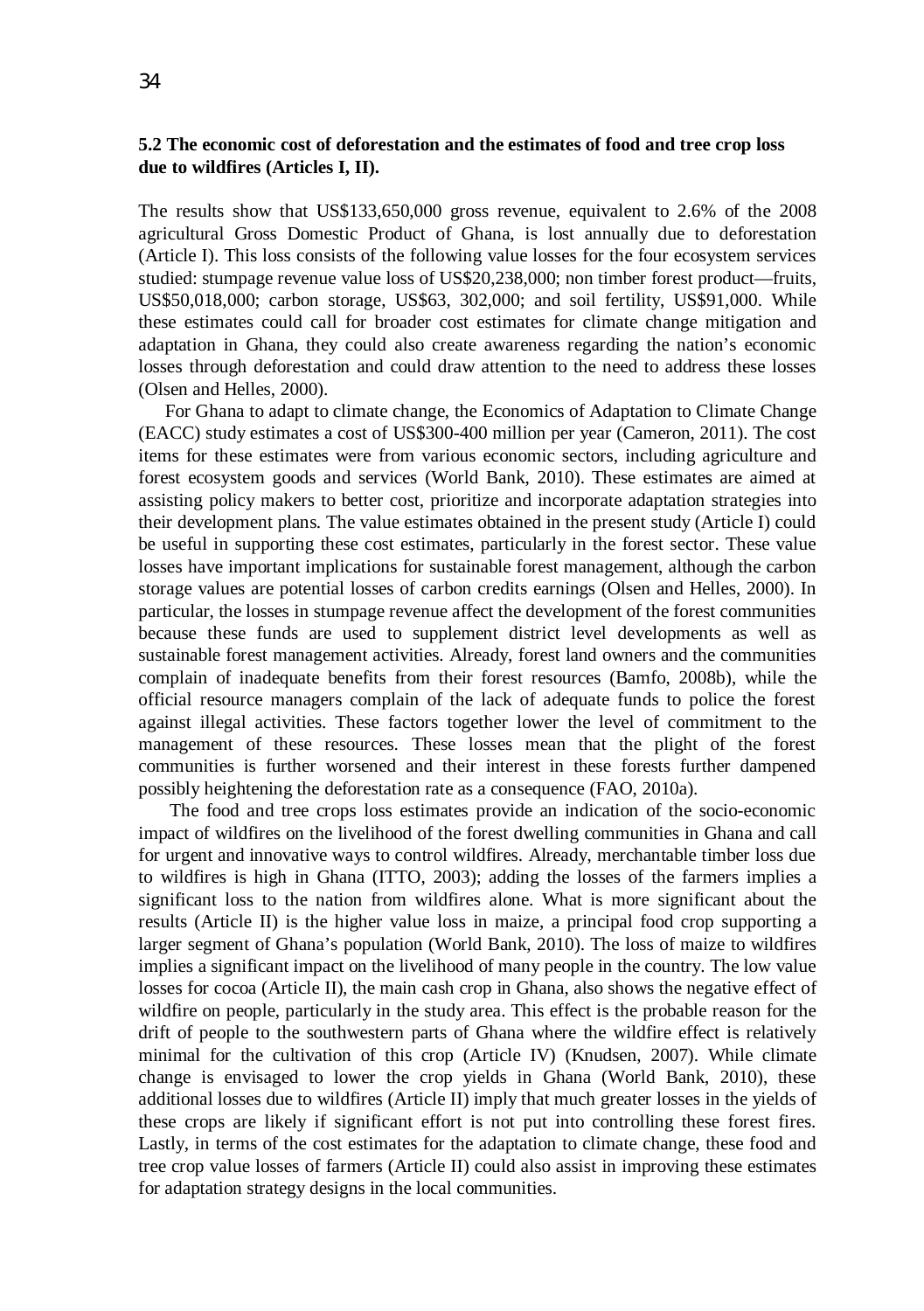### 5.2 The economic cost of deforestation and the estimates of food and tree crop loss due to wildfires (Articles I, II).

The results show that US$133,650,000 gross revenue, equivalent to 2.6% of the 2008 agricultural Gross Domestic Product of Ghana, is lost annually due to deforestation (Article I). This loss consists of the following value losses for the four ecosystem services studied: stumpage revenue value loss of US$20,238,000; non timber forest product—fruits, US$50,018,000; carbon storage, US$63, 302,000; and soil fertility, US$91,000. While these estimates could call for broader cost estimates for climate change mitigation and adaptation in Ghana, they could also create awareness regarding the nation's economic losses through deforestation and could draw attention to the need to address these losses (Olsen and Helles, 2000).

For Ghana to adapt to climate change, the Economics of Adaptation to Climate Change (EACC) study estimates a cost of US$300-400 million per year (Cameron, 2011). The cost items for these estimates were from various economic sectors, including agriculture and forest ecosystem goods and services (World Bank, 2010). These estimates are aimed at assisting policy makers to better cost, prioritize and incorporate adaptation strategies into their development plans. The value estimates obtained in the present study (Article I) could be useful in supporting these cost estimates, particularly in the forest sector. These value losses have important implications for sustainable forest management, although the carbon storage values are potential losses of carbon credits earnings (Olsen and Helles, 2000). In particular, the losses in stumpage revenue affect the development of the forest communities because these funds are used to supplement district level developments as well as sustainable forest management activities. Already, forest land owners and the communities complain of inadequate benefits from their forest resources (Bamfo, 2008b), while the official resource managers complain of the lack of adequate funds to police the forest against illegal activities. These factors together lower the level of commitment to the management of these resources. These losses mean that the plight of the forest communities is further worsened and their interest in these forests further dampened possibly heightening the deforestation rate as a consequence (FAO, 2010a).

The food and tree crops loss estimates provide an indication of the socio-economic impact of wildfires on the livelihood of the forest dwelling communities in Ghana and call for urgent and innovative ways to control wildfires. Already, merchantable timber loss due to wildfires is high in Ghana (ITTO, 2003); adding the losses of the farmers implies a significant loss to the nation from wildfires alone. What is more significant about the results (Article II) is the higher value loss in maize, a principal food crop supporting a larger segment of Ghana's population (World Bank, 2010). The loss of maize to wildfires implies a significant impact on the livelihood of many people in the country. The low value losses for cocoa (Article II), the main cash crop in Ghana, also shows the negative effect of wildfire on people, particularly in the study area. This effect is the probable reason for the drift of people to the southwestern parts of Ghana where the wildfire effect is relatively minimal for the cultivation of this crop (Article IV) (Knudsen, 2007). While climate change is envisaged to lower the crop yields in Ghana (World Bank, 2010), these additional losses due to wildfires (Article II) imply that much greater losses in the yields of these crops are likely if significant effort is not put into controlling these forest fires. Lastly, in terms of the cost estimates for the adaptation to climate change, these food and tree crop value losses of farmers (Article II) could also assist in improving these estimates for adaptation strategy designs in the local communities.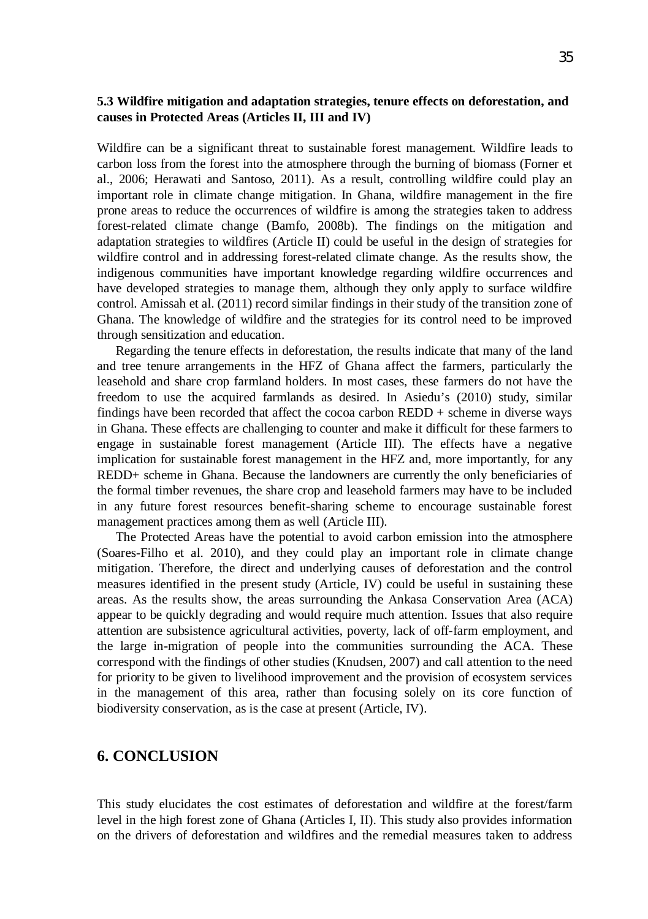### 5.3 Wildfire mitigation and adaptation strategies, tenure effects on deforestation, and causes in Protected Areas (Articles II, III and IV)

Wildfire can be a significant threat to sustainable forest management. Wildfire leads to carbon loss from the forest into the atmosphere through the burning of biomass (Forner et al., 2006; Herawati and Santoso, 2011). As a result, controlling wildfire could play an important role in climate change mitigation. In Ghana, wildfire management in the fire prone areas to reduce the occurrences of wildfire is among the strategies taken to address forest-related climate change (Bamfo, 2008b). The findings on the mitigation and adaptation strategies to wildfires (Article II) could be useful in the design of strategies for wildfire control and in addressing forest-related climate change. As the results show, the indigenous communities have important knowledge regarding wildfire occurrences and have developed strategies to manage them, although they only apply to surface wildfire control. Amissah et al. (2011) record similar findings in their study of the transition zone of Ghana. The knowledge of wildfire and the strategies for its control need to be improved through sensitization and education.

Regarding the tenure effects in deforestation, the results indicate that many of the land and tree tenure arrangements in the HFZ of Ghana affect the farmers, particularly the leasehold and share crop farmland holders. In most cases, these farmers do not have the freedom to use the acquired farmlands as desired. In Asiedu's (2010) study, similar findings have been recorded that affect the cocoa carbon REDD + scheme in diverse ways in Ghana. These effects are challenging to counter and make it difficult for these farmers to engage in sustainable forest management (Article III). The effects have a negative implication for sustainable forest management in the HFZ and, more importantly, for any REDD+ scheme in Ghana. Because the landowners are currently the only beneficiaries of the formal timber revenues, the share crop and leasehold farmers may have to be included in any future forest resources benefit-sharing scheme to encourage sustainable forest management practices among them as well (Article III).

The Protected Areas have the potential to avoid carbon emission into the atmosphere (Soares-Filho et al. 2010), and they could play an important role in climate change mitigation. Therefore, the direct and underlying causes of deforestation and the control measures identified in the present study (Article, IV) could be useful in sustaining these areas. As the results show, the areas surrounding the Ankasa Conservation Area (ACA) appear to be quickly degrading and would require much attention. Issues that also require attention are subsistence agricultural activities, poverty, lack of off-farm employment, and the large in-migration of people into the communities surrounding the ACA. These correspond with the findings of other studies (Knudsen, 2007) and call attention to the need for priority to be given to livelihood improvement and the provision of ecosystem services in the management of this area, rather than focusing solely on its core function of biodiversity conservation, as is the case at present (Article, IV).

## 6. CONCLUSION

This study elucidates the cost estimates of deforestation and wildfire at the forest/farm level in the high forest zone of Ghana (Articles I, II). This study also provides information on the drivers of deforestation and wildfires and the remedial measures taken to address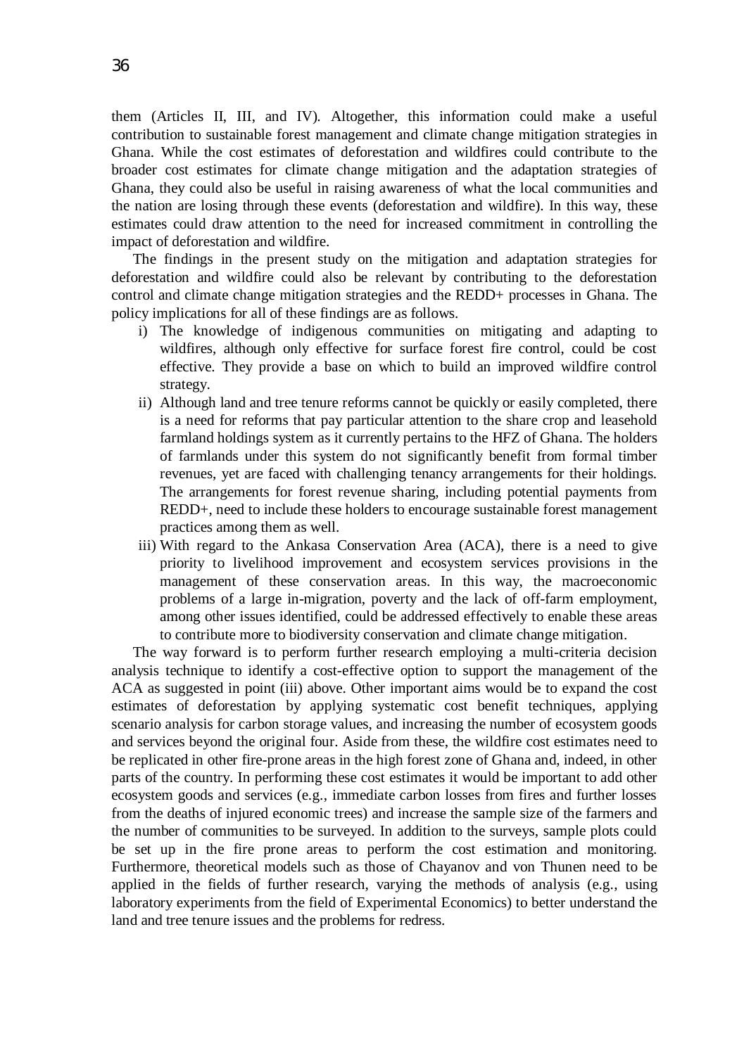them (Articles II, III, and IV). Altogether, this information could make a useful contribution to sustainable forest management and climate change mitigation strategies in Ghana. While the cost estimates of deforestation and wildfires could contribute to the broader cost estimates for climate change mitigation and the adaptation strategies of Ghana, they could also be useful in raising awareness of what the local communities and the nation are losing through these events (deforestation and wildfire). In this way, these estimates could draw attention to the need for increased commitment in controlling the impact of deforestation and wildfire.

The findings in the present study on the mitigation and adaptation strategies for deforestation and wildfire could also be relevant by contributing to the deforestation control and climate change mitigation strategies and the REDD+ processes in Ghana. The policy implications for all of these findings are as follows.

i) The knowledge of indigenous communities on mitigating and adapting to wildfires, although only effective for surface forest fire control, could be cost effective. They provide a base on which to build an improved wildfire control strategy.
ii) Although land and tree tenure reforms cannot be quickly or easily completed, there is a need for reforms that pay particular attention to the share crop and leasehold farmland holdings system as it currently pertains to the HFZ of Ghana. The holders of farmlands under this system do not significantly benefit from formal timber revenues, yet are faced with challenging tenancy arrangements for their holdings. The arrangements for forest revenue sharing, including potential payments from REDD+, need to include these holders to encourage sustainable forest management practices among them as well.
iii) With regard to the Ankasa Conservation Area (ACA), there is a need to give priority to livelihood improvement and ecosystem services provisions in the management of these conservation areas. In this way, the macroeconomic problems of a large in-migration, poverty and the lack of off-farm employment, among other issues identified, could be addressed effectively to enable these areas to contribute more to biodiversity conservation and climate change mitigation.

The way forward is to perform further research employing a multi-criteria decision analysis technique to identify a cost-effective option to support the management of the ACA as suggested in point (iii) above. Other important aims would be to expand the cost estimates of deforestation by applying systematic cost benefit techniques, applying scenario analysis for carbon storage values, and increasing the number of ecosystem goods and services beyond the original four. Aside from these, the wildfire cost estimates need to be replicated in other fire-prone areas in the high forest zone of Ghana and, indeed, in other parts of the country. In performing these cost estimates it would be important to add other ecosystem goods and services (e.g., immediate carbon losses from fires and further losses from the deaths of injured economic trees) and increase the sample size of the farmers and the number of communities to be surveyed. In addition to the surveys, sample plots could be set up in the fire prone areas to perform the cost estimation and monitoring. Furthermore, theoretical models such as those of Chayanov and von Thunen need to be applied in the fields of further research, varying the methods of analysis (e.g., using laboratory experiments from the field of Experimental Economics) to better understand the land and tree tenure issues and the problems for redress.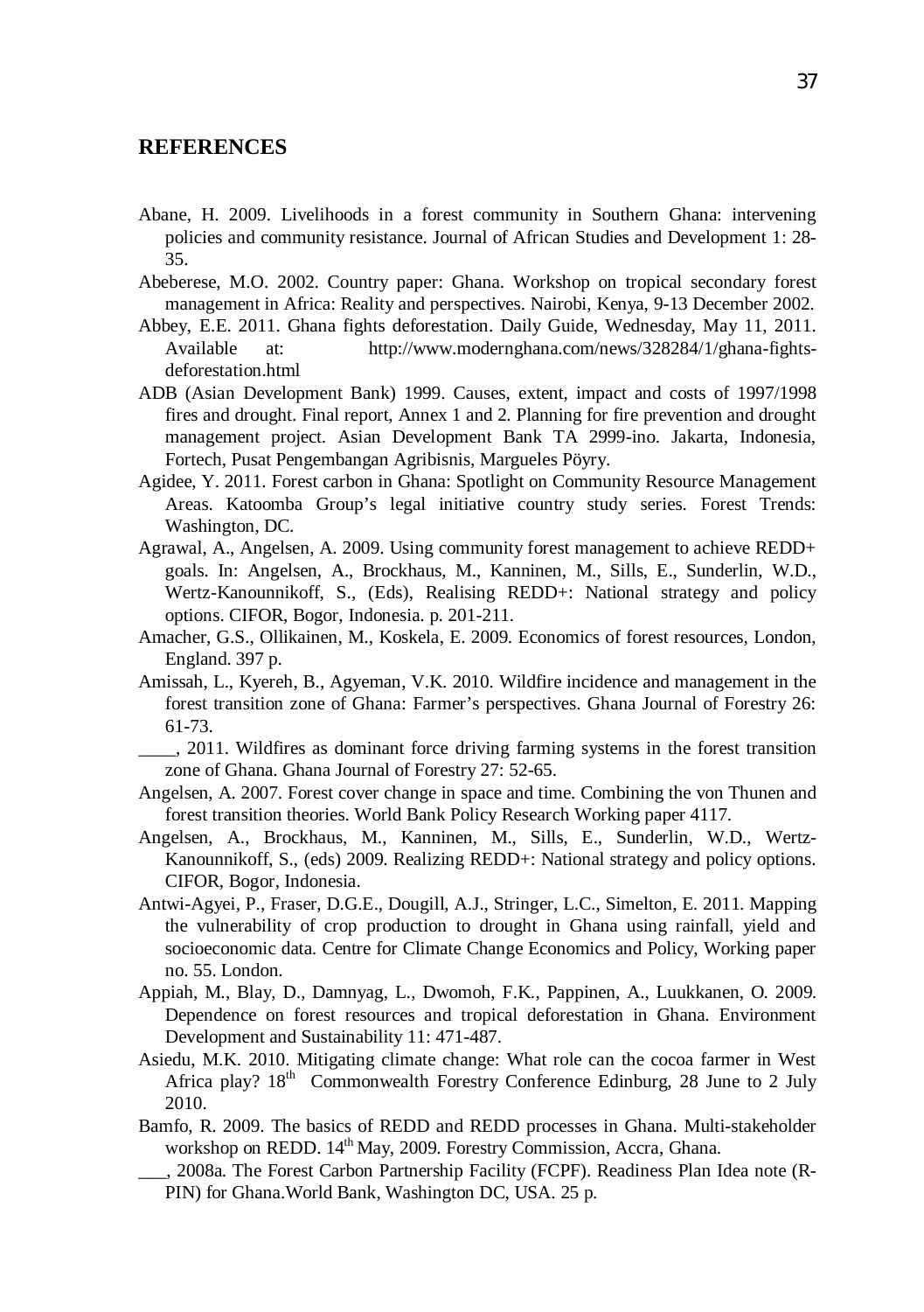## REFERENCES

Abane, H. 2009. Livelihoods in a forest community in Southern Ghana: intervening policies and community resistance. Journal of African Studies and Development 1: 28-35.

Abeberese, M.O. 2002. Country paper: Ghana. Workshop on tropical secondary forest management in Africa: Reality and perspectives. Nairobi, Kenya, 9-13 December 2002.

Abbey, E.E. 2011. Ghana fights deforestation. Daily Guide, Wednesday, May 11, 2011. Available at: http://www.modernghana.com/news/328284/1/ghana-fights-deforestation.html

ADB (Asian Development Bank) 1999. Causes, extent, impact and costs of 1997/1998 fires and drought. Final report, Annex 1 and 2. Planning for fire prevention and drought management project. Asian Development Bank TA 2999-ino. Jakarta, Indonesia, Fortech, Pusat Pengembangan Agribisnis, Margueles Pöyry.

Agidee, Y. 2011. Forest carbon in Ghana: Spotlight on Community Resource Management Areas. Katoomba Group's legal initiative country study series. Forest Trends: Washington, DC.

Agrawal, A., Angelsen, A. 2009. Using community forest management to achieve REDD+ goals. In: Angelsen, A., Brockhaus, M., Kanninen, M., Sills, E., Sunderlin, W.D., Wertz-Kanounnikoff, S., (Eds), Realising REDD+: National strategy and policy options. CIFOR, Bogor, Indonesia. p. 201-211.

Amacher, G.S., Ollikainen, M., Koskela, E. 2009. Economics of forest resources, London, England. 397 p.

Amissah, L., Kyereh, B., Agyeman, V.K. 2010. Wildfire incidence and management in the forest transition zone of Ghana: Farmer's perspectives. Ghana Journal of Forestry 26: 61-73.

____, 2011. Wildfires as dominant force driving farming systems in the forest transition zone of Ghana. Ghana Journal of Forestry 27: 52-65.

Angelsen, A. 2007. Forest cover change in space and time. Combining the von Thunen and forest transition theories. World Bank Policy Research Working paper 4117.

Angelsen, A., Brockhaus, M., Kanninen, M., Sills, E., Sunderlin, W.D., Wertz-Kanounnikoff, S., (eds) 2009. Realizing REDD+: National strategy and policy options. CIFOR, Bogor, Indonesia.

Antwi-Agyei, P., Fraser, D.G.E., Dougill, A.J., Stringer, L.C., Simelton, E. 2011. Mapping the vulnerability of crop production to drought in Ghana using rainfall, yield and socioeconomic data. Centre for Climate Change Economics and Policy, Working paper no. 55. London.

Appiah, M., Blay, D., Damnyag, L., Dwomoh, F.K., Pappinen, A., Luukkanen, O. 2009. Dependence on forest resources and tropical deforestation in Ghana. Environment Development and Sustainability 11: 471-487.

Asiedu, M.K. 2010. Mitigating climate change: What role can the cocoa farmer in West Africa play? 18th Commonwealth Forestry Conference Edinburg, 28 June to 2 July 2010.

Bamfo, R. 2009. The basics of REDD and REDD processes in Ghana. Multi-stakeholder workshop on REDD. 14th May, 2009. Forestry Commission, Accra, Ghana.

___, 2008a. The Forest Carbon Partnership Facility (FCPF). Readiness Plan Idea note (R-PIN) for Ghana.World Bank, Washington DC, USA. 25 p.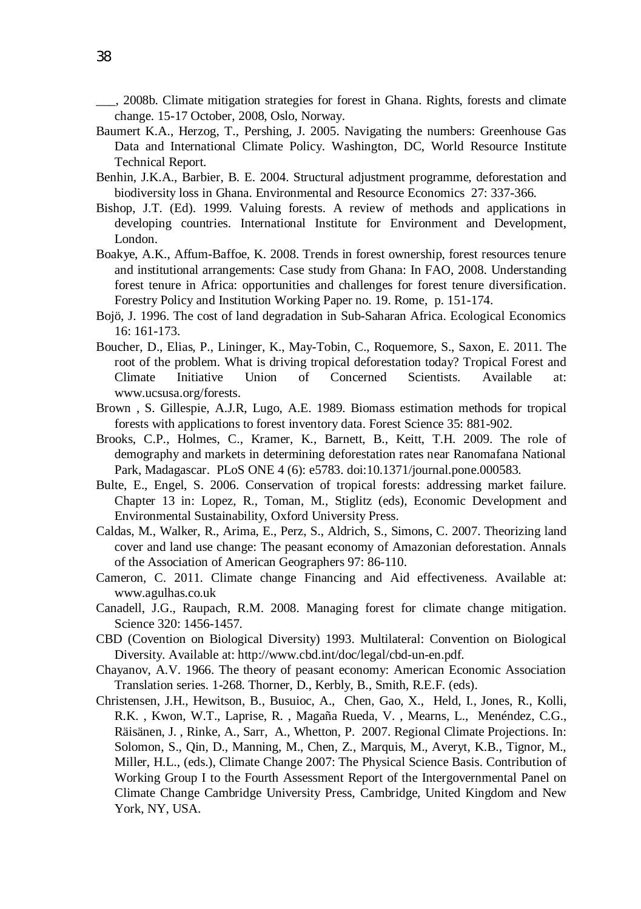___, 2008b. Climate mitigation strategies for forest in Ghana. Rights, forests and climate change. 15-17 October, 2008, Oslo, Norway.

Baumert K.A., Herzog, T., Pershing, J. 2005. Navigating the numbers: Greenhouse Gas Data and International Climate Policy. Washington, DC, World Resource Institute Technical Report.

Benhin, J.K.A., Barbier, B. E. 2004. Structural adjustment programme, deforestation and biodiversity loss in Ghana. Environmental and Resource Economics 27: 337-366.

Bishop, J.T. (Ed). 1999. Valuing forests. A review of methods and applications in developing countries. International Institute for Environment and Development, London.

Boakye, A.K., Affum-Baffoe, K. 2008. Trends in forest ownership, forest resources tenure and institutional arrangements: Case study from Ghana: In FAO, 2008. Understanding forest tenure in Africa: opportunities and challenges for forest tenure diversification. Forestry Policy and Institution Working Paper no. 19. Rome, p. 151-174.

Bojö, J. 1996. The cost of land degradation in Sub-Saharan Africa. Ecological Economics 16: 161-173.

Boucher, D., Elias, P., Lininger, K., May-Tobin, C., Roquemore, S., Saxon, E. 2011. The root of the problem. What is driving tropical deforestation today? Tropical Forest and Climate Initiative Union of Concerned Scientists. Available at: www.ucsusa.org/forests.

Brown , S. Gillespie, A.J.R, Lugo, A.E. 1989. Biomass estimation methods for tropical forests with applications to forest inventory data. Forest Science 35: 881-902.

Brooks, C.P., Holmes, C., Kramer, K., Barnett, B., Keitt, T.H. 2009. The role of demography and markets in determining deforestation rates near Ranomafana National Park, Madagascar. PLoS ONE 4 (6): e5783. doi:10.1371/journal.pone.000583.

Bulte, E., Engel, S. 2006. Conservation of tropical forests: addressing market failure. Chapter 13 in: Lopez, R., Toman, M., Stiglitz (eds), Economic Development and Environmental Sustainability, Oxford University Press.

Caldas, M., Walker, R., Arima, E., Perz, S., Aldrich, S., Simons, C. 2007. Theorizing land cover and land use change: The peasant economy of Amazonian deforestation. Annals of the Association of American Geographers 97: 86-110.

Cameron, C. 2011. Climate change Financing and Aid effectiveness. Available at: www.agulhas.co.uk

Canadell, J.G., Raupach, R.M. 2008. Managing forest for climate change mitigation. Science 320: 1456-1457.

CBD (Covention on Biological Diversity) 1993. Multilateral: Convention on Biological Diversity. Available at: http://www.cbd.int/doc/legal/cbd-un-en.pdf.

Chayanov, A.V. 1966. The theory of peasant economy: American Economic Association Translation series. 1-268. Thorner, D., Kerbly, B., Smith, R.E.F. (eds).

Christensen, J.H., Hewitson, B., Busuioc, A., Chen, Gao, X., Held, I., Jones, R., Kolli, R.K. , Kwon, W.T., Laprise, R. , Magaña Rueda, V. , Mearns, L., Menéndez, C.G., Räisänen, J. , Rinke, A., Sarr, A., Whetton, P. 2007. Regional Climate Projections. In: Solomon, S., Qin, D., Manning, M., Chen, Z., Marquis, M., Averyt, K.B., Tignor, M., Miller, H.L., (eds.), Climate Change 2007: The Physical Science Basis. Contribution of Working Group I to the Fourth Assessment Report of the Intergovernmental Panel on Climate Change Cambridge University Press, Cambridge, United Kingdom and New York, NY, USA.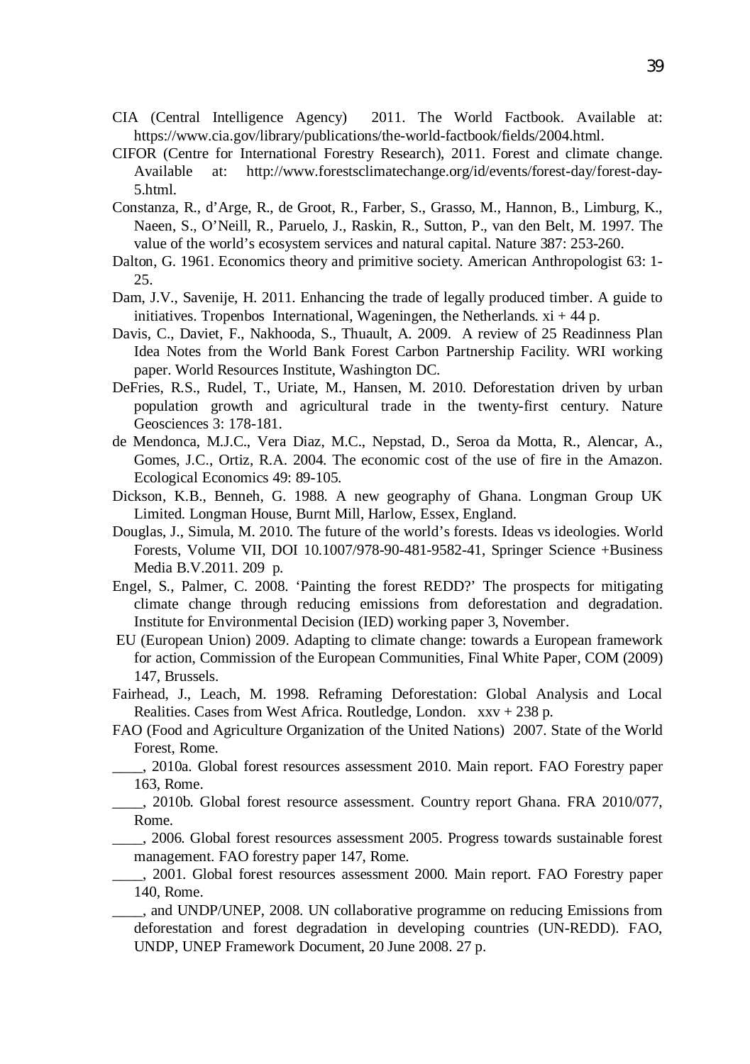CIA (Central Intelligence Agency) 2011. The World Factbook. Available at: https://www.cia.gov/library/publications/the-world-factbook/fields/2004.html.

CIFOR (Centre for International Forestry Research), 2011. Forest and climate change. Available at: http://www.forestsclimatechange.org/id/events/forest-day/forest-day-5.html.

Constanza, R., d'Arge, R., de Groot, R., Farber, S., Grasso, M., Hannon, B., Limburg, K., Naeen, S., O'Neill, R., Paruelo, J., Raskin, R., Sutton, P., van den Belt, M. 1997. The value of the world's ecosystem services and natural capital. Nature 387: 253-260.

Dalton, G. 1961. Economics theory and primitive society. American Anthropologist 63: 1-25.

Dam, J.V., Savenije, H. 2011. Enhancing the trade of legally produced timber. A guide to initiatives. Tropenbos International, Wageningen, the Netherlands. xi + 44 p.

Davis, C., Daviet, F., Nakhooda, S., Thuault, A. 2009. A review of 25 Readinness Plan Idea Notes from the World Bank Forest Carbon Partnership Facility. WRI working paper. World Resources Institute, Washington DC.

DeFries, R.S., Rudel, T., Uriate, M., Hansen, M. 2010. Deforestation driven by urban population growth and agricultural trade in the twenty-first century. Nature Geosciences 3: 178-181.

de Mendonca, M.J.C., Vera Diaz, M.C., Nepstad, D., Seroa da Motta, R., Alencar, A., Gomes, J.C., Ortiz, R.A. 2004. The economic cost of the use of fire in the Amazon. Ecological Economics 49: 89-105.

Dickson, K.B., Benneh, G. 1988. A new geography of Ghana. Longman Group UK Limited. Longman House, Burnt Mill, Harlow, Essex, England.

Douglas, J., Simula, M. 2010. The future of the world's forests. Ideas vs ideologies. World Forests, Volume VII, DOI 10.1007/978-90-481-9582-41, Springer Science +Business Media B.V.2011. 209 p.

Engel, S., Palmer, C. 2008. 'Painting the forest REDD?' The prospects for mitigating climate change through reducing emissions from deforestation and degradation. Institute for Environmental Decision (IED) working paper 3, November.

EU (European Union) 2009. Adapting to climate change: towards a European framework for action, Commission of the European Communities, Final White Paper, COM (2009) 147, Brussels.

Fairhead, J., Leach, M. 1998. Reframing Deforestation: Global Analysis and Local Realities. Cases from West Africa. Routledge, London. xxv + 238 p.

FAO (Food and Agriculture Organization of the United Nations) 2007. State of the World Forest, Rome.

____, 2010a. Global forest resources assessment 2010. Main report. FAO Forestry paper 163, Rome.

____, 2010b. Global forest resource assessment. Country report Ghana. FRA 2010/077, Rome.

____, 2006. Global forest resources assessment 2005. Progress towards sustainable forest management. FAO forestry paper 147, Rome.

____, 2001. Global forest resources assessment 2000. Main report. FAO Forestry paper 140, Rome.

____, and UNDP/UNEP, 2008. UN collaborative programme on reducing Emissions from deforestation and forest degradation in developing countries (UN-REDD). FAO, UNDP, UNEP Framework Document, 20 June 2008. 27 p.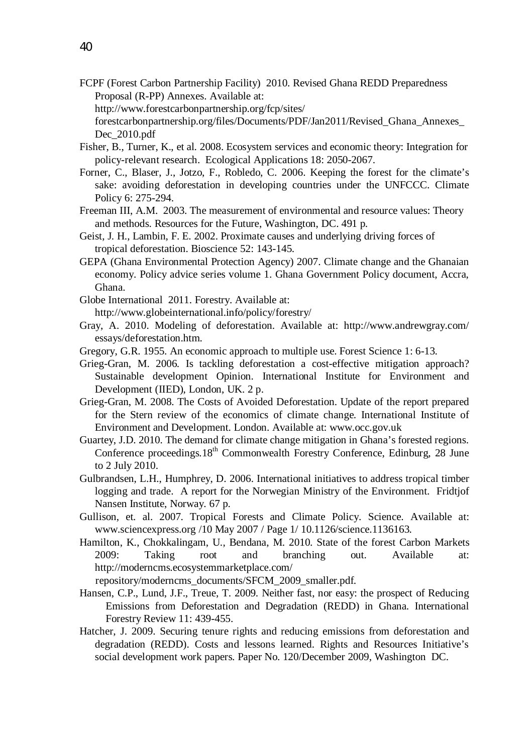FCPF (Forest Carbon Partnership Facility) 2010. Revised Ghana REDD Preparedness Proposal (R-PP) Annexes. Available at: http://www.forestcarbonpartnership.org/fcp/sites/forestcarbonpartnership.org/files/Documents/PDF/Jan2011/Revised_Ghana_Annexes_Dec_2010.pdf

Fisher, B., Turner, K., et al. 2008. Ecosystem services and economic theory: Integration for policy-relevant research. Ecological Applications 18: 2050-2067.

Forner, C., Blaser, J., Jotzo, F., Robledo, C. 2006. Keeping the forest for the climate's sake: avoiding deforestation in developing countries under the UNFCCC. Climate Policy 6: 275-294.

Freeman III, A.M. 2003. The measurement of environmental and resource values: Theory and methods. Resources for the Future, Washington, DC. 491 p.

Geist, J. H., Lambin, F. E. 2002. Proximate causes and underlying driving forces of tropical deforestation. Bioscience 52: 143-145.

GEPA (Ghana Environmental Protection Agency) 2007. Climate change and the Ghanaian economy. Policy advice series volume 1. Ghana Government Policy document, Accra, Ghana.

Globe International 2011. Forestry. Available at: http://www.globeinternational.info/policy/forestry/

Gray, A. 2010. Modeling of deforestation. Available at: http://www.andrewgray.com/essays/deforestation.htm.

Gregory, G.R. 1955. An economic approach to multiple use. Forest Science 1: 6-13.

Grieg-Gran, M. 2006. Is tackling deforestation a cost-effective mitigation approach? Sustainable development Opinion. International Institute for Environment and Development (IIED), London, UK. 2 p.

Grieg-Gran, M. 2008. The Costs of Avoided Deforestation. Update of the report prepared for the Stern review of the economics of climate change. International Institute of Environment and Development. London. Available at: www.occ.gov.uk

Guartey, J.D. 2010. The demand for climate change mitigation in Ghana's forested regions. Conference proceedings.18th Commonwealth Forestry Conference, Edinburg, 28 June to 2 July 2010.

Gulbrandsen, L.H., Humphrey, D. 2006. International initiatives to address tropical timber logging and trade. A report for the Norwegian Ministry of the Environment. Fridtjof Nansen Institute, Norway. 67 p.

Gullison, et. al. 2007. Tropical Forests and Climate Policy. Science. Available at: www.sciencexpress.org /10 May 2007 / Page 1/ 10.1126/science.1136163.

Hamilton, K., Chokkalingam, U., Bendana, M. 2010. State of the forest Carbon Markets 2009: Taking root and branching out. Available at: http://moderncms.ecosystemmarketplace.com/repository/moderncms_documents/SFCM_2009_smaller.pdf.

Hansen, C.P., Lund, J.F., Treue, T. 2009. Neither fast, nor easy: the prospect of Reducing Emissions from Deforestation and Degradation (REDD) in Ghana. International Forestry Review 11: 439-455.

Hatcher, J. 2009. Securing tenure rights and reducing emissions from deforestation and degradation (REDD). Costs and lessons learned. Rights and Resources Initiative's social development work papers. Paper No. 120/December 2009, Washington DC.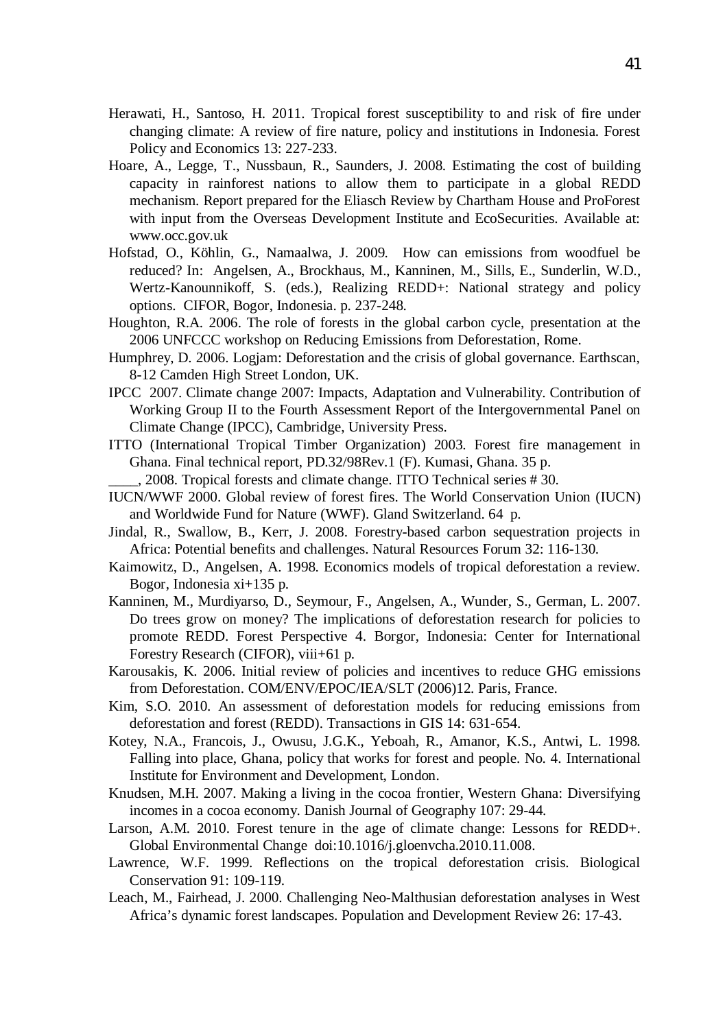Herawati, H., Santoso, H. 2011. Tropical forest susceptibility to and risk of fire under changing climate: A review of fire nature, policy and institutions in Indonesia. Forest Policy and Economics 13: 227-233.

Hoare, A., Legge, T., Nussbaun, R., Saunders, J. 2008. Estimating the cost of building capacity in rainforest nations to allow them to participate in a global REDD mechanism. Report prepared for the Eliasch Review by Chartham House and ProForest with input from the Overseas Development Institute and EcoSecurities. Available at: www.occ.gov.uk

Hofstad, O., Köhlin, G., Namaalwa, J. 2009. How can emissions from woodfuel be reduced? In: Angelsen, A., Brockhaus, M., Kanninen, M., Sills, E., Sunderlin, W.D., Wertz-Kanounnikoff, S. (eds.), Realizing REDD+: National strategy and policy options. CIFOR, Bogor, Indonesia. p. 237-248.

Houghton, R.A. 2006. The role of forests in the global carbon cycle, presentation at the 2006 UNFCCC workshop on Reducing Emissions from Deforestation, Rome.

Humphrey, D. 2006. Logjam: Deforestation and the crisis of global governance. Earthscan, 8-12 Camden High Street London, UK.

IPCC 2007. Climate change 2007: Impacts, Adaptation and Vulnerability. Contribution of Working Group II to the Fourth Assessment Report of the Intergovernmental Panel on Climate Change (IPCC), Cambridge, University Press.

ITTO (International Tropical Timber Organization) 2003. Forest fire management in Ghana. Final technical report, PD.32/98Rev.1 (F). Kumasi, Ghana. 35 p.

____, 2008. Tropical forests and climate change. ITTO Technical series # 30.

IUCN/WWF 2000. Global review of forest fires. The World Conservation Union (IUCN) and Worldwide Fund for Nature (WWF). Gland Switzerland. 64 p.

Jindal, R., Swallow, B., Kerr, J. 2008. Forestry-based carbon sequestration projects in Africa: Potential benefits and challenges. Natural Resources Forum 32: 116-130.

Kaimowitz, D., Angelsen, A. 1998. Economics models of tropical deforestation a review. Bogor, Indonesia xi+135 p.

Kanninen, M., Murdiyarso, D., Seymour, F., Angelsen, A., Wunder, S., German, L. 2007. Do trees grow on money? The implications of deforestation research for policies to promote REDD. Forest Perspective 4. Borgor, Indonesia: Center for International Forestry Research (CIFOR), viii+61 p.

Karousakis, K. 2006. Initial review of policies and incentives to reduce GHG emissions from Deforestation. COM/ENV/EPOC/IEA/SLT (2006)12. Paris, France.

Kim, S.O. 2010. An assessment of deforestation models for reducing emissions from deforestation and forest (REDD). Transactions in GIS 14: 631-654.

Kotey, N.A., Francois, J., Owusu, J.G.K., Yeboah, R., Amanor, K.S., Antwi, L. 1998. Falling into place, Ghana, policy that works for forest and people. No. 4. International Institute for Environment and Development, London.

Knudsen, M.H. 2007. Making a living in the cocoa frontier, Western Ghana: Diversifying incomes in a cocoa economy. Danish Journal of Geography 107: 29-44.

Larson, A.M. 2010. Forest tenure in the age of climate change: Lessons for REDD+. Global Environmental Change doi:10.1016/j.gloenvcha.2010.11.008.

Lawrence, W.F. 1999. Reflections on the tropical deforestation crisis. Biological Conservation 91: 109-119.

Leach, M., Fairhead, J. 2000. Challenging Neo-Malthusian deforestation analyses in West Africa's dynamic forest landscapes. Population and Development Review 26: 17-43.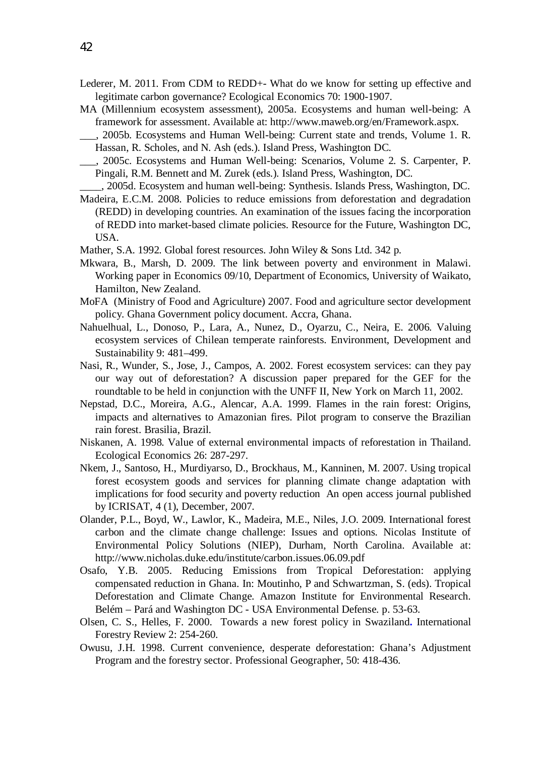Lederer, M. 2011. From CDM to REDD+- What do we know for setting up effective and legitimate carbon governance? Ecological Economics 70: 1900-1907.

MA (Millennium ecosystem assessment), 2005a. Ecosystems and human well-being: A framework for assessment. Available at: http://www.maweb.org/en/Framework.aspx.

___, 2005b. Ecosystems and Human Well-being: Current state and trends, Volume 1. R. Hassan, R. Scholes, and N. Ash (eds.). Island Press, Washington DC.

___, 2005c. Ecosystems and Human Well-being: Scenarios, Volume 2. S. Carpenter, P. Pingali, R.M. Bennett and M. Zurek (eds.). Island Press, Washington, DC.

____, 2005d. Ecosystem and human well-being: Synthesis. Islands Press, Washington, DC.

Madeira, E.C.M. 2008. Policies to reduce emissions from deforestation and degradation (REDD) in developing countries. An examination of the issues facing the incorporation of REDD into market-based climate policies. Resource for the Future, Washington DC, USA.

Mather, S.A. 1992. Global forest resources. John Wiley & Sons Ltd. 342 p.

Mkwara, B., Marsh, D. 2009. The link between poverty and environment in Malawi. Working paper in Economics 09/10, Department of Economics, University of Waikato, Hamilton, New Zealand.

MoFA (Ministry of Food and Agriculture) 2007. Food and agriculture sector development policy. Ghana Government policy document. Accra, Ghana.

Nahuelhual, L., Donoso, P., Lara, A., Nunez, D., Oyarzu, C., Neira, E. 2006. Valuing ecosystem services of Chilean temperate rainforests. Environment, Development and Sustainability 9: 481–499.

Nasi, R., Wunder, S., Jose, J., Campos, A. 2002. Forest ecosystem services: can they pay our way out of deforestation? A discussion paper prepared for the GEF for the roundtable to be held in conjunction with the UNFF II, New York on March 11, 2002.

Nepstad, D.C., Moreira, A.G., Alencar, A.A. 1999. Flames in the rain forest: Origins, impacts and alternatives to Amazonian fires. Pilot program to conserve the Brazilian rain forest. Brasilia, Brazil.

Niskanen, A. 1998. Value of external environmental impacts of reforestation in Thailand. Ecological Economics 26: 287-297.

Nkem, J., Santoso, H., Murdiyarso, D., Brockhaus, M., Kanninen, M. 2007. Using tropical forest ecosystem goods and services for planning climate change adaptation with implications for food security and poverty reduction An open access journal published by ICRISAT, 4 (1), December, 2007.

Olander, P.L., Boyd, W., Lawlor, K., Madeira, M.E., Niles, J.O. 2009. International forest carbon and the climate change challenge: Issues and options. Nicolas Institute of Environmental Policy Solutions (NIEP), Durham, North Carolina. Available at: http://www.nicholas.duke.edu/institute/carbon.issues.06.09.pdf

Osafo, Y.B. 2005. Reducing Emissions from Tropical Deforestation: applying compensated reduction in Ghana. In: Moutinho, P and Schwartzman, S. (eds). Tropical Deforestation and Climate Change. Amazon Institute for Environmental Research. Belém – Pará and Washington DC - USA Environmental Defense. p. 53-63.

Olsen, C. S., Helles, F. 2000. Towards a new forest policy in Swaziland. International Forestry Review 2: 254-260.

Owusu, J.H. 1998. Current convenience, desperate deforestation: Ghana's Adjustment Program and the forestry sector. Professional Geographer, 50: 418-436.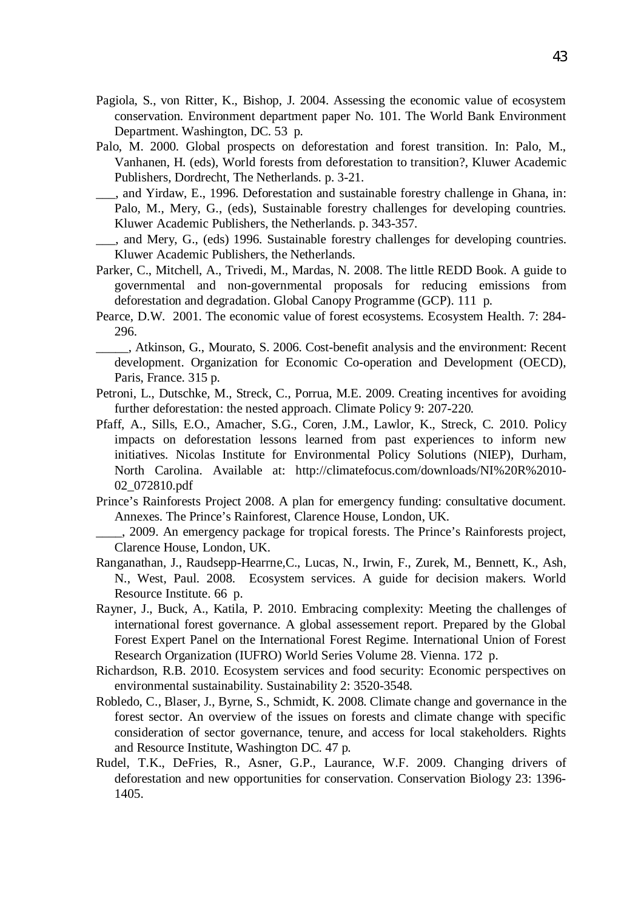Pagiola, S., von Ritter, K., Bishop, J. 2004. Assessing the economic value of ecosystem conservation. Environment department paper No. 101. The World Bank Environment Department. Washington, DC. 53 p.

Palo, M. 2000. Global prospects on deforestation and forest transition. In: Palo, M., Vanhanen, H. (eds), World forests from deforestation to transition?, Kluwer Academic Publishers, Dordrecht, The Netherlands. p. 3-21.

___, and Yirdaw, E., 1996. Deforestation and sustainable forestry challenge in Ghana, in: Palo, M., Mery, G., (eds), Sustainable forestry challenges for developing countries. Kluwer Academic Publishers, the Netherlands. p. 343-357.

___, and Mery, G., (eds) 1996. Sustainable forestry challenges for developing countries. Kluwer Academic Publishers, the Netherlands.

Parker, C., Mitchell, A., Trivedi, M., Mardas, N. 2008. The little REDD Book. A guide to governmental and non-governmental proposals for reducing emissions from deforestation and degradation. Global Canopy Programme (GCP). 111 p.

Pearce, D.W. 2001. The economic value of forest ecosystems. Ecosystem Health. 7: 284-296.

_____, Atkinson, G., Mourato, S. 2006. Cost-benefit analysis and the environment: Recent development. Organization for Economic Co-operation and Development (OECD), Paris, France. 315 p.

Petroni, L., Dutschke, M., Streck, C., Porrua, M.E. 2009. Creating incentives for avoiding further deforestation: the nested approach. Climate Policy 9: 207-220.

Pfaff, A., Sills, E.O., Amacher, S.G., Coren, J.M., Lawlor, K., Streck, C. 2010. Policy impacts on deforestation lessons learned from past experiences to inform new initiatives. Nicolas Institute for Environmental Policy Solutions (NIEP), Durham, North Carolina. Available at: http://climatefocus.com/downloads/NI%20R%2010-02_072810.pdf

Prince's Rainforests Project 2008. A plan for emergency funding: consultative document. Annexes. The Prince's Rainforest, Clarence House, London, UK.

____, 2009. An emergency package for tropical forests. The Prince's Rainforests project, Clarence House, London, UK.

Ranganathan, J., Raudsepp-Hearrne,C., Lucas, N., Irwin, F., Zurek, M., Bennett, K., Ash, N., West, Paul. 2008. Ecosystem services. A guide for decision makers. World Resource Institute. 66 p.

Rayner, J., Buck, A., Katila, P. 2010. Embracing complexity: Meeting the challenges of international forest governance. A global assessement report. Prepared by the Global Forest Expert Panel on the International Forest Regime. International Union of Forest Research Organization (IUFRO) World Series Volume 28. Vienna. 172 p.

Richardson, R.B. 2010. Ecosystem services and food security: Economic perspectives on environmental sustainability. Sustainability 2: 3520-3548.

Robledo, C., Blaser, J., Byrne, S., Schmidt, K. 2008. Climate change and governance in the forest sector. An overview of the issues on forests and climate change with specific consideration of sector governance, tenure, and access for local stakeholders. Rights and Resource Institute, Washington DC. 47 p.

Rudel, T.K., DeFries, R., Asner, G.P., Laurance, W.F. 2009. Changing drivers of deforestation and new opportunities for conservation. Conservation Biology 23: 1396-1405.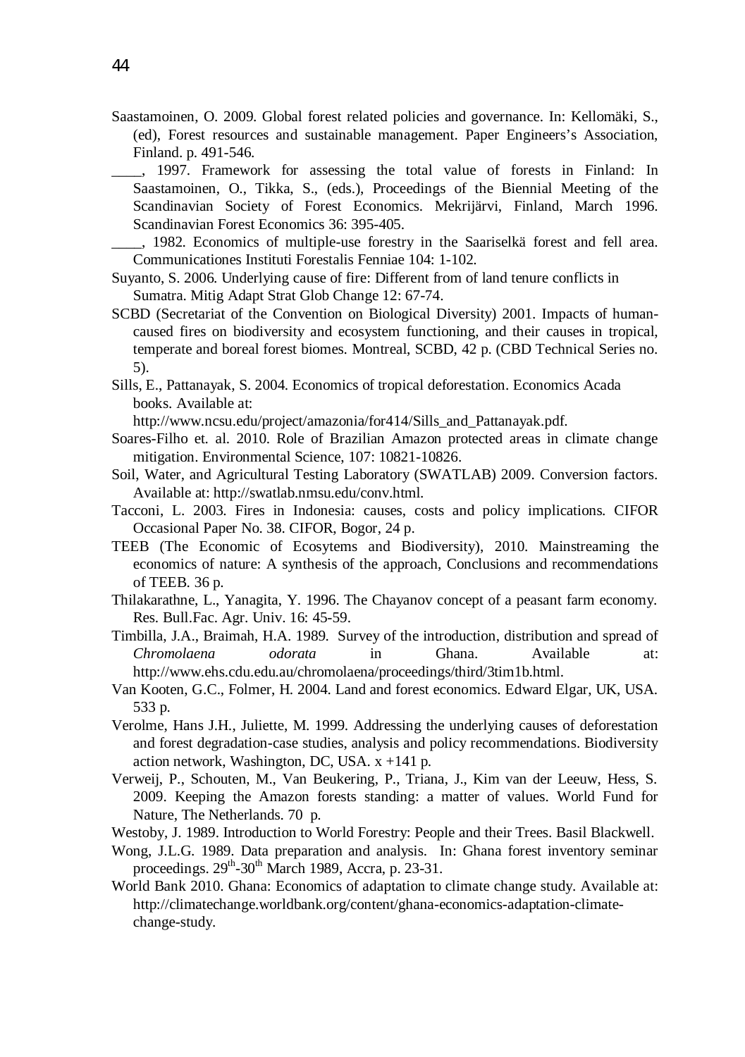Saastamoinen, O. 2009. Global forest related policies and governance. In: Kellomäki, S., (ed), Forest resources and sustainable management. Paper Engineers's Association, Finland. p. 491-546.

____, 1997. Framework for assessing the total value of forests in Finland: In Saastamoinen, O., Tikka, S., (eds.), Proceedings of the Biennial Meeting of the Scandinavian Society of Forest Economics. Mekrijärvi, Finland, March 1996. Scandinavian Forest Economics 36: 395-405.

____, 1982. Economics of multiple-use forestry in the Saariselkä forest and fell area. Communicationes Instituti Forestalis Fenniae 104: 1-102.

Suyanto, S. 2006. Underlying cause of fire: Different from of land tenure conflicts in Sumatra. Mitig Adapt Strat Glob Change 12: 67-74.

SCBD (Secretariat of the Convention on Biological Diversity) 2001. Impacts of human-caused fires on biodiversity and ecosystem functioning, and their causes in tropical, temperate and boreal forest biomes. Montreal, SCBD, 42 p. (CBD Technical Series no. 5).

Sills, E., Pattanayak, S. 2004. Economics of tropical deforestation. Economics Acada books. Available at: http://www.ncsu.edu/project/amazonia/for414/Sills_and_Pattanayak.pdf.

Soares-Filho et. al. 2010. Role of Brazilian Amazon protected areas in climate change mitigation. Environmental Science, 107: 10821-10826.

Soil, Water, and Agricultural Testing Laboratory (SWATLAB) 2009. Conversion factors. Available at: http://swatlab.nmsu.edu/conv.html.

Tacconi, L. 2003. Fires in Indonesia: causes, costs and policy implications. CIFOR Occasional Paper No. 38. CIFOR, Bogor, 24 p.

TEEB (The Economic of Ecosytems and Biodiversity), 2010. Mainstreaming the economics of nature: A synthesis of the approach, Conclusions and recommendations of TEEB. 36 p.

Thilakarathne, L., Yanagita, Y. 1996. The Chayanov concept of a peasant farm economy. Res. Bull.Fac. Agr. Univ. 16: 45-59.

Timbilla, J.A., Braimah, H.A. 1989. Survey of the introduction, distribution and spread of *Chromolaena odorata* in Ghana. Available at: http://www.ehs.cdu.edu.au/chromolaena/proceedings/third/3tim1b.html.

Van Kooten, G.C., Folmer, H. 2004. Land and forest economics. Edward Elgar, UK, USA. 533 p.

Verolme, Hans J.H., Juliette, M. 1999. Addressing the underlying causes of deforestation and forest degradation-case studies, analysis and policy recommendations. Biodiversity action network, Washington, DC, USA. x +141 p.

Verweij, P., Schouten, M., Van Beukering, P., Triana, J., Kim van der Leeuw, Hess, S. 2009. Keeping the Amazon forests standing: a matter of values. World Fund for Nature, The Netherlands. 70 p.

Westoby, J. 1989. Introduction to World Forestry: People and their Trees. Basil Blackwell.

Wong, J.L.G. 1989. Data preparation and analysis. In: Ghana forest inventory seminar proceedings. 29th-30th March 1989, Accra, p. 23-31.

World Bank 2010. Ghana: Economics of adaptation to climate change study. Available at: http://climatechange.worldbank.org/content/ghana-economics-adaptation-climate-change-study.